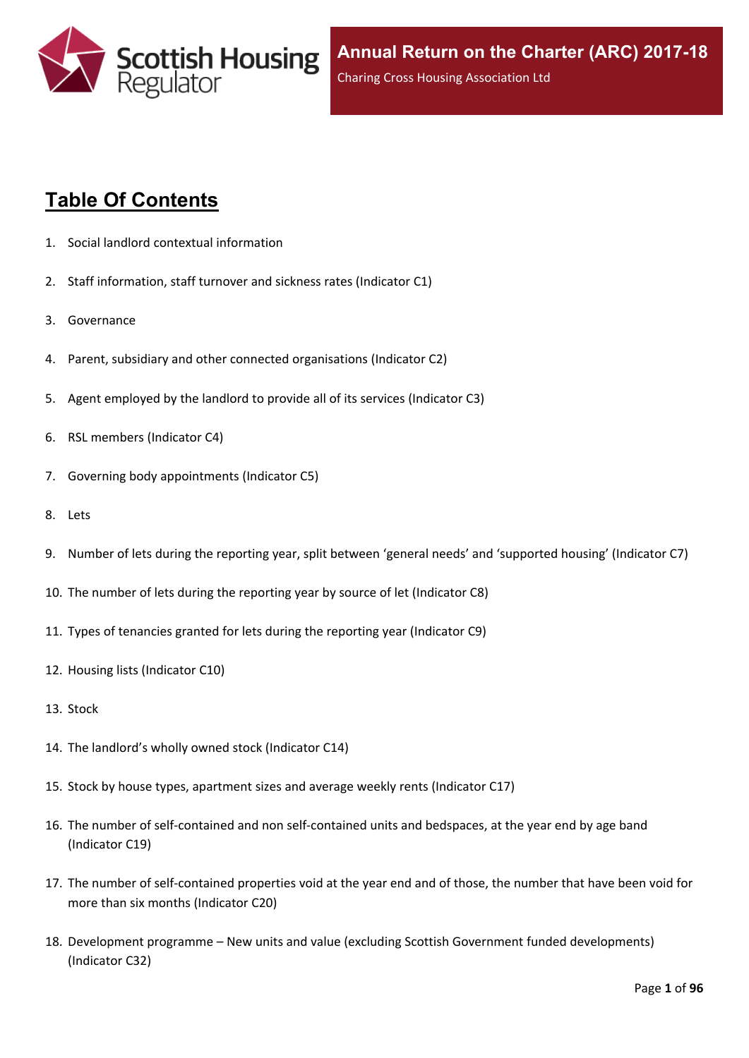Scottish Housing Regulator

# Annual Return on the Charter (ARC) 2017-18

Charing Cross Housing Association Ltd

## Table Of Contents

1. Social landlord contextual information
2. Staff information, staff turnover and sickness rates (Indicator C1)
3. Governance
4. Parent, subsidiary and other connected organisations (Indicator C2)
5. Agent employed by the landlord to provide all of its services (Indicator C3)
6. RSL members (Indicator C4)
7. Governing body appointments (Indicator C5)
8. Lets
9. Number of lets during the reporting year, split between 'general needs' and 'supported housing' (Indicator C7)
10. The number of lets during the reporting year by source of let (Indicator C8)
11. Types of tenancies granted for lets during the reporting year (Indicator C9)
12. Housing lists (Indicator C10)
13. Stock
14. The landlord's wholly owned stock (Indicator C14)
15. Stock by house types, apartment sizes and average weekly rents (Indicator C17)
16. The number of self-contained and non self-contained units and bedspaces, at the year end by age band (Indicator C19)
17. The number of self-contained properties void at the year end and of those, the number that have been void for more than six months (Indicator C20)
18. Development programme – New units and value (excluding Scottish Government funded developments) (Indicator C32)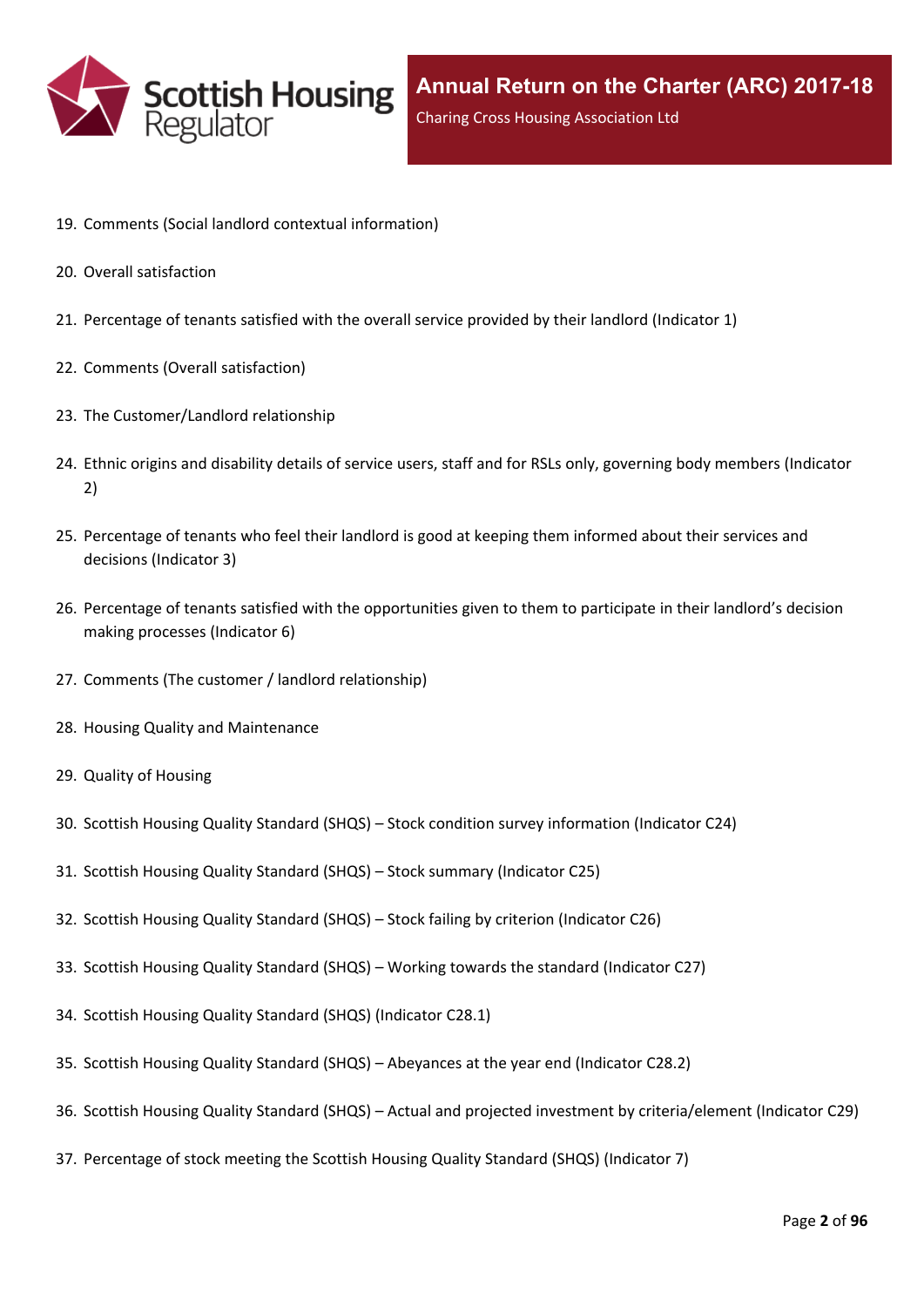19. Comments (Social landlord contextual information)
20. Overall satisfaction
21. Percentage of tenants satisfied with the overall service provided by their landlord (Indicator 1)
22. Comments (Overall satisfaction)
23. The Customer/Landlord relationship
24. Ethnic origins and disability details of service users, staff and for RSLs only, governing body members (Indicator 2)
25. Percentage of tenants who feel their landlord is good at keeping them informed about their services and decisions (Indicator 3)
26. Percentage of tenants satisfied with the opportunities given to them to participate in their landlord's decision making processes (Indicator 6)
27. Comments (The customer / landlord relationship)
28. Housing Quality and Maintenance
29. Quality of Housing
30. Scottish Housing Quality Standard (SHQS) – Stock condition survey information (Indicator C24)
31. Scottish Housing Quality Standard (SHQS) – Stock summary (Indicator C25)
32. Scottish Housing Quality Standard (SHQS) – Stock failing by criterion (Indicator C26)
33. Scottish Housing Quality Standard (SHQS) – Working towards the standard (Indicator C27)
34. Scottish Housing Quality Standard (SHQS) (Indicator C28.1)
35. Scottish Housing Quality Standard (SHQS) – Abeyances at the year end (Indicator C28.2)
36. Scottish Housing Quality Standard (SHQS) – Actual and projected investment by criteria/element (Indicator C29)
37. Percentage of stock meeting the Scottish Housing Quality Standard (SHQS) (Indicator 7)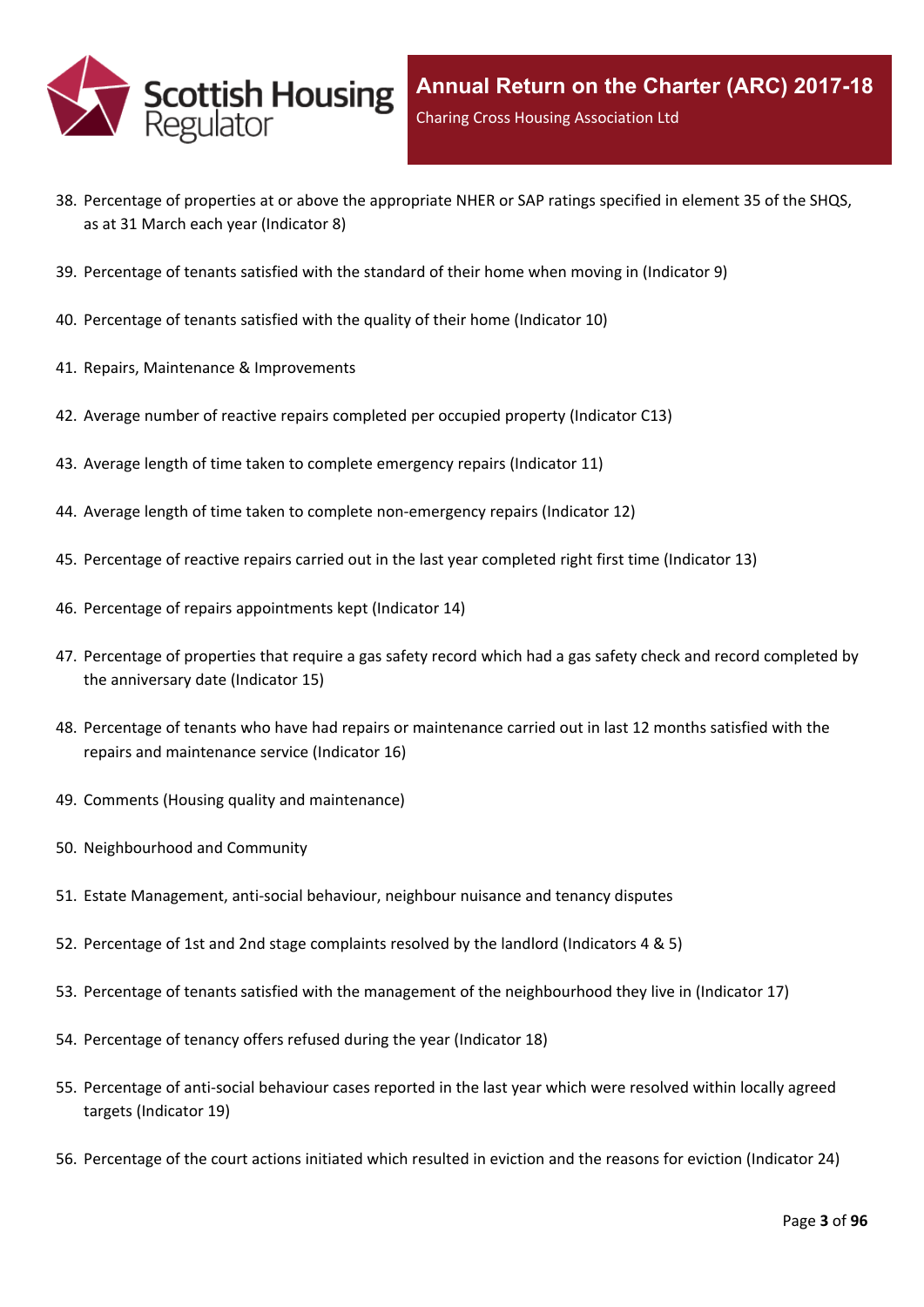38. Percentage of properties at or above the appropriate NHER or SAP ratings specified in element 35 of the SHQS, as at 31 March each year (Indicator 8)
39. Percentage of tenants satisfied with the standard of their home when moving in (Indicator 9)
40. Percentage of tenants satisfied with the quality of their home (Indicator 10)
41. Repairs, Maintenance & Improvements
42. Average number of reactive repairs completed per occupied property (Indicator C13)
43. Average length of time taken to complete emergency repairs (Indicator 11)
44. Average length of time taken to complete non-emergency repairs (Indicator 12)
45. Percentage of reactive repairs carried out in the last year completed right first time (Indicator 13)
46. Percentage of repairs appointments kept (Indicator 14)
47. Percentage of properties that require a gas safety record which had a gas safety check and record completed by the anniversary date (Indicator 15)
48. Percentage of tenants who have had repairs or maintenance carried out in last 12 months satisfied with the repairs and maintenance service (Indicator 16)
49. Comments (Housing quality and maintenance)
50. Neighbourhood and Community
51. Estate Management, anti-social behaviour, neighbour nuisance and tenancy disputes
52. Percentage of 1st and 2nd stage complaints resolved by the landlord (Indicators 4 & 5)
53. Percentage of tenants satisfied with the management of the neighbourhood they live in (Indicator 17)
54. Percentage of tenancy offers refused during the year (Indicator 18)
55. Percentage of anti-social behaviour cases reported in the last year which were resolved within locally agreed targets (Indicator 19)
56. Percentage of the court actions initiated which resulted in eviction and the reasons for eviction (Indicator 24)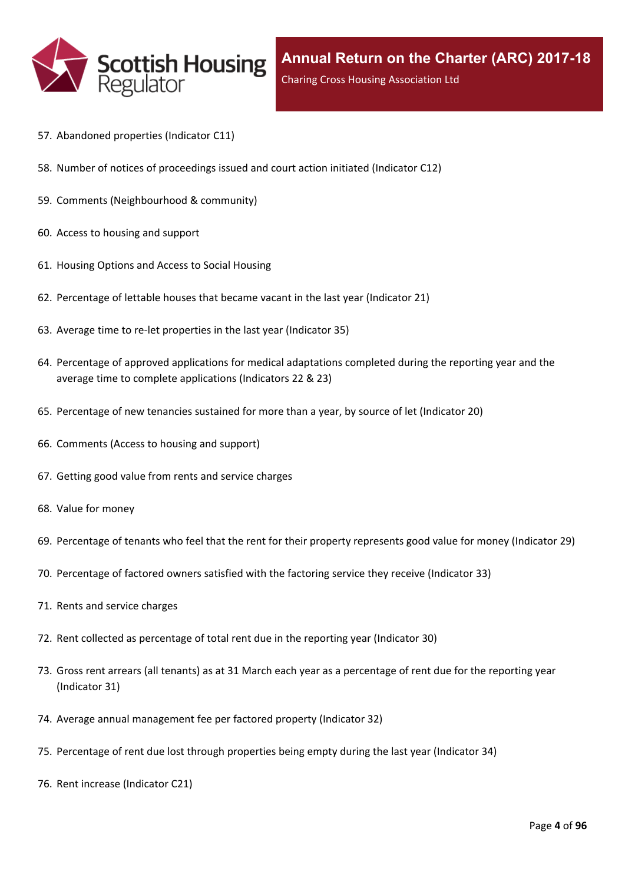57. Abandoned properties (Indicator C11)
58. Number of notices of proceedings issued and court action initiated (Indicator C12)
59. Comments (Neighbourhood & community)
60. Access to housing and support
61. Housing Options and Access to Social Housing
62. Percentage of lettable houses that became vacant in the last year (Indicator 21)
63. Average time to re-let properties in the last year (Indicator 35)
64. Percentage of approved applications for medical adaptations completed during the reporting year and the average time to complete applications (Indicators 22 & 23)
65. Percentage of new tenancies sustained for more than a year, by source of let (Indicator 20)
66. Comments (Access to housing and support)
67. Getting good value from rents and service charges
68. Value for money
69. Percentage of tenants who feel that the rent for their property represents good value for money (Indicator 29)
70. Percentage of factored owners satisfied with the factoring service they receive (Indicator 33)
71. Rents and service charges
72. Rent collected as percentage of total rent due in the reporting year (Indicator 30)
73. Gross rent arrears (all tenants) as at 31 March each year as a percentage of rent due for the reporting year (Indicator 31)
74. Average annual management fee per factored property (Indicator 32)
75. Percentage of rent due lost through properties being empty during the last year (Indicator 34)
76. Rent increase (Indicator C21)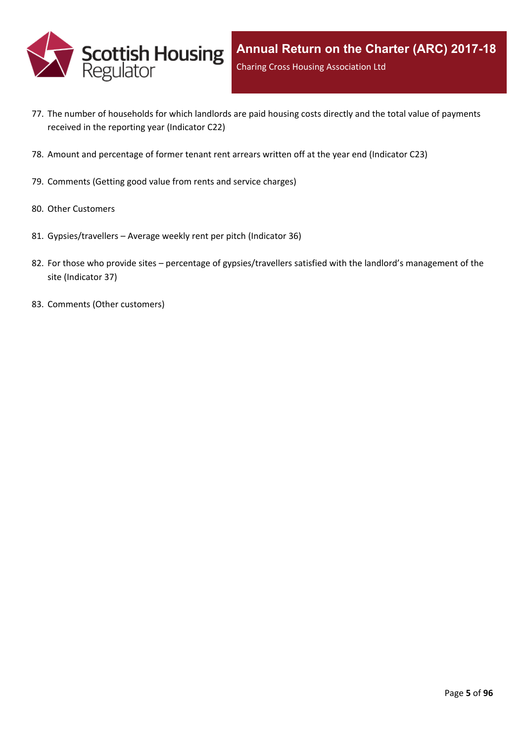77. The number of households for which landlords are paid housing costs directly and the total value of payments received in the reporting year (Indicator C22)
78. Amount and percentage of former tenant rent arrears written off at the year end (Indicator C23)
79. Comments (Getting good value from rents and service charges)
80. Other Customers
81. Gypsies/travellers – Average weekly rent per pitch (Indicator 36)
82. For those who provide sites – percentage of gypsies/travellers satisfied with the landlord's management of the site (Indicator 37)
83. Comments (Other customers)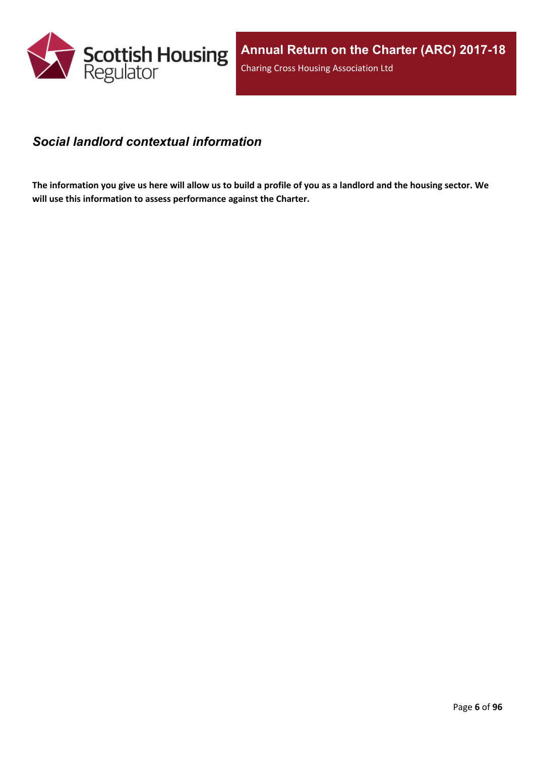## *Social landlord contextual information*

**The information you give us here will allow us to build a profile of you as a landlord and the housing sector. We will use this information to assess performance against the Charter.**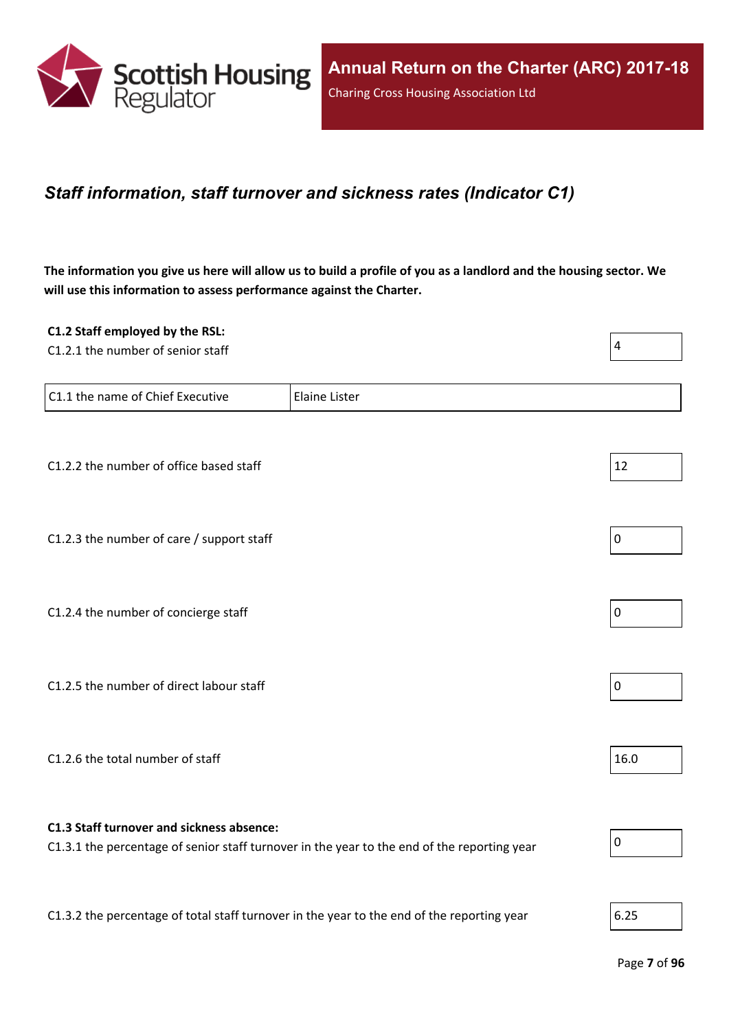## *Staff information, staff turnover and sickness rates (Indicator C1)*

**The information you give us here will allow us to build a profile of you as a landlord and the housing sector. We will use this information to assess performance against the Charter.**

**C1.2 Staff employed by the RSL:**

| | |
|---|---|
| C1.2.1 the number of senior staff | 4 |

| | |
|---|---|
| C1.1 the name of Chief Executive | Elaine Lister |

| | |
|---|---|
| C1.2.2 the number of office based staff | 12 |
| C1.2.3 the number of care / support staff | 0 |
| C1.2.4 the number of concierge staff | 0 |
| C1.2.5 the number of direct labour staff | 0 |
| C1.2.6 the total number of staff | 16.0 |

**C1.3 Staff turnover and sickness absence:**

| | |
|---|---|
| C1.3.1 the percentage of senior staff turnover in the year to the end of the reporting year | 0 |
| C1.3.2 the percentage of total staff turnover in the year to the end of the reporting year | 6.25 |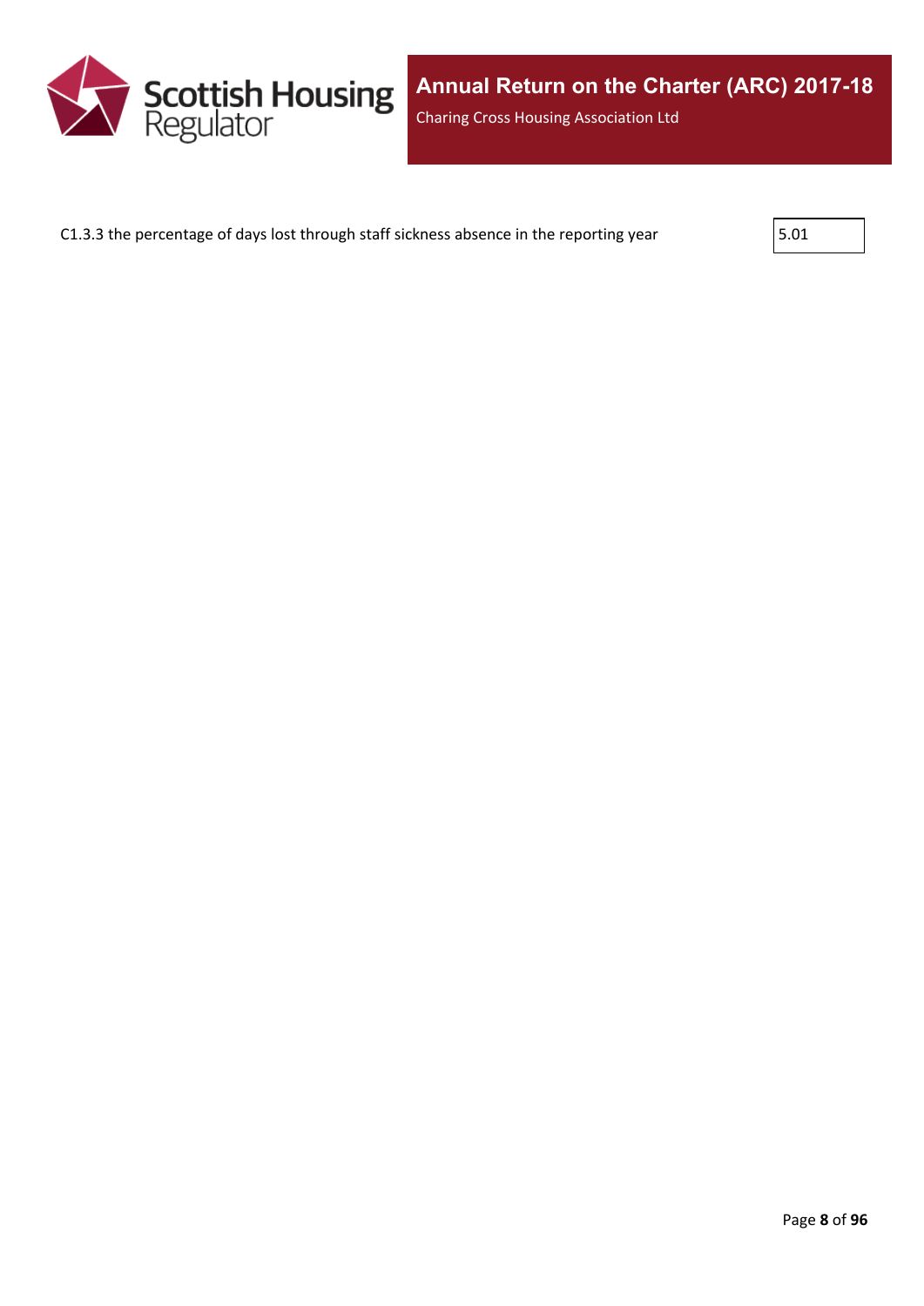| C1.3.3 the percentage of days lost through staff sickness absence in the reporting year | 5.01 |
|---|---|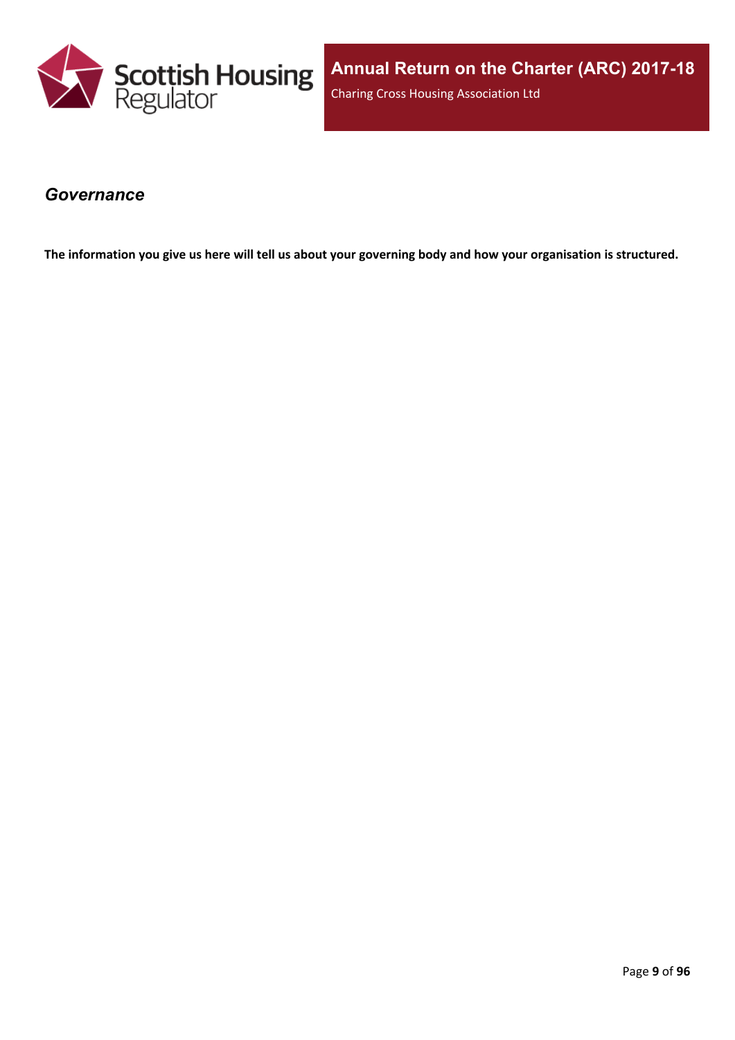## *Governance*

**The information you give us here will tell us about your governing body and how your organisation is structured.**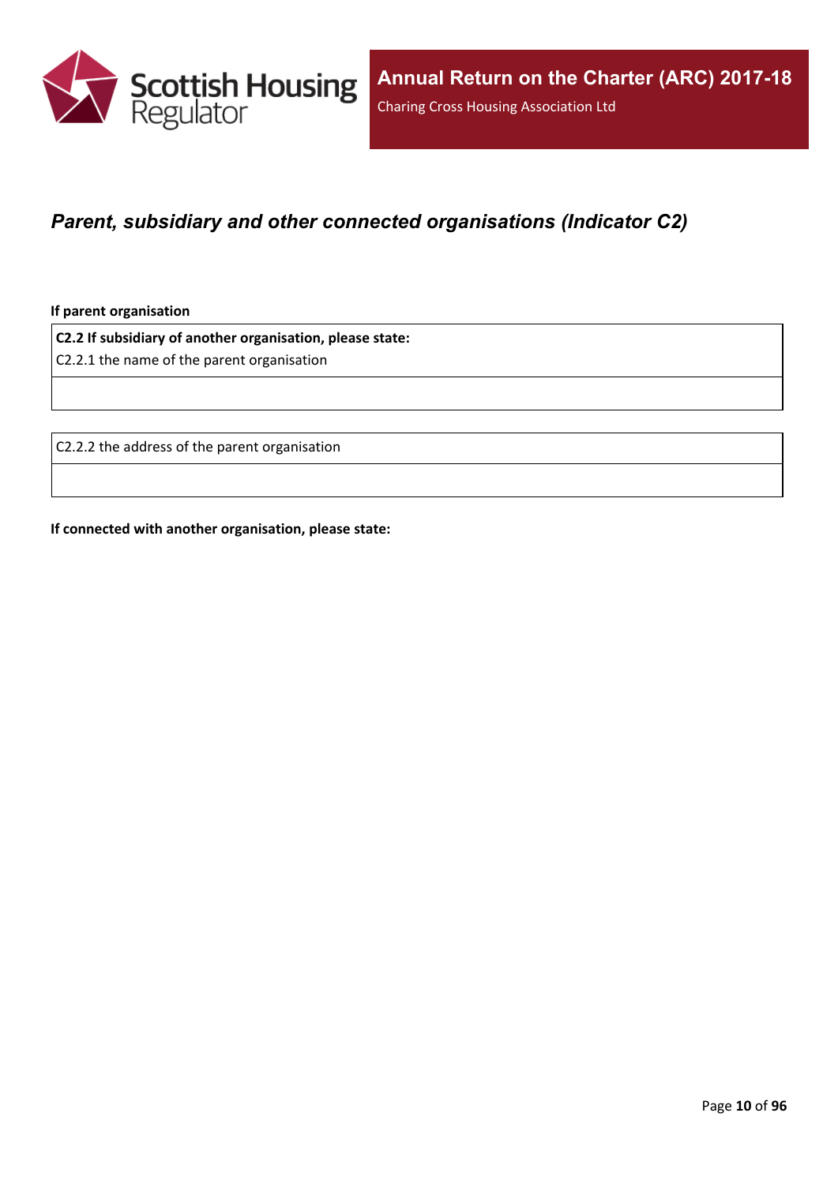## *Parent, subsidiary and other connected organisations (Indicator C2)*

**If parent organisation**

| **C2.2 If subsidiary of another organisation, please state:**<br>C2.2.1 the name of the parent organisation |
| --- |
| |

| C2.2.2 the address of the parent organisation |
| --- |
| |

**If connected with another organisation, please state:**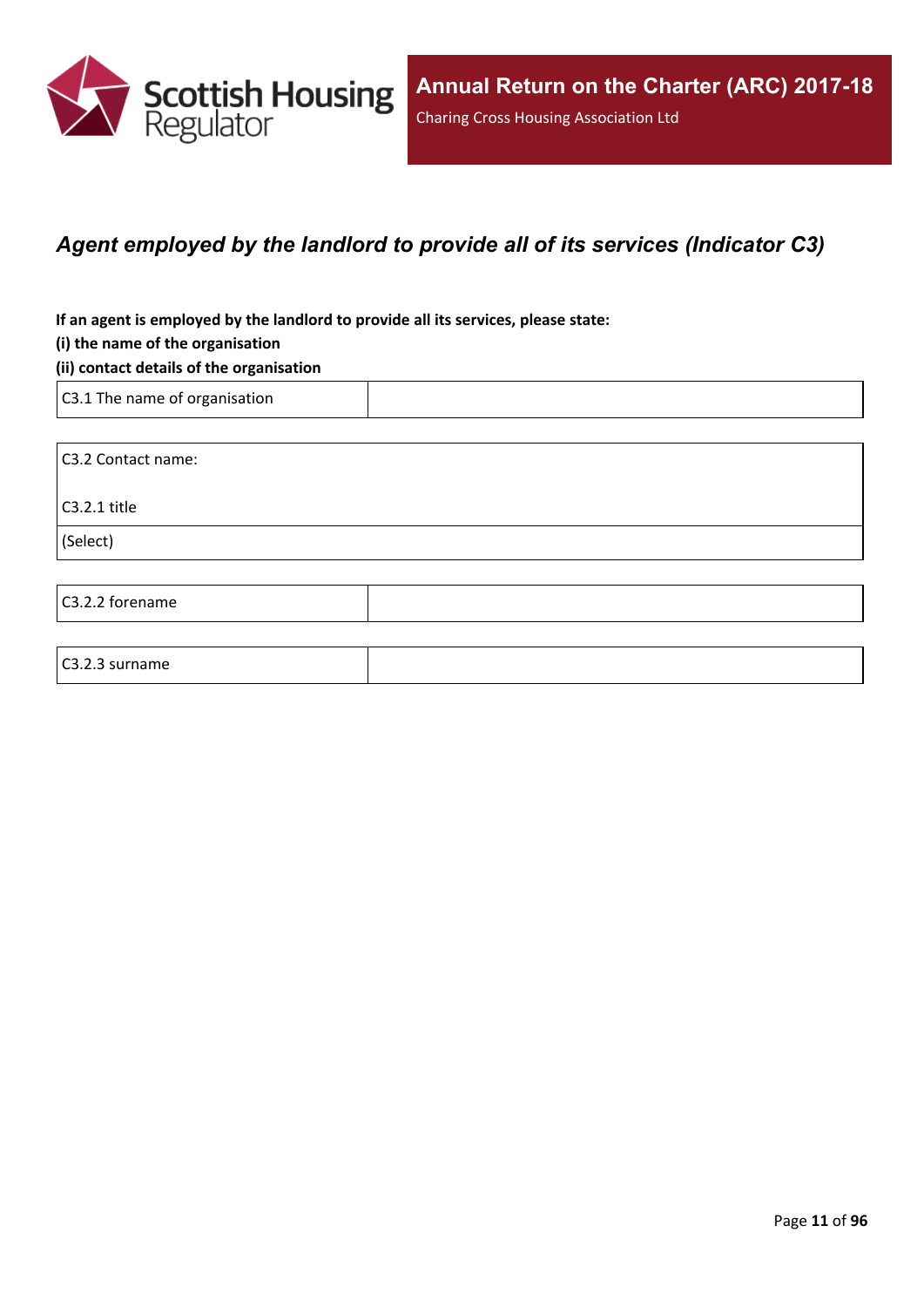## *Agent employed by the landlord to provide all of its services (Indicator C3)*

**If an agent is employed by the landlord to provide all its services, please state:**
**(i) the name of the organisation**
**(ii) contact details of the organisation**

| C3.1 The name of organisation | |
|---|---|

| C3.2 Contact name:<br><br>C3.2.1 title |
|---|
| (Select) |

| C3.2.2 forename | |
|---|---|

| C3.2.3 surname | |
|---|---|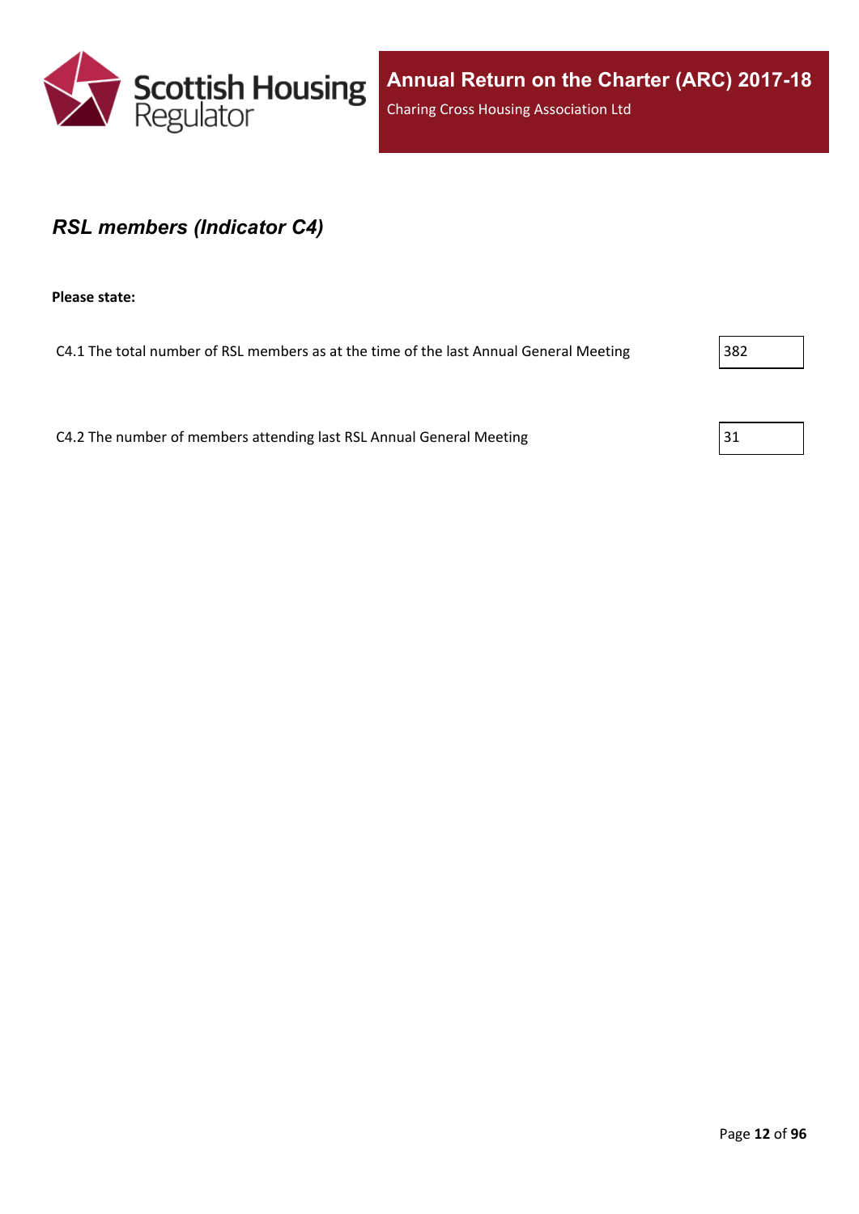## *RSL members (Indicator C4)*

**Please state:**

| | |
|---|---|
| C4.1 The total number of RSL members as at the time of the last Annual General Meeting | 382 |
| C4.2 The number of members attending last RSL Annual General Meeting | 31 |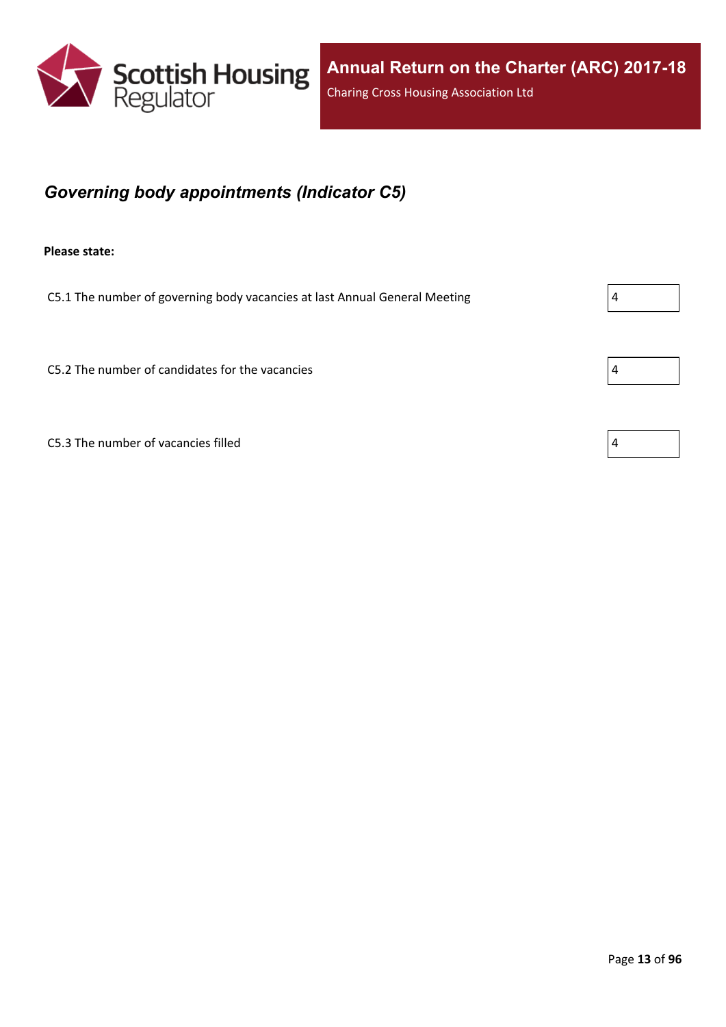## *Governing body appointments (Indicator C5)*

**Please state:**

| | |
|---|---|
| C5.1 The number of governing body vacancies at last Annual General Meeting | 4 |
| C5.2 The number of candidates for the vacancies | 4 |
| C5.3 The number of vacancies filled | 4 |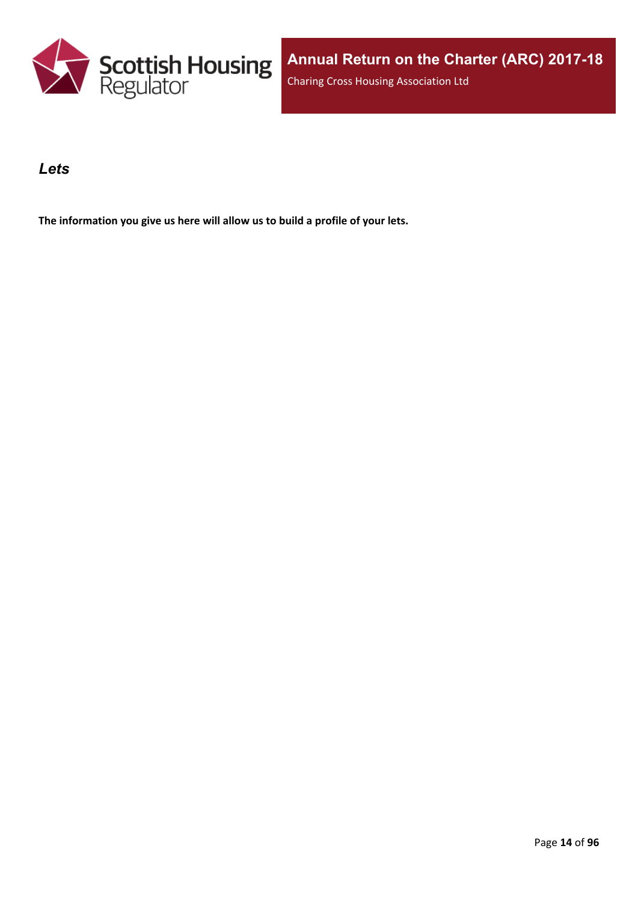## *Lets*

**The information you give us here will allow us to build a profile of your lets.**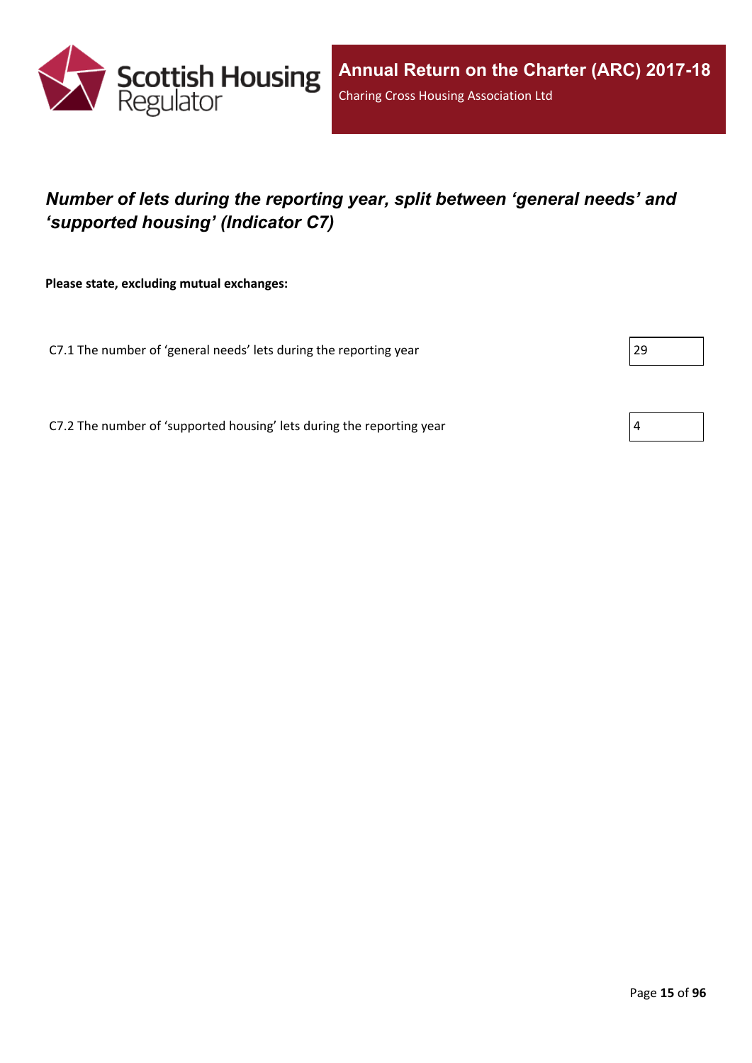## *Number of lets during the reporting year, split between ‘general needs’ and ‘supported housing’ (Indicator C7)*

**Please state, excluding mutual exchanges:**

| | |
|---|---|
| C7.1 The number of ‘general needs’ lets during the reporting year | 29 |
| C7.2 The number of ‘supported housing’ lets during the reporting year | 4 |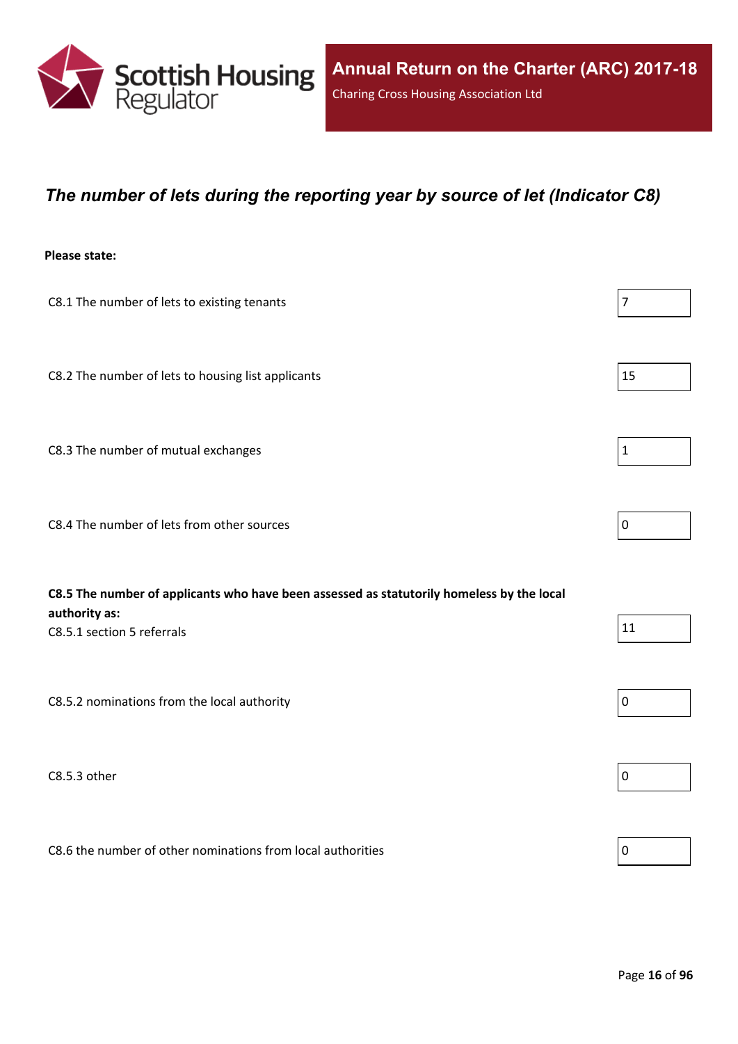## *The number of lets during the reporting year by source of let (Indicator C8)*

**Please state:**

| | |
|---|---|
| C8.1 The number of lets to existing tenants | 7 |
| C8.2 The number of lets to housing list applicants | 15 |
| C8.3 The number of mutual exchanges | 1 |
| C8.4 The number of lets from other sources | 0 |
| **C8.5 The number of applicants who have been assessed as statutorily homeless by the local authority as:** C8.5.1 section 5 referrals | 11 |
| C8.5.2 nominations from the local authority | 0 |
| C8.5.3 other | 0 |
| C8.6 the number of other nominations from local authorities | 0 |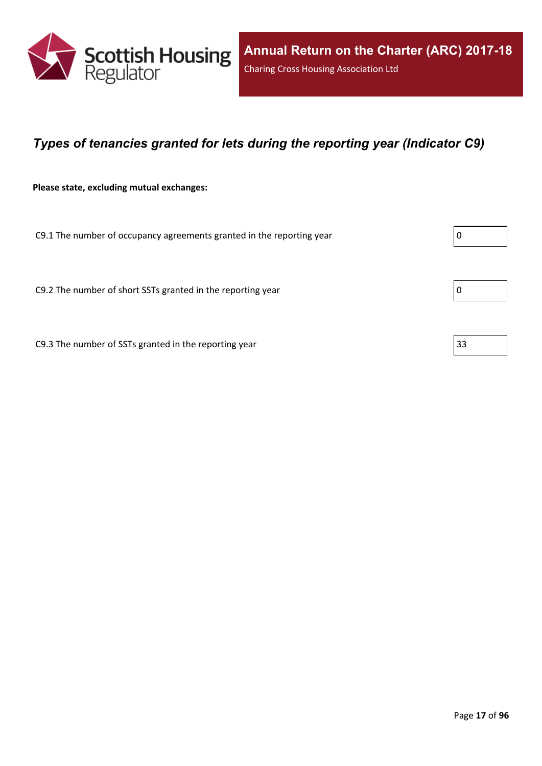## *Types of tenancies granted for lets during the reporting year (Indicator C9)*

**Please state, excluding mutual exchanges:**

| | |
|---|---|
| C9.1 The number of occupancy agreements granted in the reporting year | 0 |
| C9.2 The number of short SSTs granted in the reporting year | 0 |
| C9.3 The number of SSTs granted in the reporting year | 33 |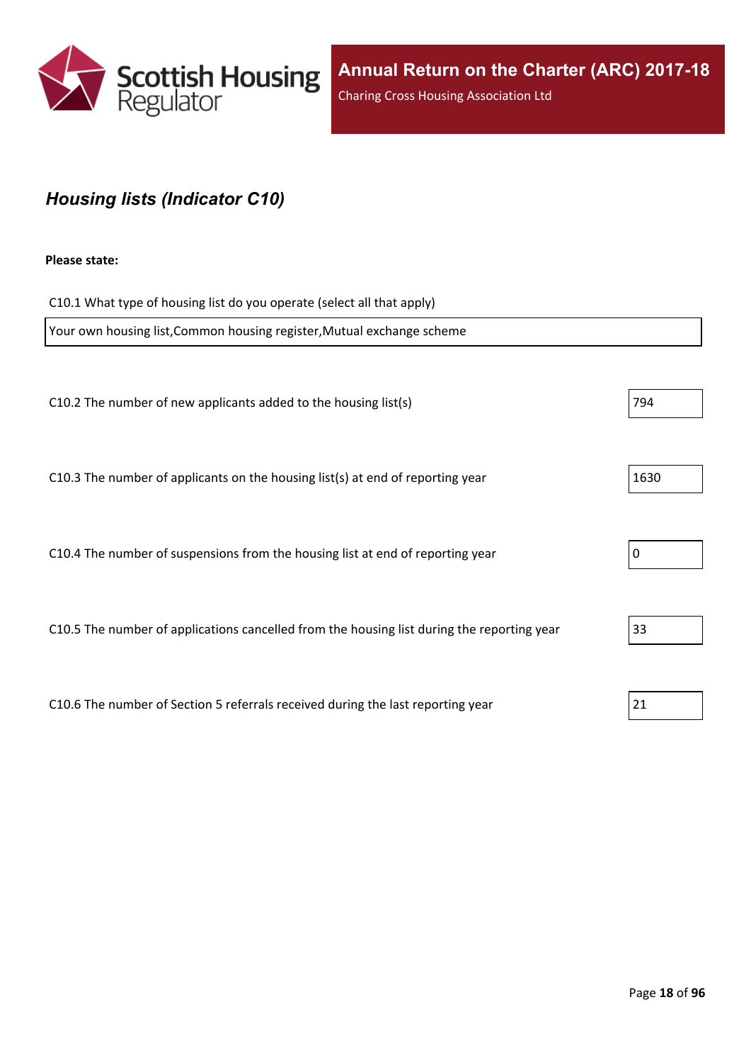## *Housing lists (Indicator C10)*

**Please state:**

C10.1 What type of housing list do you operate (select all that apply)

Your own housing list,Common housing register,Mutual exchange scheme

| | |
|---|---|
| C10.2 The number of new applicants added to the housing list(s) | 794 |
| C10.3 The number of applicants on the housing list(s) at end of reporting year | 1630 |
| C10.4 The number of suspensions from the housing list at end of reporting year | 0 |
| C10.5 The number of applications cancelled from the housing list during the reporting year | 33 |
| C10.6 The number of Section 5 referrals received during the last reporting year | 21 |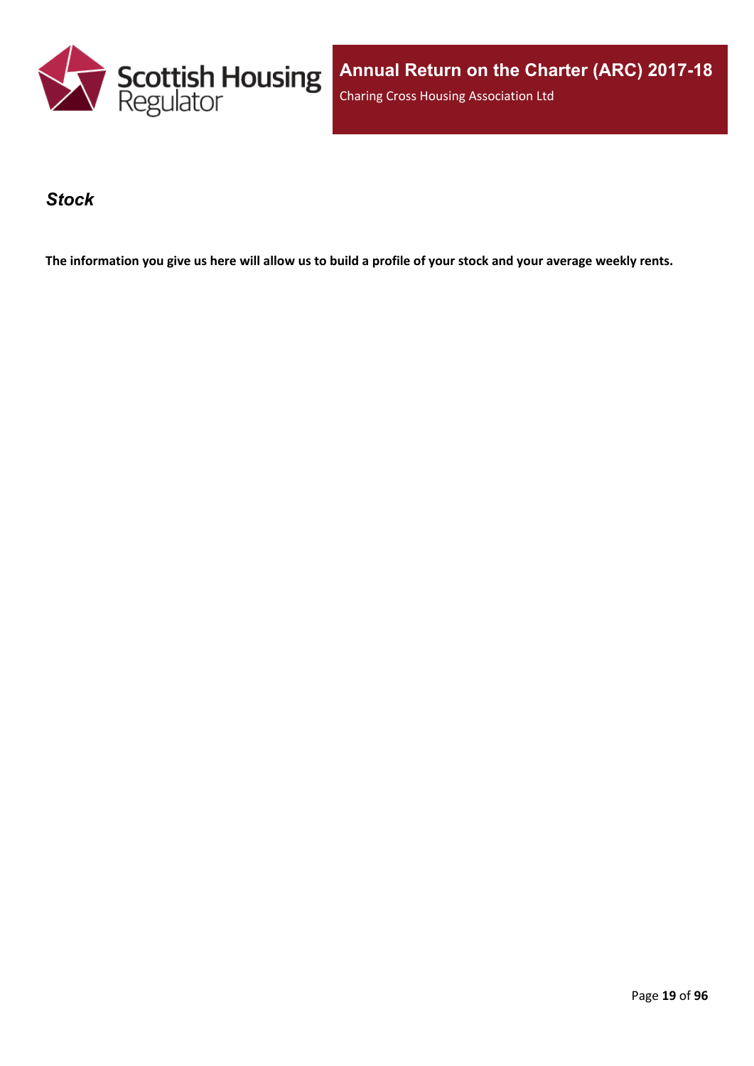## *Stock*

**The information you give us here will allow us to build a profile of your stock and your average weekly rents.**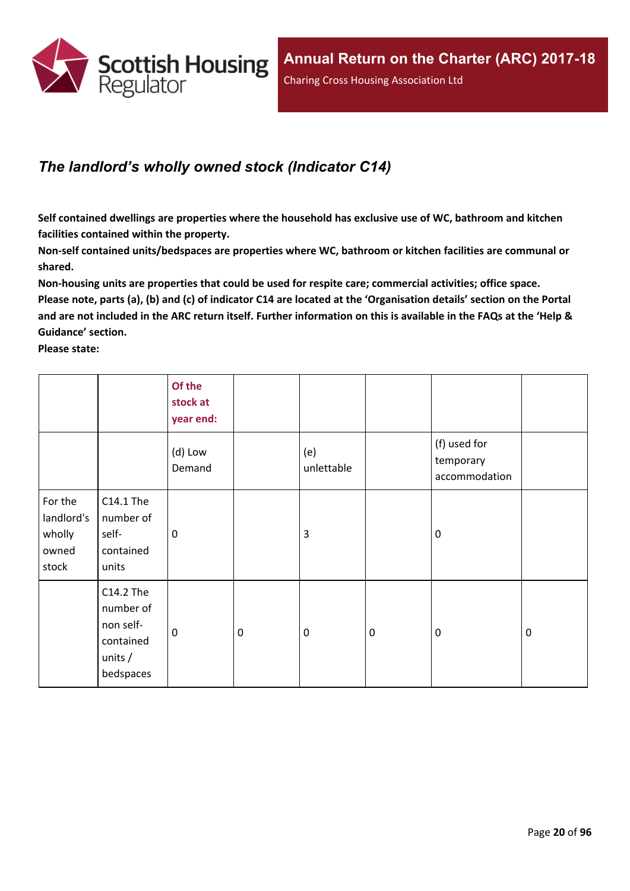## *The landlord’s wholly owned stock (Indicator C14)*

**Self contained dwellings are properties where the household has exclusive use of WC, bathroom and kitchen facilities contained within the property.**

**Non-self contained units/bedspaces are properties where WC, bathroom or kitchen facilities are communal or shared.**

**Non-housing units are properties that could be used for respite care; commercial activities; office space.**

**Please note, parts (a), (b) and (c) of indicator C14 are located at the ‘Organisation details’ section on the Portal and are not included in the ARC return itself. Further information on this is available in the FAQs at the ‘Help & Guidance’ section.**

**Please state:**

| | | Of the stock at year end: | | | | | |
|---|---|---|---|---|---|---|---|
| | | (d) Low Demand | | (e) unlettable | | (f) used for temporary accommodation | |
| For the landlord's wholly owned stock | C14.1 The number of self-contained units | 0 | | 3 | | 0 | |
| | C14.2 The number of non self-contained units / bedspaces | 0 | 0 | 0 | 0 | 0 | 0 |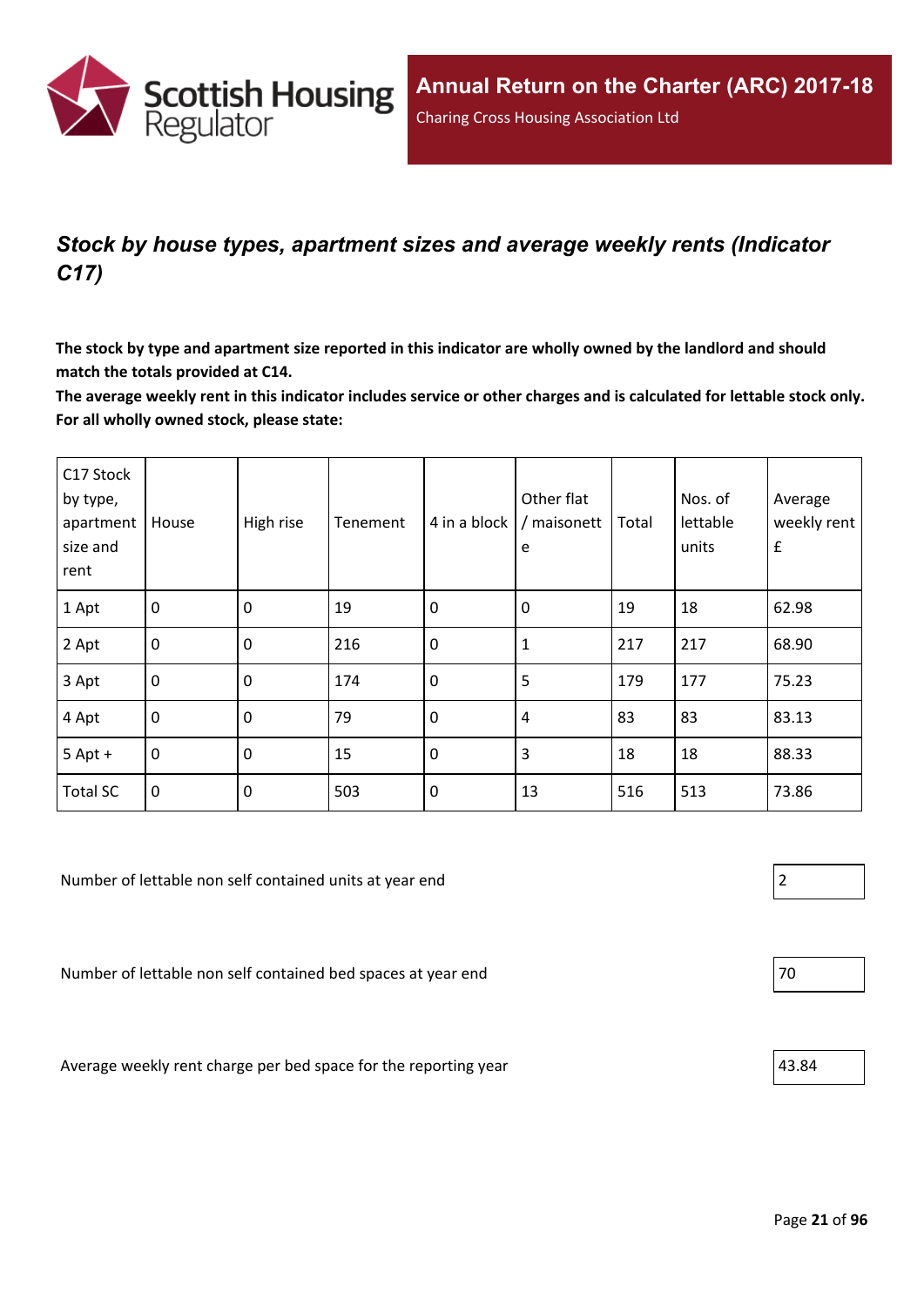## *Stock by house types, apartment sizes and average weekly rents (Indicator C17)*

**The stock by type and apartment size reported in this indicator are wholly owned by the landlord and should match the totals provided at C14.**

**The average weekly rent in this indicator includes service or other charges and is calculated for lettable stock only. For all wholly owned stock, please state:**

| C17 Stock by type, apartment size and rent | House | High rise | Tenement | 4 in a block | Other flat / maisonette | Total | Nos. of lettable units | Average weekly rent £ |
|---|---|---|---|---|---|---|---|---|
| 1 Apt | 0 | 0 | 19 | 0 | 0 | 19 | 18 | 62.98 |
| 2 Apt | 0 | 0 | 216 | 0 | 1 | 217 | 217 | 68.90 |
| 3 Apt | 0 | 0 | 174 | 0 | 5 | 179 | 177 | 75.23 |
| 4 Apt | 0 | 0 | 79 | 0 | 4 | 83 | 83 | 83.13 |
| 5 Apt + | 0 | 0 | 15 | 0 | 3 | 18 | 18 | 88.33 |
| Total SC | 0 | 0 | 503 | 0 | 13 | 516 | 513 | 73.86 |

Number of lettable non self contained units at year end: 2

Number of lettable non self contained bed spaces at year end: 70

Average weekly rent charge per bed space for the reporting year: 43.84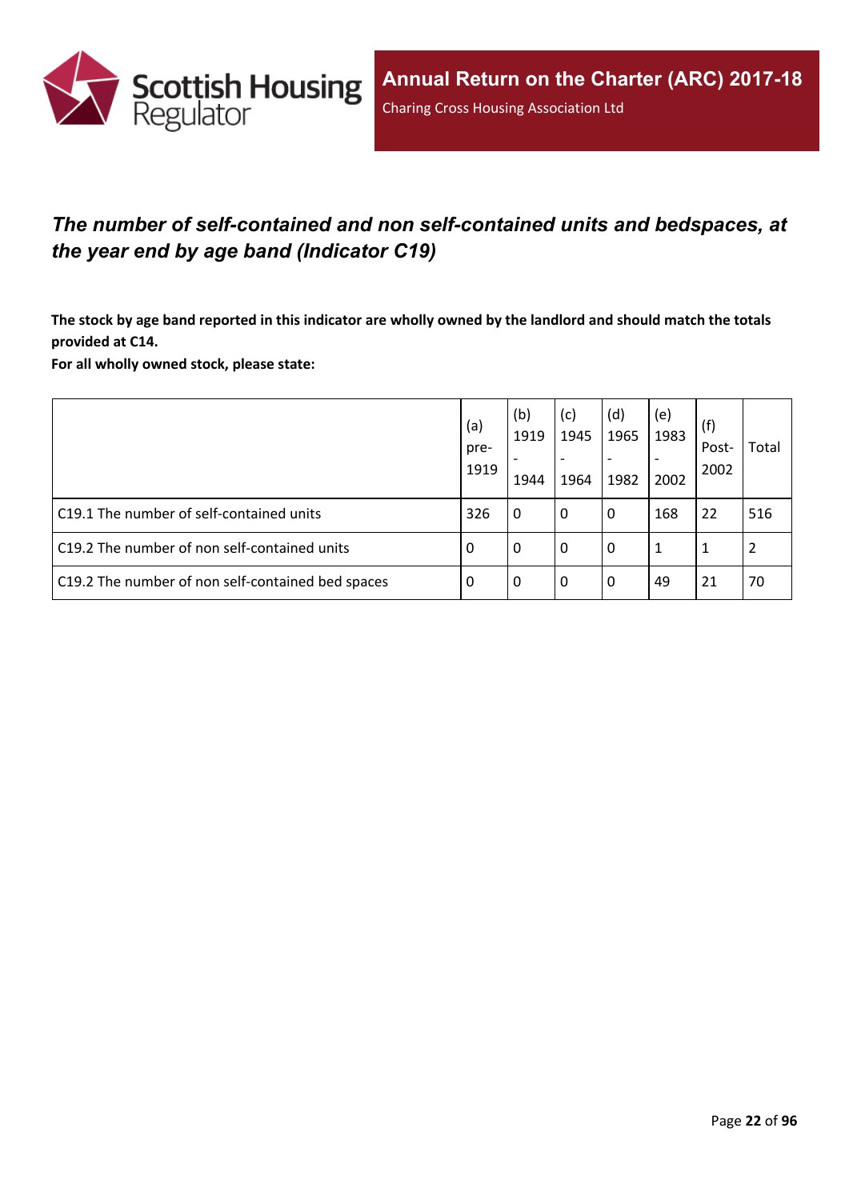## *The number of self-contained and non self-contained units and bedspaces, at the year end by age band (Indicator C19)*

**The stock by age band reported in this indicator are wholly owned by the landlord and should match the totals provided at C14.**

**For all wholly owned stock, please state:**

| | (a) pre-1919 | (b) 1919 - 1944 | (c) 1945 - 1964 | (d) 1965 - 1982 | (e) 1983 - 2002 | (f) Post-2002 | Total |
|---|---|---|---|---|---|---|---|
| C19.1 The number of self-contained units | 326 | 0 | 0 | 0 | 168 | 22 | 516 |
| C19.2 The number of non self-contained units | 0 | 0 | 0 | 0 | 1 | 1 | 2 |
| C19.2 The number of non self-contained bed spaces | 0 | 0 | 0 | 0 | 49 | 21 | 70 |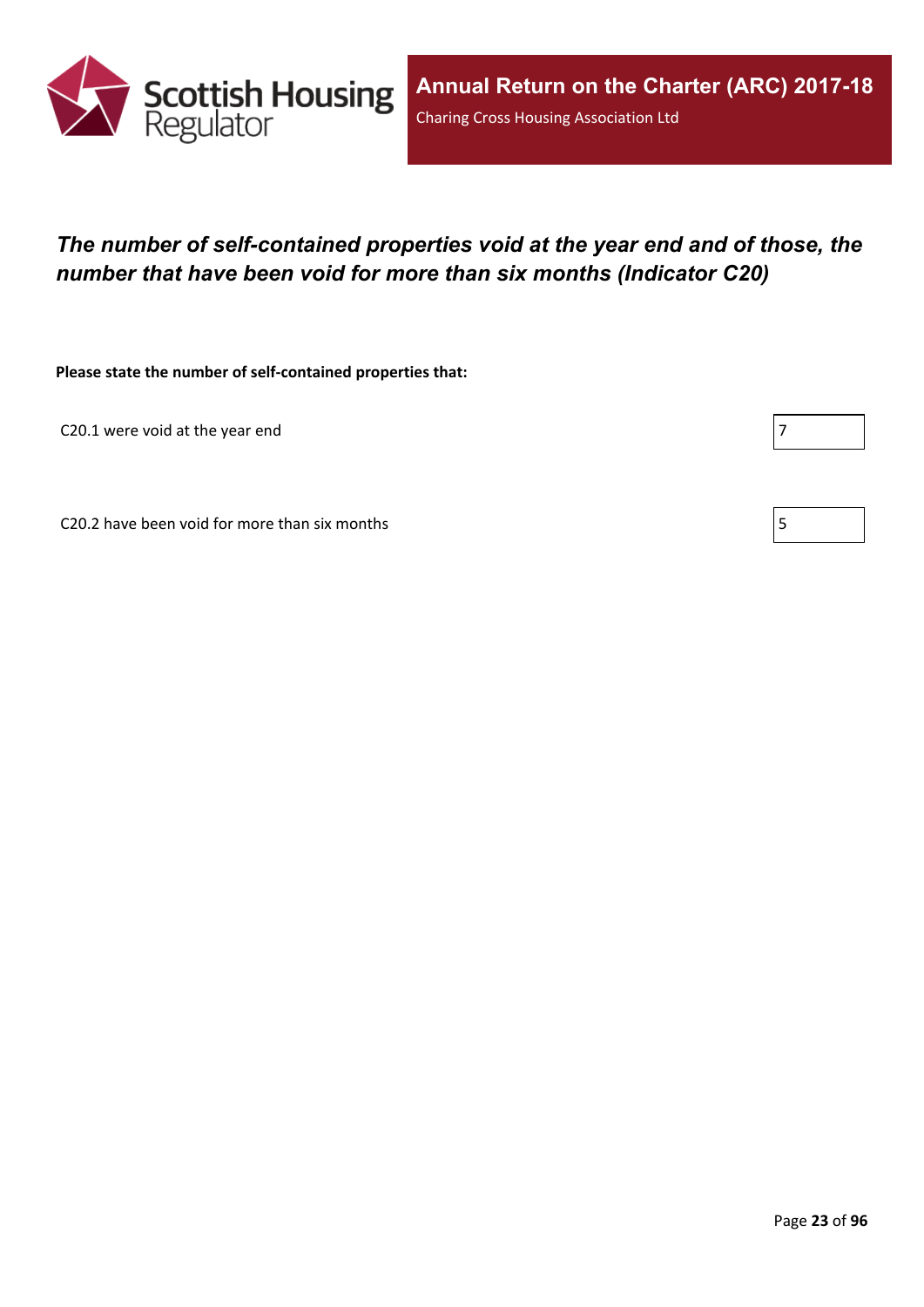## *The number of self-contained properties void at the year end and of those, the number that have been void for more than six months (Indicator C20)*

**Please state the number of self-contained properties that:**

| | |
|---|---|
| C20.1 were void at the year end | 7 |
| C20.2 have been void for more than six months | 5 |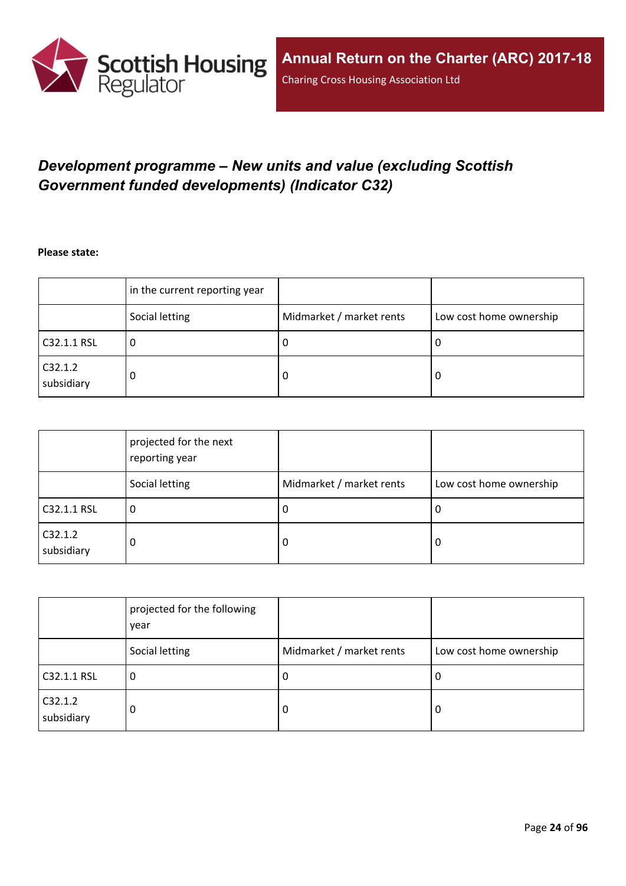## *Development programme – New units and value (excluding Scottish Government funded developments) (Indicator C32)*

**Please state:**

| | in the current reporting year | | |
|---|---|---|---|
| | Social letting | Midmarket / market rents | Low cost home ownership |
| C32.1.1 RSL | 0 | 0 | 0 |
| C32.1.2 subsidiary | 0 | 0 | 0 |

| | projected for the next reporting year | | |
|---|---|---|---|
| | Social letting | Midmarket / market rents | Low cost home ownership |
| C32.1.1 RSL | 0 | 0 | 0 |
| C32.1.2 subsidiary | 0 | 0 | 0 |

| | projected for the following year | | |
|---|---|---|---|
| | Social letting | Midmarket / market rents | Low cost home ownership |
| C32.1.1 RSL | 0 | 0 | 0 |
| C32.1.2 subsidiary | 0 | 0 | 0 |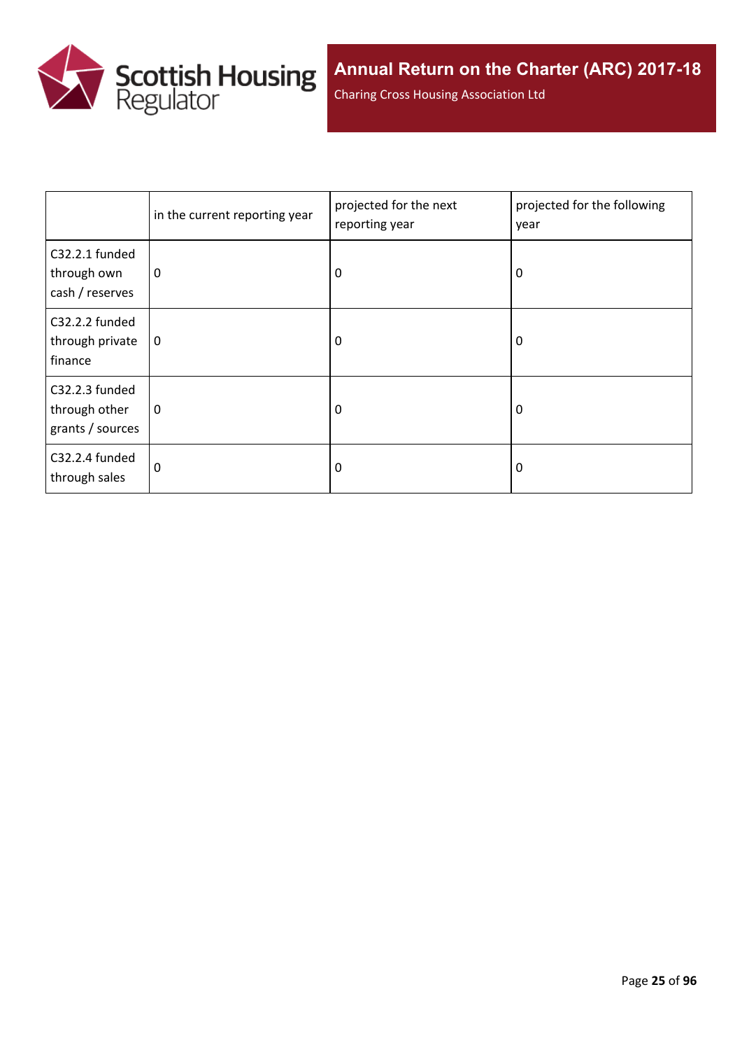|  | in the current reporting year | projected for the next reporting year | projected for the following year |
|---|---|---|---|
| C32.2.1 funded through own cash / reserves | 0 | 0 | 0 |
| C32.2.2 funded through private finance | 0 | 0 | 0 |
| C32.2.3 funded through other grants / sources | 0 | 0 | 0 |
| C32.2.4 funded through sales | 0 | 0 | 0 |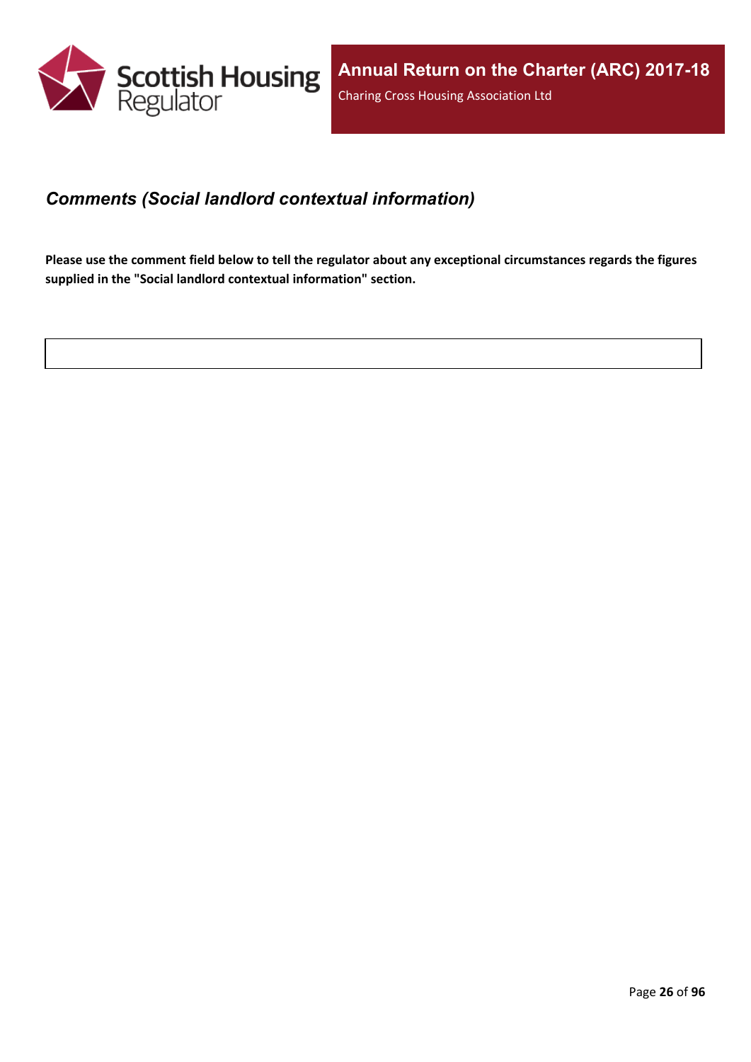## *Comments (Social landlord contextual information)*

**Please use the comment field below to tell the regulator about any exceptional circumstances regards the figures supplied in the "Social landlord contextual information" section.**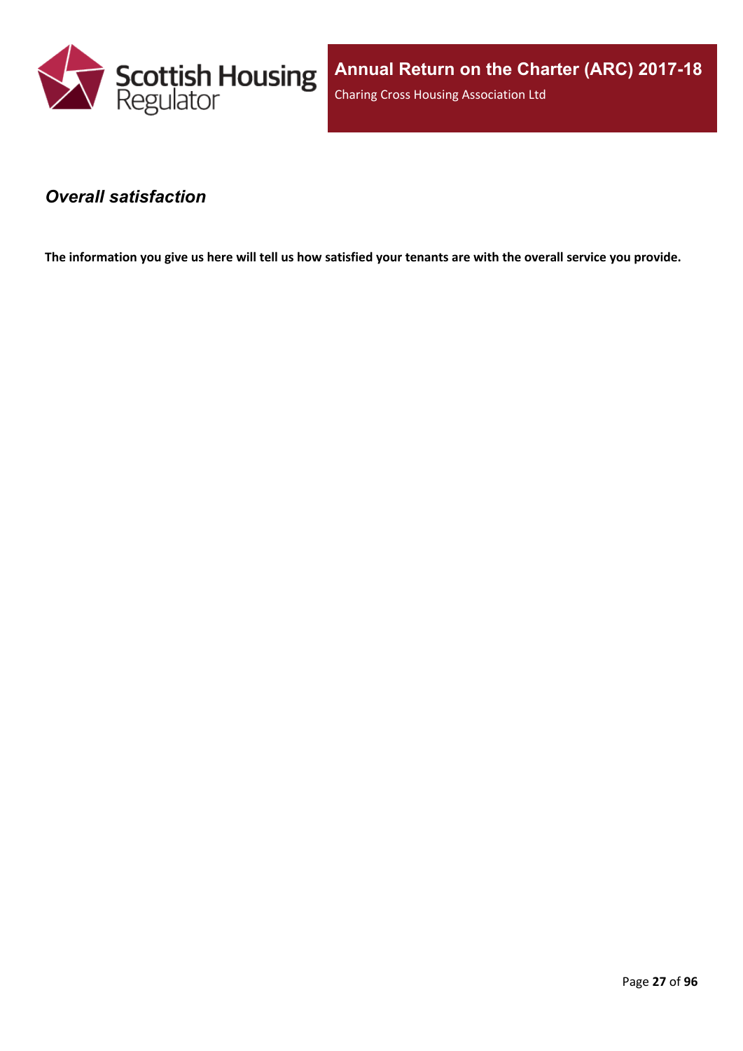### *Overall satisfaction*

**The information you give us here will tell us how satisfied your tenants are with the overall service you provide.**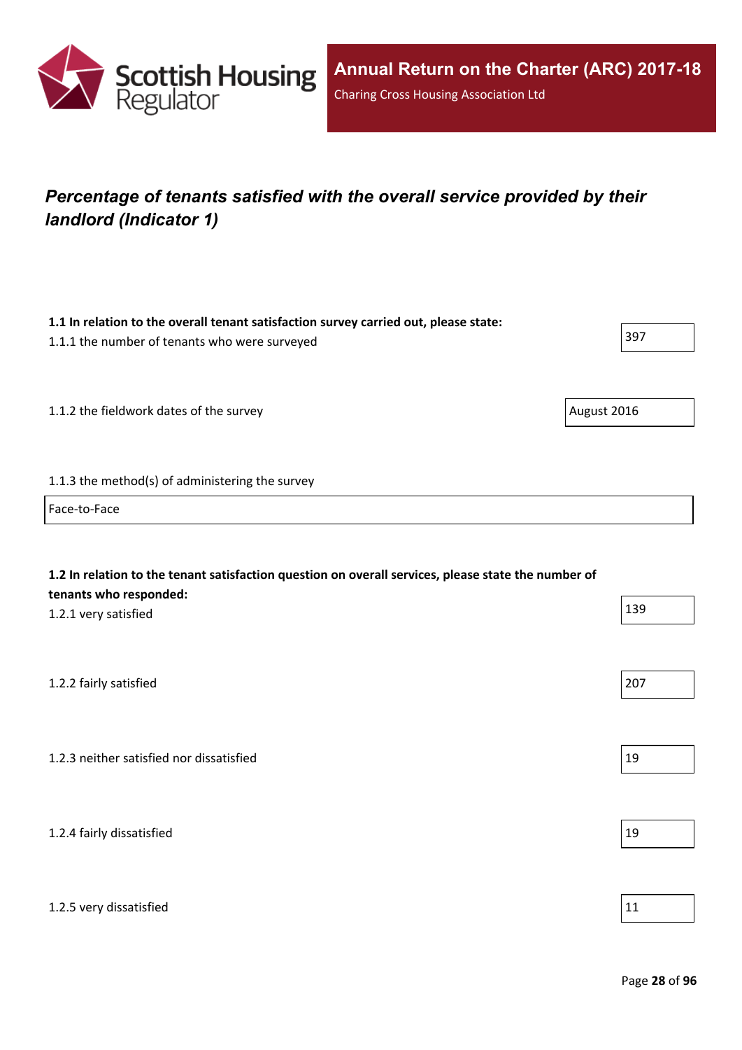## *Percentage of tenants satisfied with the overall service provided by their landlord (Indicator 1)*

**1.1 In relation to the overall tenant satisfaction survey carried out, please state:**

1.1.1 the number of tenants who were surveyed: 397

1.1.2 the fieldwork dates of the survey: August 2016

1.1.3 the method(s) of administering the survey

Face-to-Face

**1.2 In relation to the tenant satisfaction question on overall services, please state the number of tenants who responded:**

1.2.1 very satisfied: 139

1.2.2 fairly satisfied: 207

1.2.3 neither satisfied nor dissatisfied: 19

1.2.4 fairly dissatisfied: 19

1.2.5 very dissatisfied: 11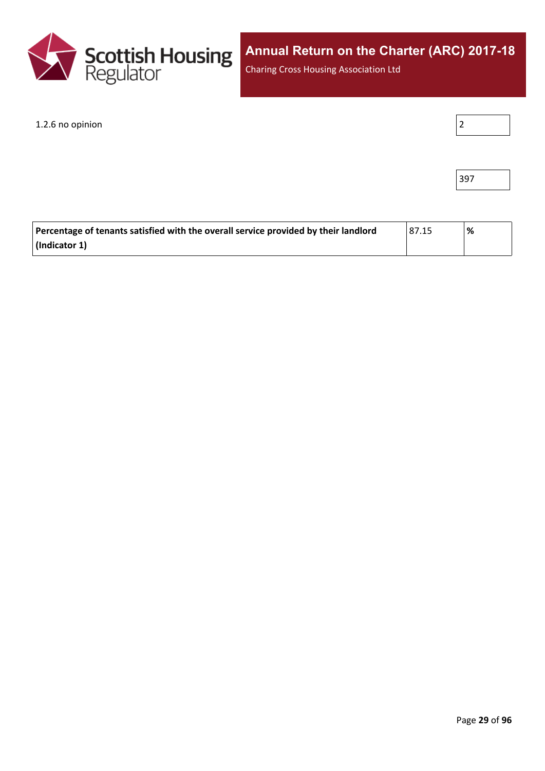| | |
|---|---|
| 1.2.6 no opinion | 2 |
| | 397 |

| | | |
|---|---|---|
| **Percentage of tenants satisfied with the overall service provided by their landlord (Indicator 1)** | 87.15 | **%** |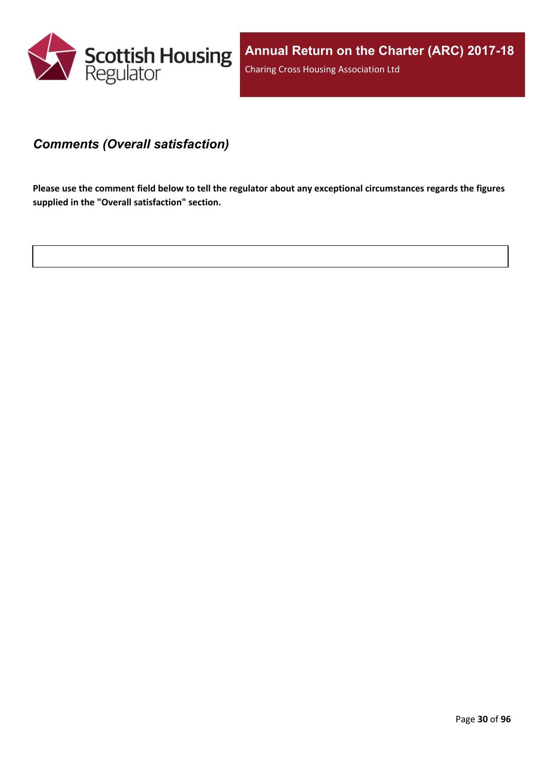### *Comments (Overall satisfaction)*

**Please use the comment field below to tell the regulator about any exceptional circumstances regards the figures supplied in the "Overall satisfaction" section.**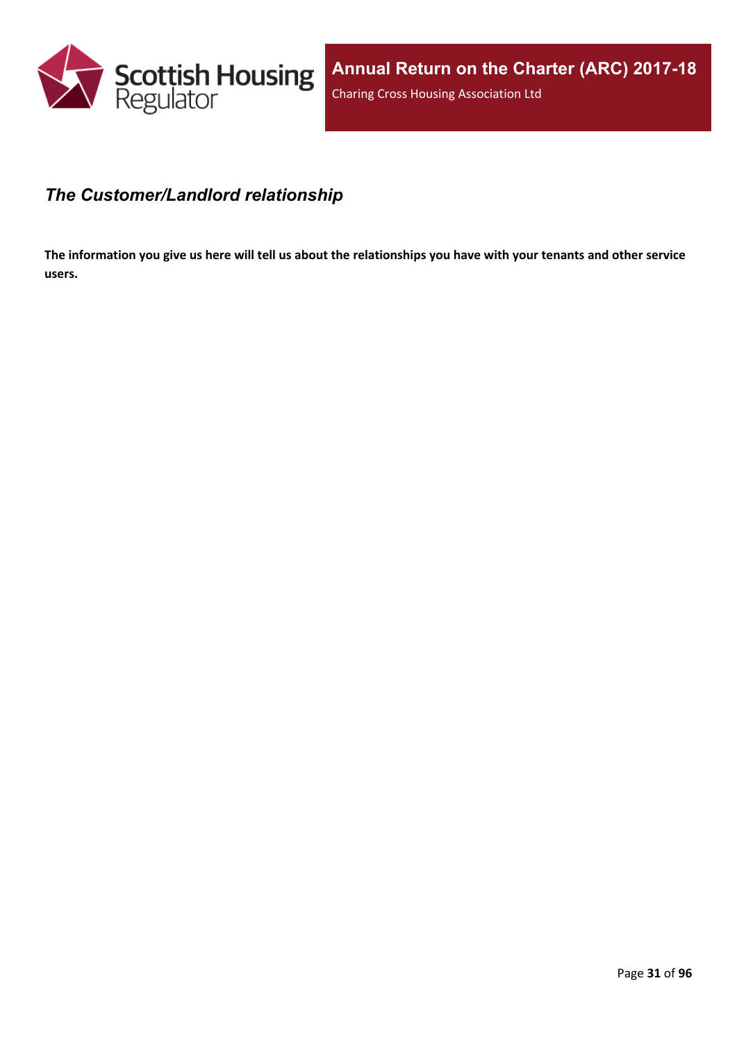## *The Customer/Landlord relationship*

**The information you give us here will tell us about the relationships you have with your tenants and other service users.**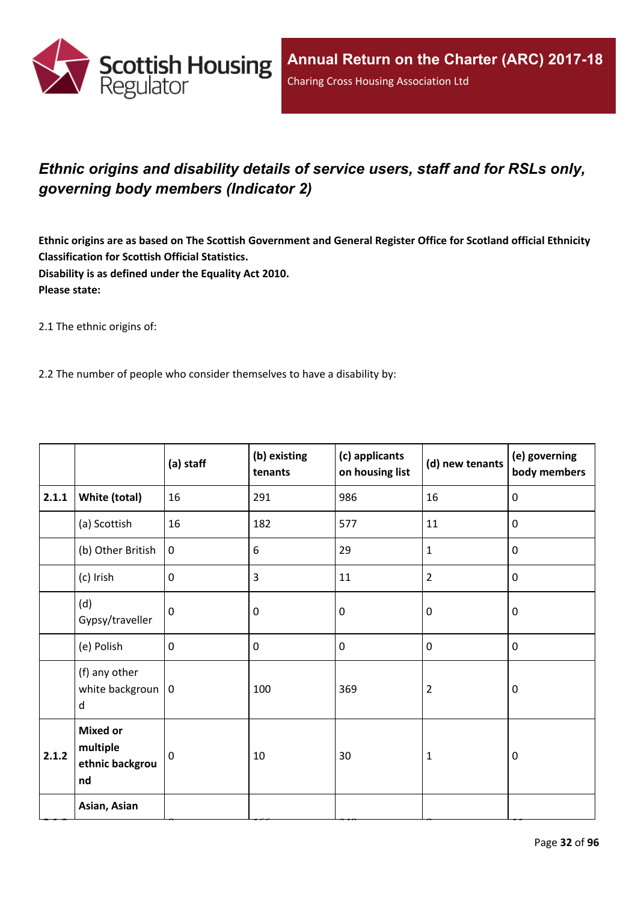## *Ethnic origins and disability details of service users, staff and for RSLs only, governing body members (Indicator 2)*

**Ethnic origins are as based on The Scottish Government and General Register Office for Scotland official Ethnicity Classification for Scottish Official Statistics.**
**Disability is as defined under the Equality Act 2010.**
**Please state:**

2.1 The ethnic origins of:

2.2 The number of people who consider themselves to have a disability by:

| | | (a) staff | (b) existing tenants | (c) applicants on housing list | (d) new tenants | (e) governing body members |
|---|---|---|---|---|---|---|
| 2.1.1 | **White (total)** | 16 | 291 | 986 | 16 | 0 |
| | (a) Scottish | 16 | 182 | 577 | 11 | 0 |
| | (b) Other British | 0 | 6 | 29 | 1 | 0 |
| | (c) Irish | 0 | 3 | 11 | 2 | 0 |
| | (d) Gypsy/traveller | 0 | 0 | 0 | 0 | 0 |
| | (e) Polish | 0 | 0 | 0 | 0 | 0 |
| | (f) any other white background | 0 | 100 | 369 | 2 | 0 |
| 2.1.2 | **Mixed or multiple ethnic background** | 0 | 10 | 30 | 1 | 0 |
| | **Asian, Asian** | | | | | |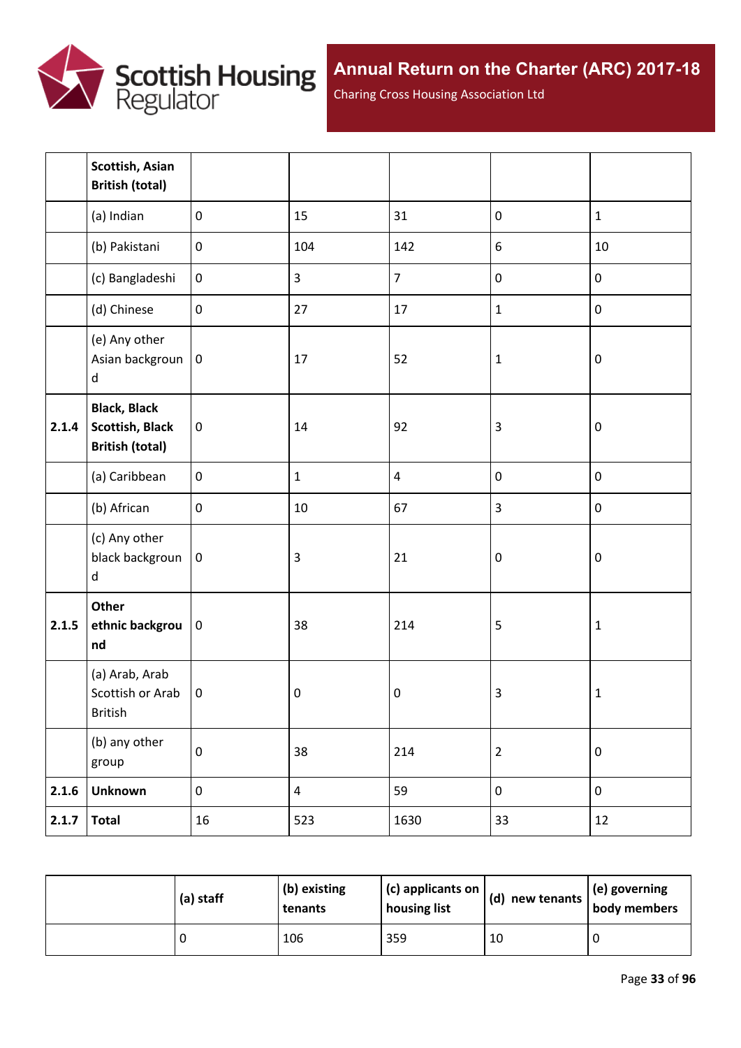|  | Scottish, Asian British (total) |  |  |  |  |  |
|---|---|---|---|---|---|---|
|  | (a) Indian | 0 | 15 | 31 | 0 | 1 |
|  | (b) Pakistani | 0 | 104 | 142 | 6 | 10 |
|  | (c) Bangladeshi | 0 | 3 | 7 | 0 | 0 |
|  | (d) Chinese | 0 | 27 | 17 | 1 | 0 |
|  | (e) Any other Asian background | 0 | 17 | 52 | 1 | 0 |
| **2.1.4** | **Black, Black Scottish, Black British (total)** | 0 | 14 | 92 | 3 | 0 |
|  | (a) Caribbean | 0 | 1 | 4 | 0 | 0 |
|  | (b) African | 0 | 10 | 67 | 3 | 0 |
|  | (c) Any other black background | 0 | 3 | 21 | 0 | 0 |
| **2.1.5** | **Other ethnic background** | 0 | 38 | 214 | 5 | 1 |
|  | (a) Arab, Arab Scottish or Arab British | 0 | 0 | 0 | 3 | 1 |
|  | (b) any other group | 0 | 38 | 214 | 2 | 0 |
| **2.1.6** | **Unknown** | 0 | 4 | 59 | 0 | 0 |
| **2.1.7** | **Total** | 16 | 523 | 1630 | 33 | 12 |

|  | **(a) staff** | **(b) existing tenants** | **(c) applicants on housing list** | **(d) new tenants** | **(e) governing body members** |
|---|---|---|---|---|---|
|  | 0 | 106 | 359 | 10 | 0 |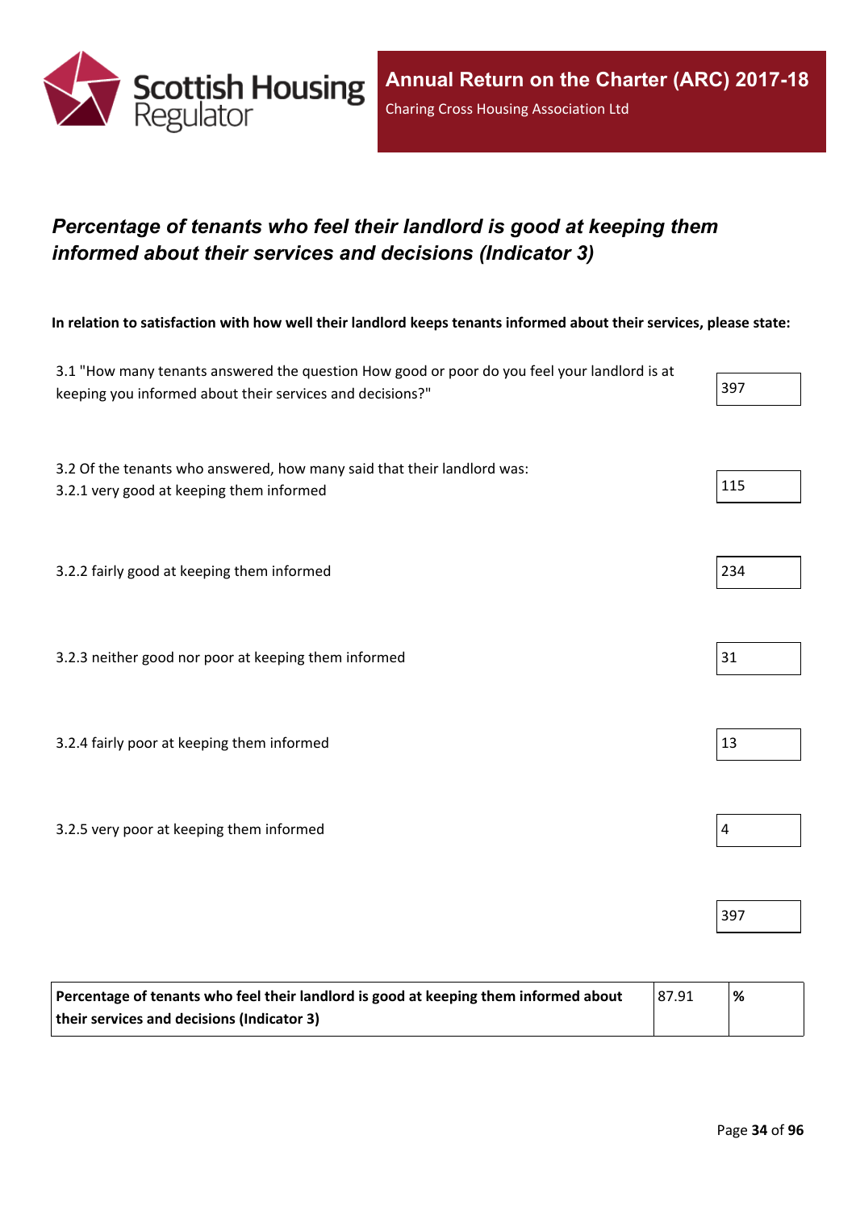## *Percentage of tenants who feel their landlord is good at keeping them informed about their services and decisions (Indicator 3)*

**In relation to satisfaction with how well their landlord keeps tenants informed about their services, please state:**

| | |
|---|---|
| 3.1 "How many tenants answered the question How good or poor do you feel your landlord is at keeping you informed about their services and decisions?" | 397 |
| 3.2 Of the tenants who answered, how many said that their landlord was:<br>3.2.1 very good at keeping them informed | 115 |
| 3.2.2 fairly good at keeping them informed | 234 |
| 3.2.3 neither good nor poor at keeping them informed | 31 |
| 3.2.4 fairly poor at keeping them informed | 13 |
| 3.2.5 very poor at keeping them informed | 4 |
| | 397 |

| | | |
|---|---|---|
| **Percentage of tenants who feel their landlord is good at keeping them informed about their services and decisions (Indicator 3)** | 87.91 | **%** |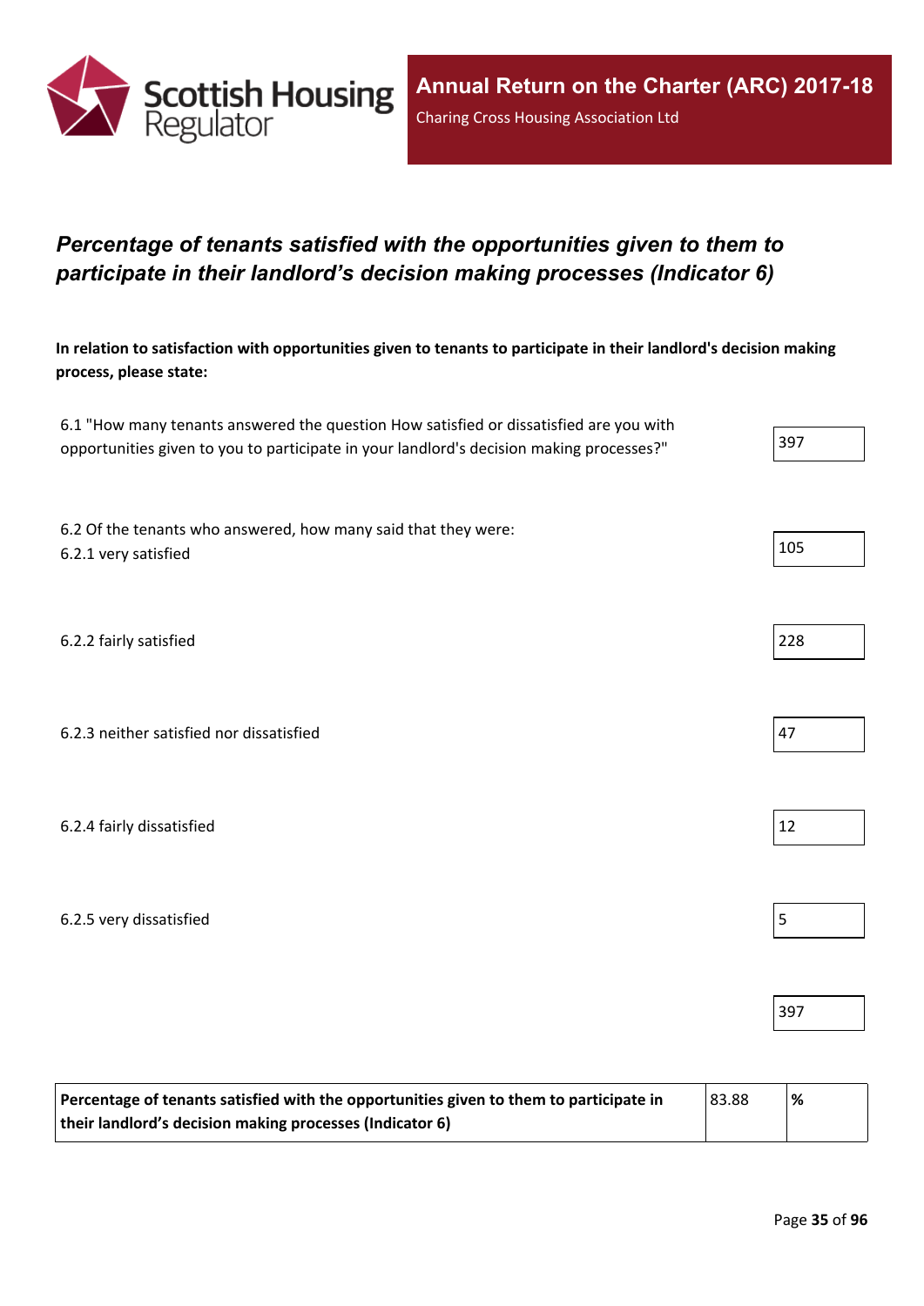## *Percentage of tenants satisfied with the opportunities given to them to participate in their landlord’s decision making processes (Indicator 6)*

**In relation to satisfaction with opportunities given to tenants to participate in their landlord's decision making process, please state:**

| | |
|---|---|
| 6.1 "How many tenants answered the question How satisfied or dissatisfied are you with opportunities given to you to participate in your landlord's decision making processes?" | 397 |
| 6.2 Of the tenants who answered, how many said that they were:<br>6.2.1 very satisfied | 105 |
| 6.2.2 fairly satisfied | 228 |
| 6.2.3 neither satisfied nor dissatisfied | 47 |
| 6.2.4 fairly dissatisfied | 12 |
| 6.2.5 very dissatisfied | 5 |
| | 397 |

| | | |
|---|---|---|
| **Percentage of tenants satisfied with the opportunities given to them to participate in their landlord’s decision making processes (Indicator 6)** | 83.88 | **%** |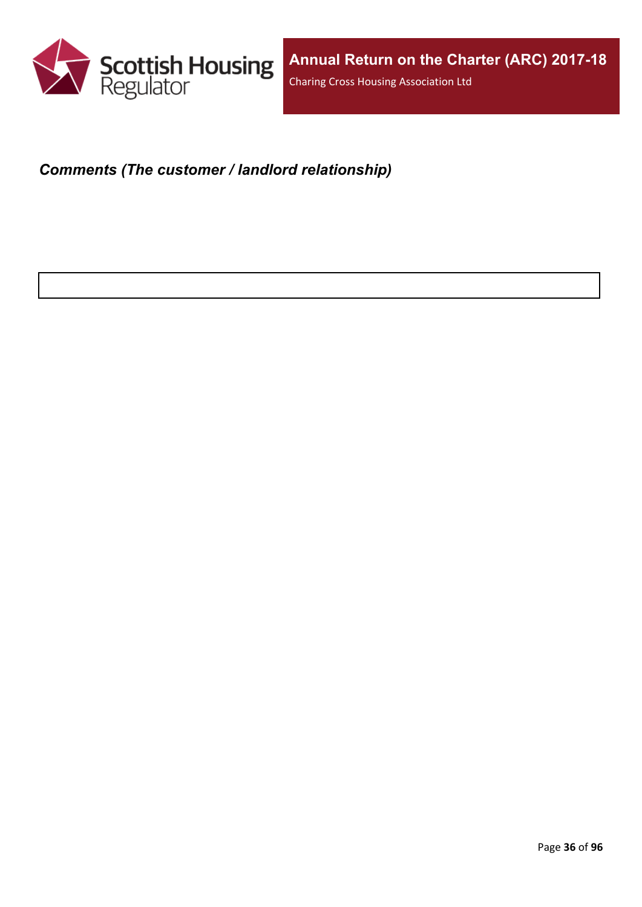***Comments (The customer / landlord relationship)***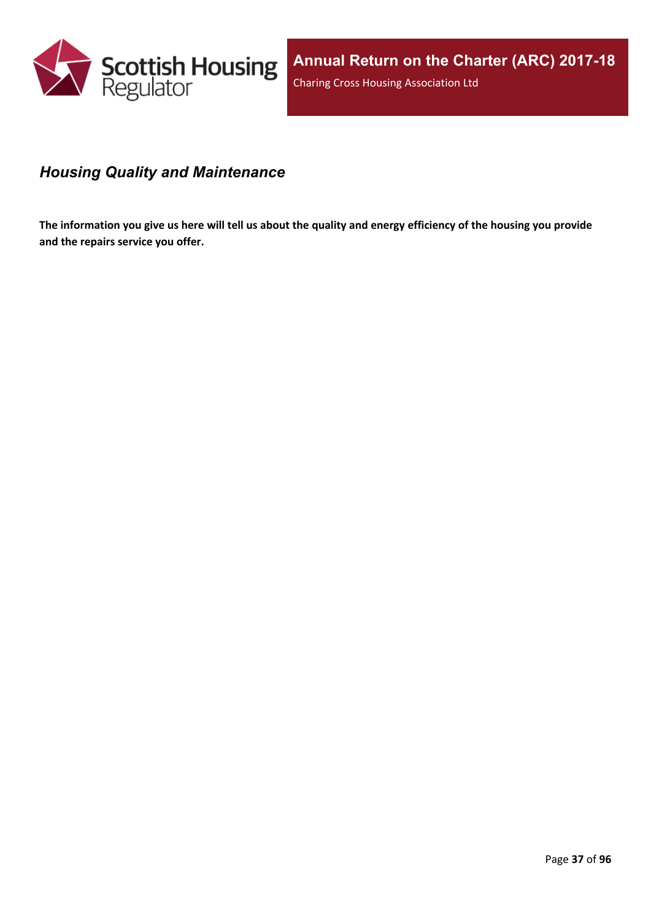## *Housing Quality and Maintenance*

**The information you give us here will tell us about the quality and energy efficiency of the housing you provide and the repairs service you offer.**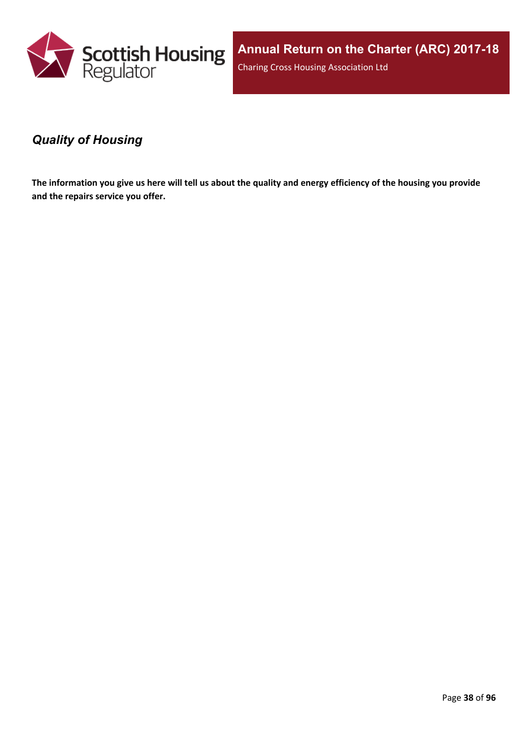## *Quality of Housing*

**The information you give us here will tell us about the quality and energy efficiency of the housing you provide and the repairs service you offer.**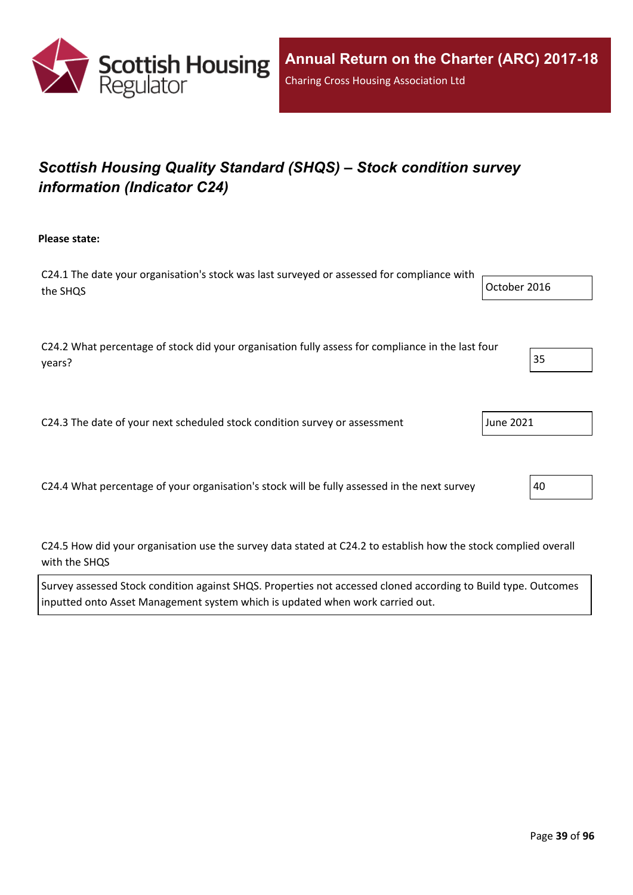## *Scottish Housing Quality Standard (SHQS) – Stock condition survey information (Indicator C24)*

**Please state:**

C24.1 The date your organisation's stock was last surveyed or assessed for compliance with the SHQS

October 2016

C24.2 What percentage of stock did your organisation fully assess for compliance in the last four years?

35

C24.3 The date of your next scheduled stock condition survey or assessment

June 2021

C24.4 What percentage of your organisation's stock will be fully assessed in the next survey

40

C24.5 How did your organisation use the survey data stated at C24.2 to establish how the stock complied overall with the SHQS

Survey assessed Stock condition against SHQS. Properties not accessed cloned according to Build type. Outcomes inputted onto Asset Management system which is updated when work carried out.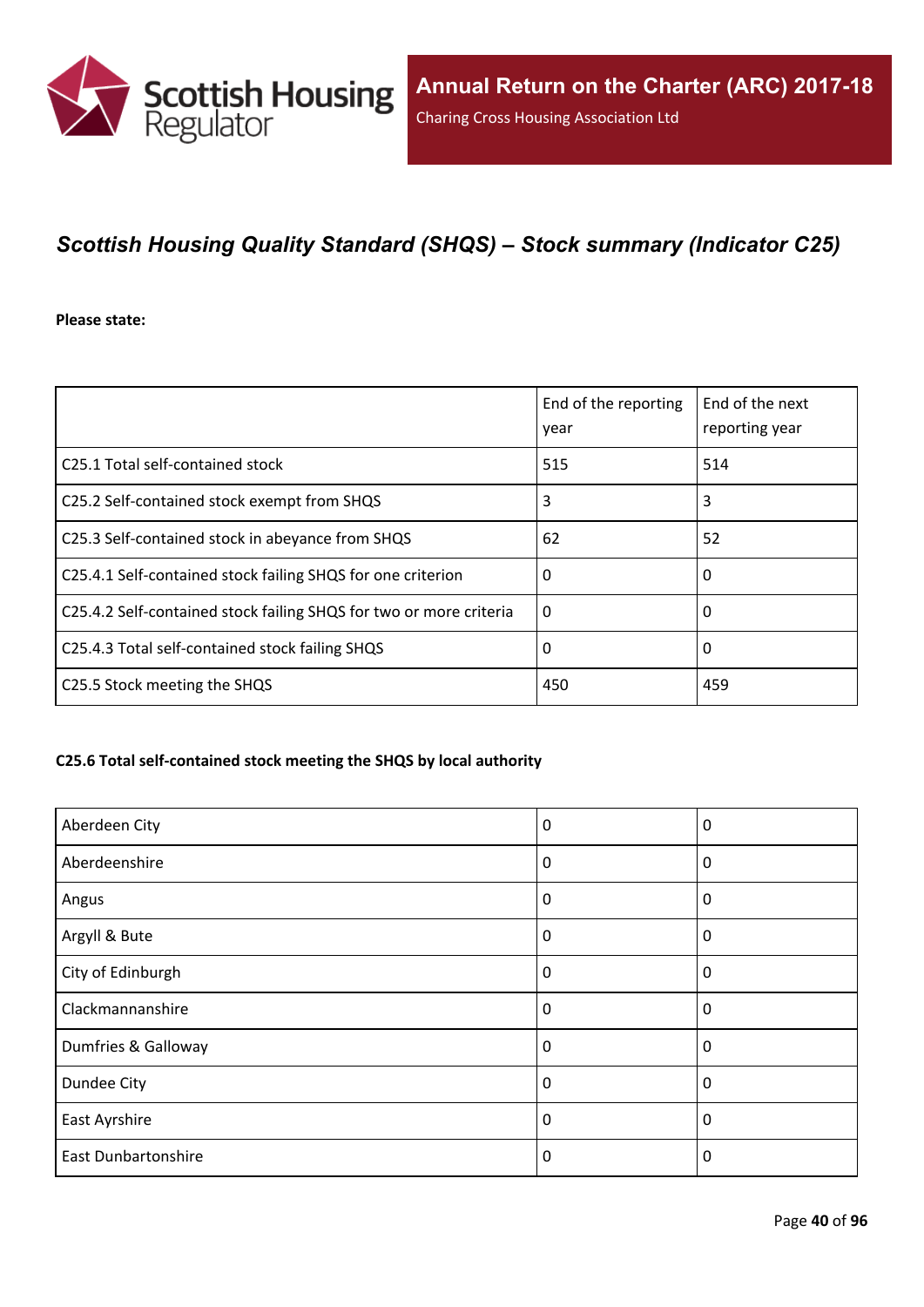## *Scottish Housing Quality Standard (SHQS) – Stock summary (Indicator C25)*

**Please state:**

| | End of the reporting year | End of the next reporting year |
| --- | --- | --- |
| C25.1 Total self-contained stock | 515 | 514 |
| C25.2 Self-contained stock exempt from SHQS | 3 | 3 |
| C25.3 Self-contained stock in abeyance from SHQS | 62 | 52 |
| C25.4.1 Self-contained stock failing SHQS for one criterion | 0 | 0 |
| C25.4.2 Self-contained stock failing SHQS for two or more criteria | 0 | 0 |
| C25.4.3 Total self-contained stock failing SHQS | 0 | 0 |
| C25.5 Stock meeting the SHQS | 450 | 459 |

**C25.6 Total self-contained stock meeting the SHQS by local authority**

| | | |
| --- | --- | --- |
| Aberdeen City | 0 | 0 |
| Aberdeenshire | 0 | 0 |
| Angus | 0 | 0 |
| Argyll & Bute | 0 | 0 |
| City of Edinburgh | 0 | 0 |
| Clackmannanshire | 0 | 0 |
| Dumfries & Galloway | 0 | 0 |
| Dundee City | 0 | 0 |
| East Ayrshire | 0 | 0 |
| East Dunbartonshire | 0 | 0 |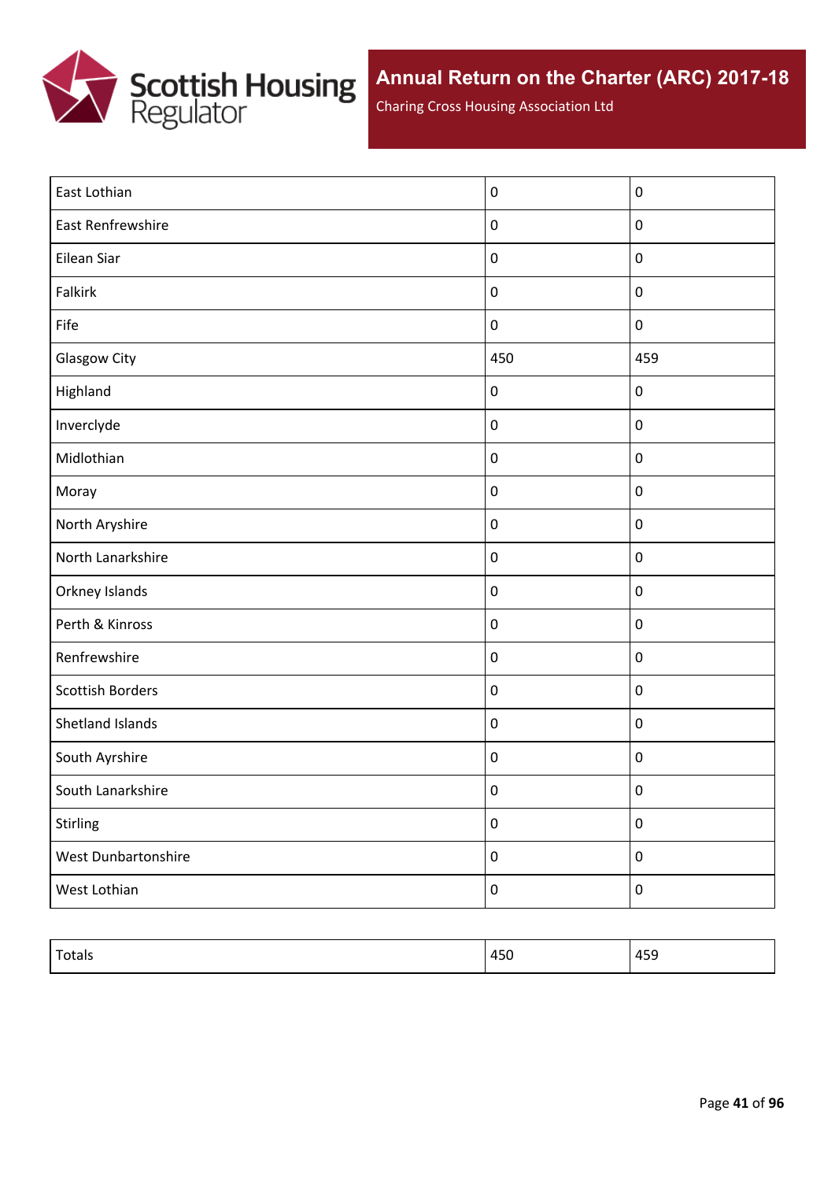| | | |
|---|---|---|
| East Lothian | 0 | 0 |
| East Renfrewshire | 0 | 0 |
| Eilean Siar | 0 | 0 |
| Falkirk | 0 | 0 |
| Fife | 0 | 0 |
| Glasgow City | 450 | 459 |
| Highland | 0 | 0 |
| Inverclyde | 0 | 0 |
| Midlothian | 0 | 0 |
| Moray | 0 | 0 |
| North Aryshire | 0 | 0 |
| North Lanarkshire | 0 | 0 |
| Orkney Islands | 0 | 0 |
| Perth & Kinross | 0 | 0 |
| Renfrewshire | 0 | 0 |
| Scottish Borders | 0 | 0 |
| Shetland Islands | 0 | 0 |
| South Ayrshire | 0 | 0 |
| South Lanarkshire | 0 | 0 |
| Stirling | 0 | 0 |
| West Dunbartonshire | 0 | 0 |
| West Lothian | 0 | 0 |

| | | |
|---|---|---|
| Totals | 450 | 459 |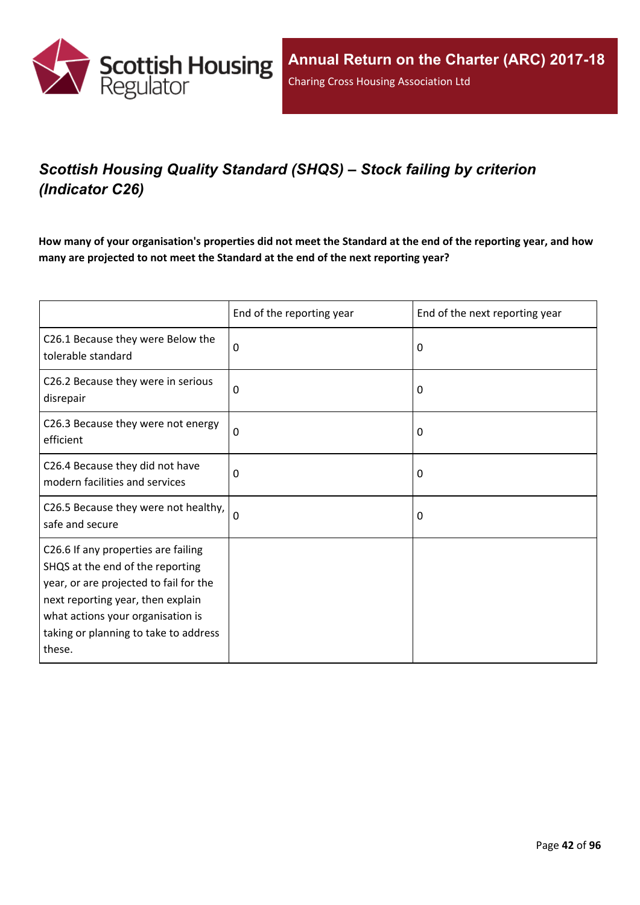## *Scottish Housing Quality Standard (SHQS) – Stock failing by criterion (Indicator C26)*

**How many of your organisation's properties did not meet the Standard at the end of the reporting year, and how many are projected to not meet the Standard at the end of the next reporting year?**

| | End of the reporting year | End of the next reporting year |
|---|---|---|
| C26.1 Because they were Below the tolerable standard | 0 | 0 |
| C26.2 Because they were in serious disrepair | 0 | 0 |
| C26.3 Because they were not energy efficient | 0 | 0 |
| C26.4 Because they did not have modern facilities and services | 0 | 0 |
| C26.5 Because they were not healthy, safe and secure | 0 | 0 |
| C26.6 If any properties are failing SHQS at the end of the reporting year, or are projected to fail for the next reporting year, then explain what actions your organisation is taking or planning to take to address these. | | |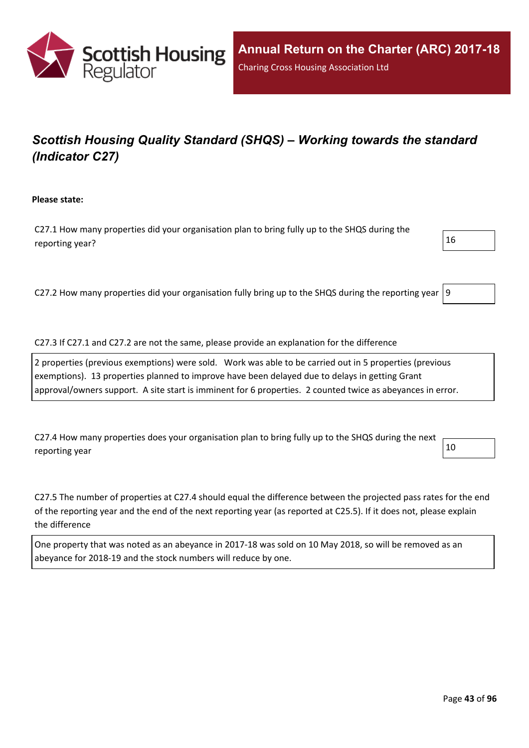## *Scottish Housing Quality Standard (SHQS) – Working towards the standard (Indicator C27)*

**Please state:**

C27.1 How many properties did your organisation plan to bring fully up to the SHQS during the reporting year?

16

C27.2 How many properties did your organisation fully bring up to the SHQS during the reporting year

9

C27.3 If C27.1 and C27.2 are not the same, please provide an explanation for the difference

2 properties (previous exemptions) were sold. Work was able to be carried out in 5 properties (previous exemptions). 13 properties planned to improve have been delayed due to delays in getting Grant approval/owners support. A site start is imminent for 6 properties. 2 counted twice as abeyances in error.

C27.4 How many properties does your organisation plan to bring fully up to the SHQS during the next reporting year

10

C27.5 The number of properties at C27.4 should equal the difference between the projected pass rates for the end of the reporting year and the end of the next reporting year (as reported at C25.5). If it does not, please explain the difference

One property that was noted as an abeyance in 2017-18 was sold on 10 May 2018, so will be removed as an abeyance for 2018-19 and the stock numbers will reduce by one.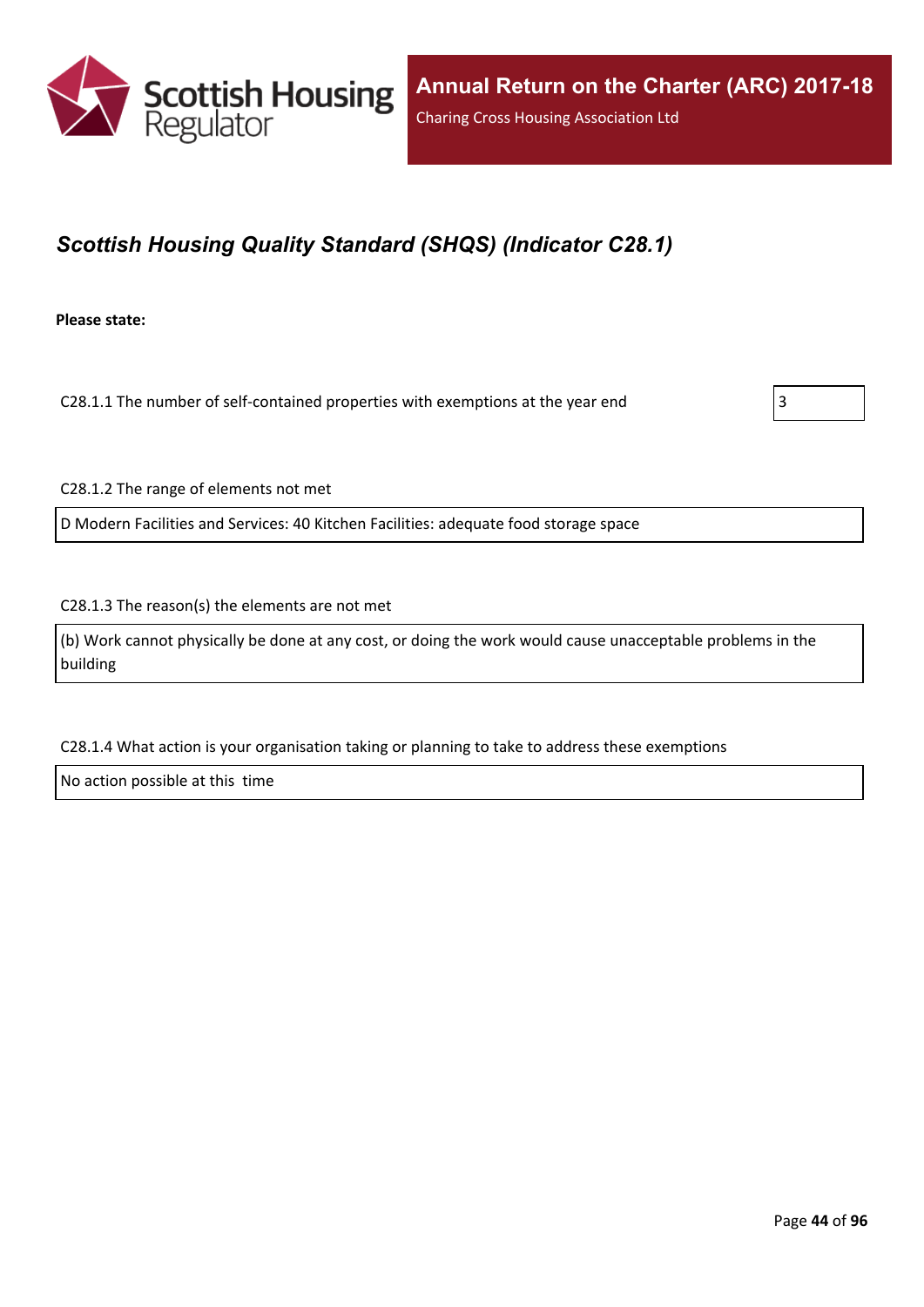## *Scottish Housing Quality Standard (SHQS) (Indicator C28.1)*

**Please state:**

C28.1.1 The number of self-contained properties with exemptions at the year end

3

C28.1.2 The range of elements not met

D Modern Facilities and Services: 40 Kitchen Facilities: adequate food storage space

C28.1.3 The reason(s) the elements are not met

(b) Work cannot physically be done at any cost, or doing the work would cause unacceptable problems in the building

C28.1.4 What action is your organisation taking or planning to take to address these exemptions

No action possible at this time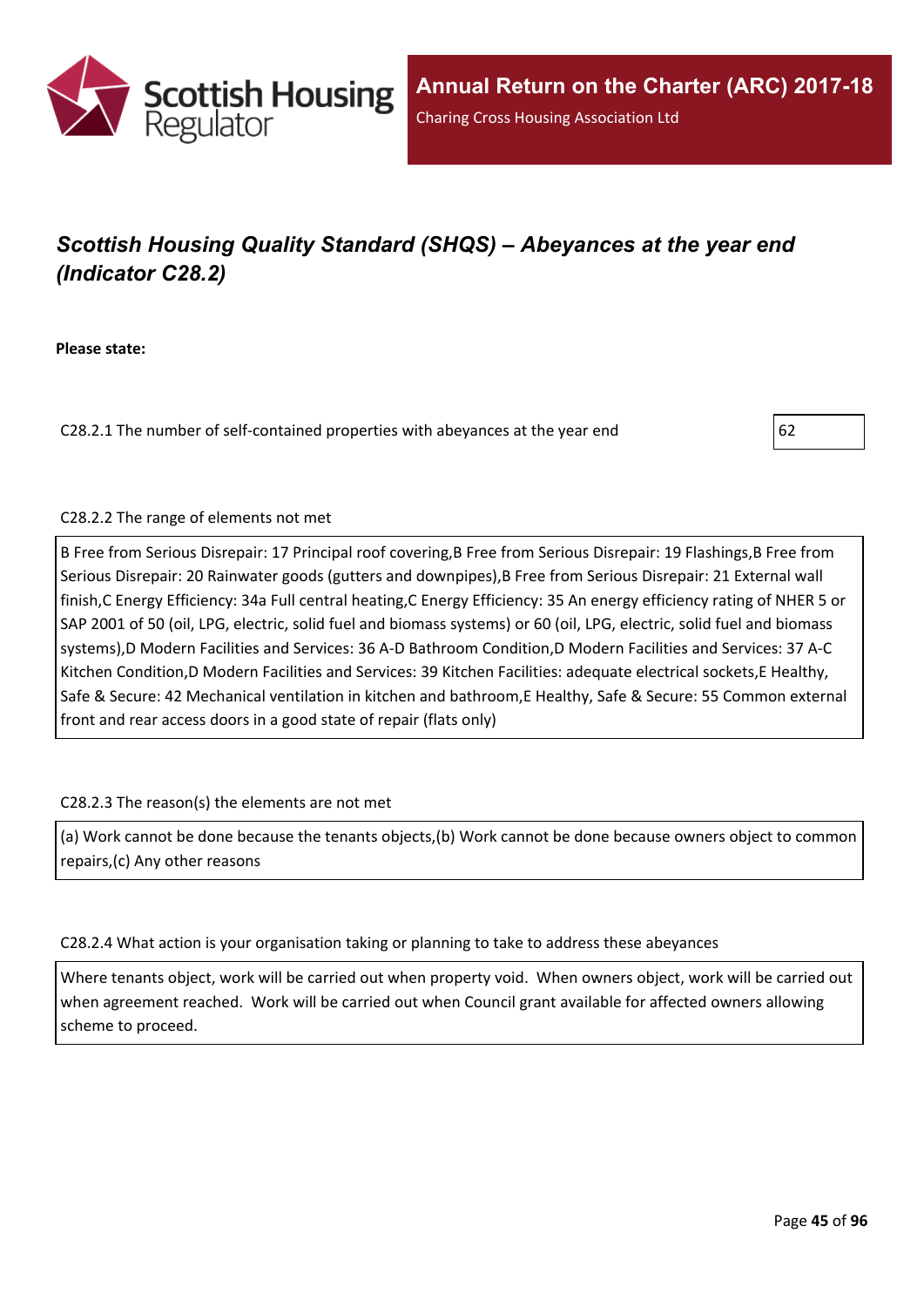## *Scottish Housing Quality Standard (SHQS) – Abeyances at the year end (Indicator C28.2)*

**Please state:**

C28.2.1 The number of self-contained properties with abeyances at the year end

62

C28.2.2 The range of elements not met

B Free from Serious Disrepair: 17 Principal roof covering,B Free from Serious Disrepair: 19 Flashings,B Free from Serious Disrepair: 20 Rainwater goods (gutters and downpipes),B Free from Serious Disrepair: 21 External wall finish,C Energy Efficiency: 34a Full central heating,C Energy Efficiency: 35 An energy efficiency rating of NHER 5 or SAP 2001 of 50 (oil, LPG, electric, solid fuel and biomass systems) or 60 (oil, LPG, electric, solid fuel and biomass systems),D Modern Facilities and Services: 36 A-D Bathroom Condition,D Modern Facilities and Services: 37 A-C Kitchen Condition,D Modern Facilities and Services: 39 Kitchen Facilities: adequate electrical sockets,E Healthy, Safe & Secure: 42 Mechanical ventilation in kitchen and bathroom,E Healthy, Safe & Secure: 55 Common external front and rear access doors in a good state of repair (flats only)

C28.2.3 The reason(s) the elements are not met

(a) Work cannot be done because the tenants objects,(b) Work cannot be done because owners object to common repairs,(c) Any other reasons

C28.2.4 What action is your organisation taking or planning to take to address these abeyances

Where tenants object, work will be carried out when property void. When owners object, work will be carried out when agreement reached. Work will be carried out when Council grant available for affected owners allowing scheme to proceed.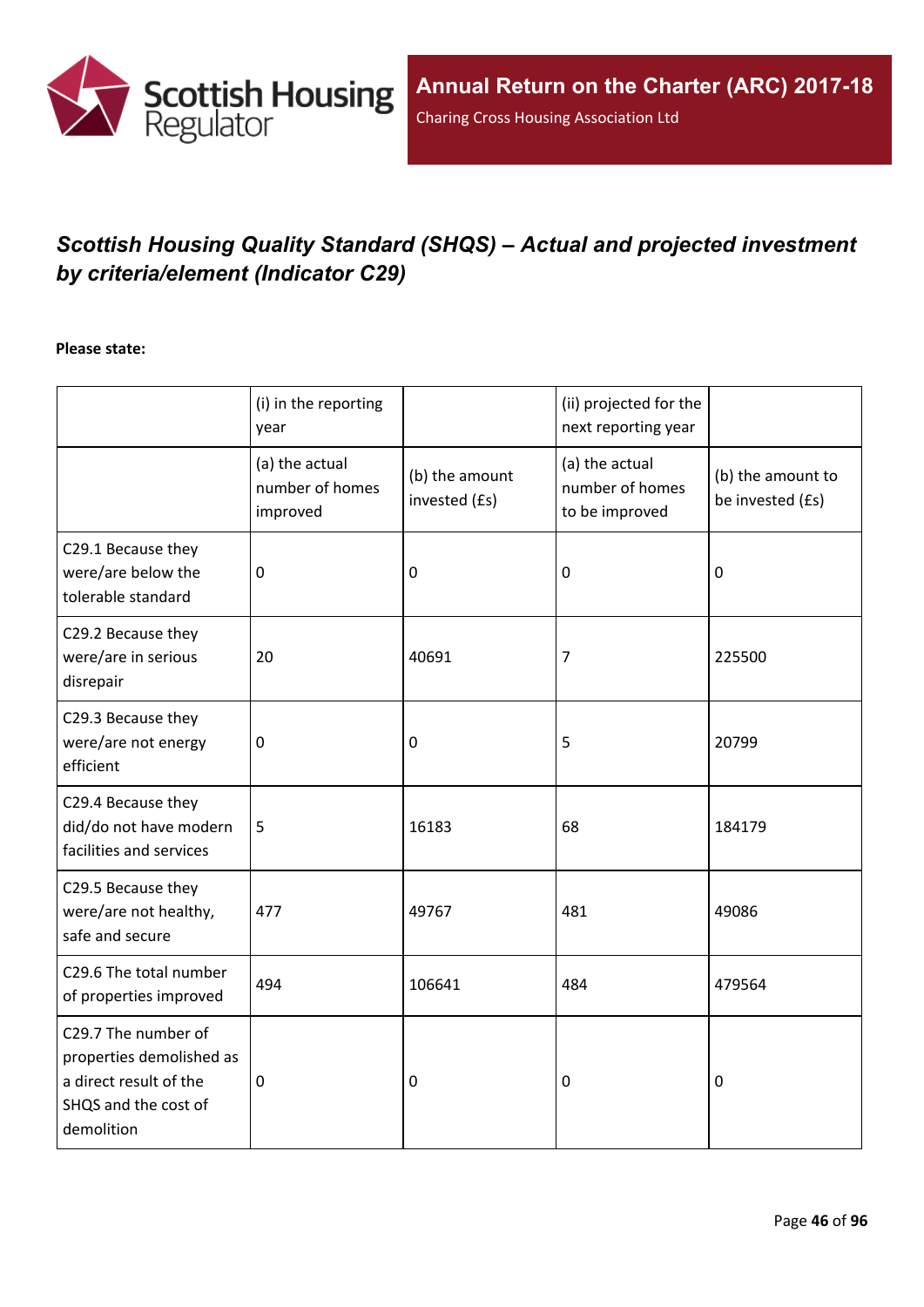# *Scottish Housing Quality Standard (SHQS) – Actual and projected investment by criteria/element (Indicator C29)*

**Please state:**

| | (i) in the reporting year | | (ii) projected for the next reporting year | |
|---|---|---|---|---|
| | (a) the actual number of homes improved | (b) the amount invested (£s) | (a) the actual number of homes to be improved | (b) the amount to be invested (£s) |
| C29.1 Because they were/are below the tolerable standard | 0 | 0 | 0 | 0 |
| C29.2 Because they were/are in serious disrepair | 20 | 40691 | 7 | 225500 |
| C29.3 Because they were/are not energy efficient | 0 | 0 | 5 | 20799 |
| C29.4 Because they did/do not have modern facilities and services | 5 | 16183 | 68 | 184179 |
| C29.5 Because they were/are not healthy, safe and secure | 477 | 49767 | 481 | 49086 |
| C29.6 The total number of properties improved | 494 | 106641 | 484 | 479564 |
| C29.7 The number of properties demolished as a direct result of the SHQS and the cost of demolition | 0 | 0 | 0 | 0 |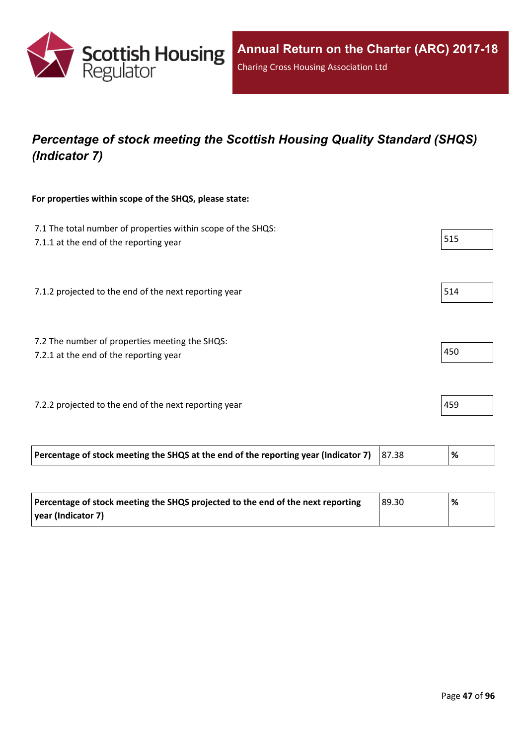## *Percentage of stock meeting the Scottish Housing Quality Standard (SHQS) (Indicator 7)*

**For properties within scope of the SHQS, please state:**

7.1 The total number of properties within scope of the SHQS:
7.1.1 at the end of the reporting year

515

7.1.2 projected to the end of the next reporting year

514

7.2 The number of properties meeting the SHQS:
7.2.1 at the end of the reporting year

450

7.2.2 projected to the end of the next reporting year

459

| **Percentage of stock meeting the SHQS at the end of the reporting year (Indicator 7)** | 87.38 | **%** |
|---|---|---|

| **Percentage of stock meeting the SHQS projected to the end of the next reporting year (Indicator 7)** | 89.30 | **%** |
|---|---|---|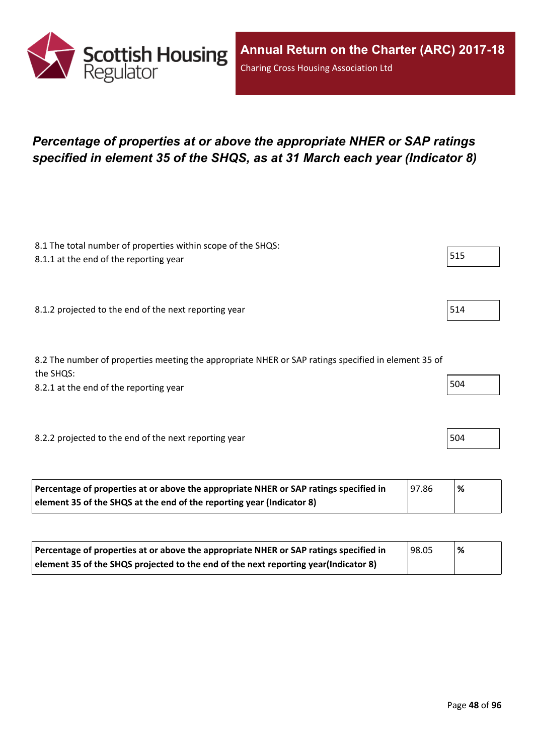## *Percentage of properties at or above the appropriate NHER or SAP ratings specified in element 35 of the SHQS, as at 31 March each year (Indicator 8)*

8.1 The total number of properties within scope of the SHQS:

8.1.1 at the end of the reporting year

515

8.1.2 projected to the end of the next reporting year

514

8.2 The number of properties meeting the appropriate NHER or SAP ratings specified in element 35 of the SHQS:

8.2.1 at the end of the reporting year

504

8.2.2 projected to the end of the next reporting year

504

| **Percentage of properties at or above the appropriate NHER or SAP ratings specified in element 35 of the SHQS at the end of the reporting year (Indicator 8)** | 97.86 | **%** |
|---|---|---|

| **Percentage of properties at or above the appropriate NHER or SAP ratings specified in element 35 of the SHQS projected to the end of the next reporting year(Indicator 8)** | 98.05 | **%** |
|---|---|---|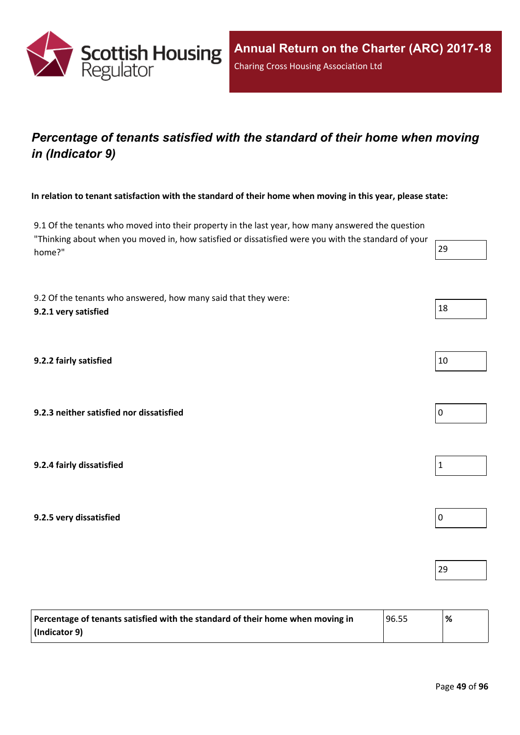## *Percentage of tenants satisfied with the standard of their home when moving in (Indicator 9)*

**In relation to tenant satisfaction with the standard of their home when moving in this year, please state:**

9.1 Of the tenants who moved into their property in the last year, how many answered the question "Thinking about when you moved in, how satisfied or dissatisfied were you with the standard of your home?" | 29

9.2 Of the tenants who answered, how many said that they were:

**9.2.1 very satisfied** | 18

**9.2.2 fairly satisfied** | 10

**9.2.3 neither satisfied nor dissatisfied** | 0

**9.2.4 fairly dissatisfied** | 1

**9.2.5 very dissatisfied** | 0

29

| **Percentage of tenants satisfied with the standard of their home when moving in (Indicator 9)** | 96.55 | **%** |
|---|---|---|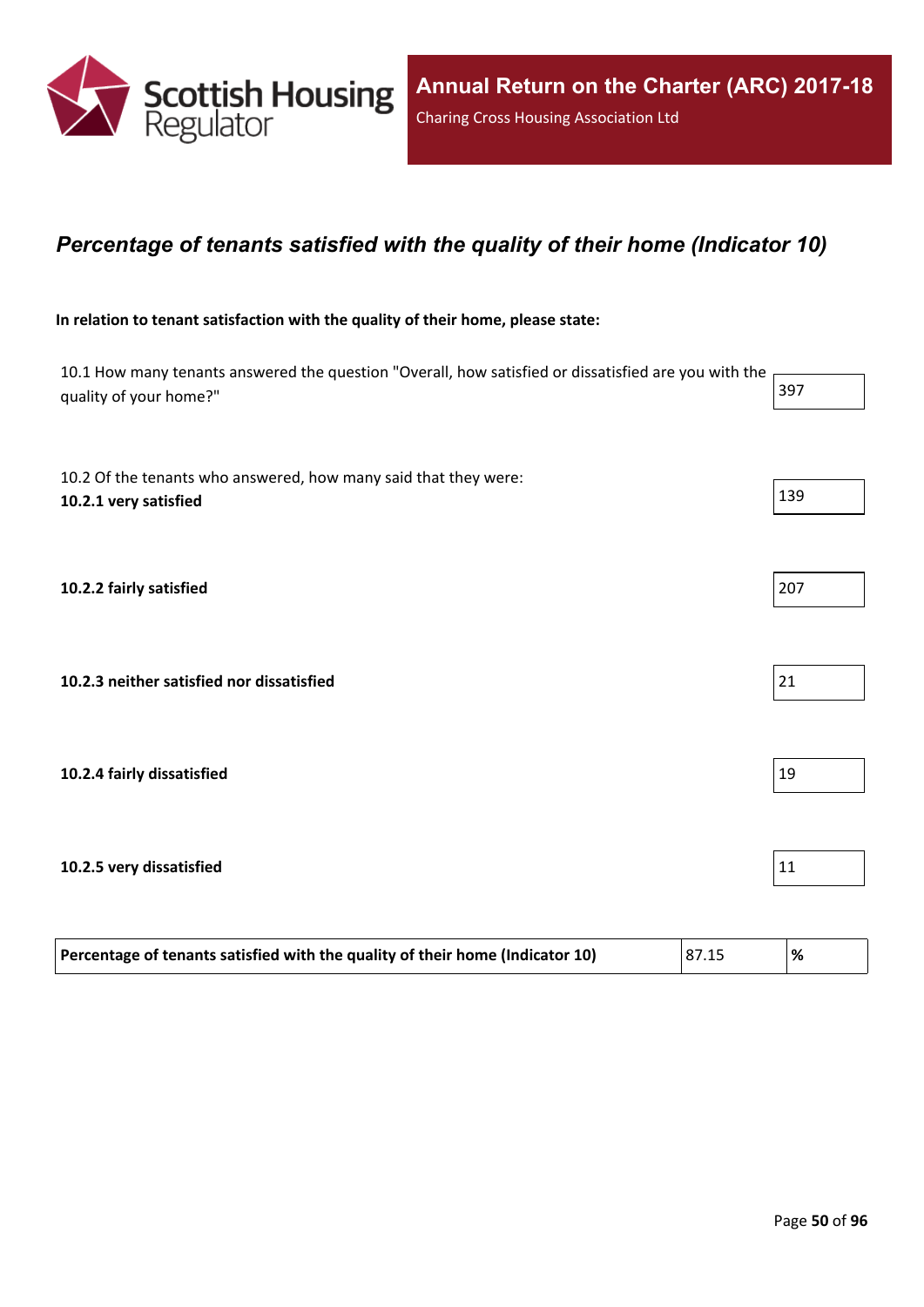## *Percentage of tenants satisfied with the quality of their home (Indicator 10)*

**In relation to tenant satisfaction with the quality of their home, please state:**

| Question | Value |
|---|---|
| 10.1 How many tenants answered the question "Overall, how satisfied or dissatisfied are you with the quality of your home?" | 397 |
| 10.2 Of the tenants who answered, how many said that they were: **10.2.1 very satisfied** | 139 |
| **10.2.2 fairly satisfied** | 207 |
| **10.2.3 neither satisfied nor dissatisfied** | 21 |
| **10.2.4 fairly dissatisfied** | 19 |
| **10.2.5 very dissatisfied** | 11 |

| Indicator | Value | Unit |
|---|---|---|
| **Percentage of tenants satisfied with the quality of their home (Indicator 10)** | 87.15 | **%** |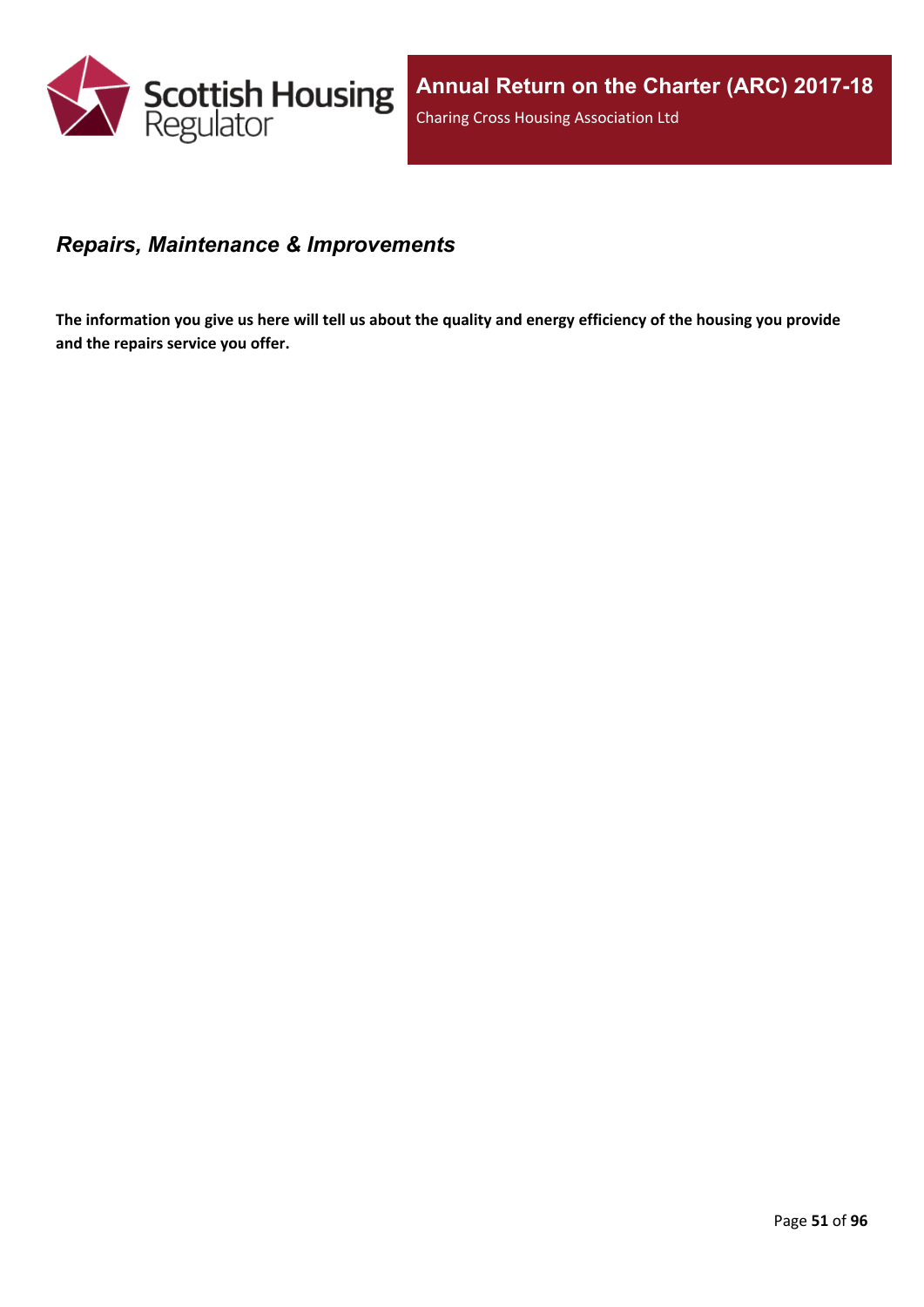## *Repairs, Maintenance & Improvements*

**The information you give us here will tell us about the quality and energy efficiency of the housing you provide and the repairs service you offer.**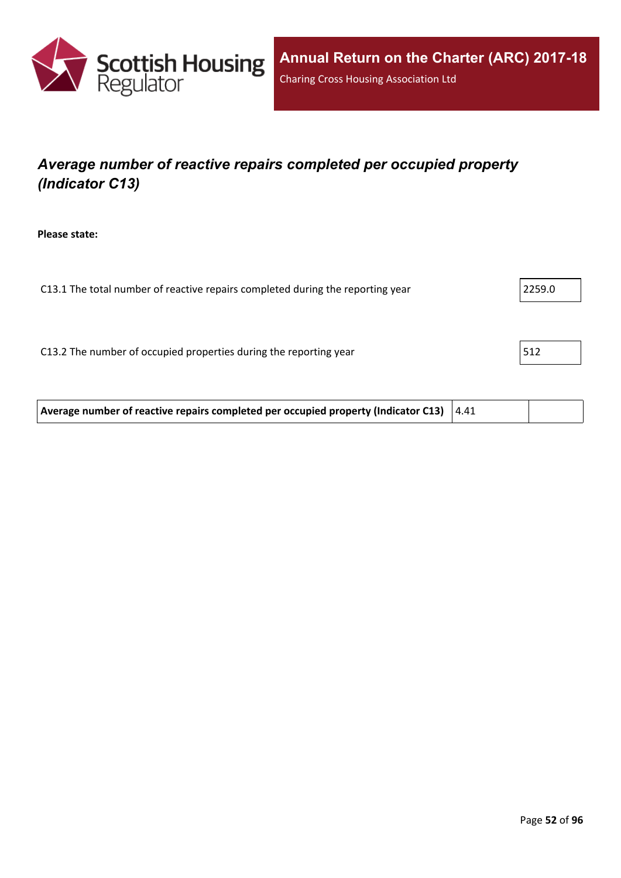## *Average number of reactive repairs completed per occupied property (Indicator C13)*

**Please state:**

| | |
|---|---|
| C13.1 The total number of reactive repairs completed during the reporting year | 2259.0 |
| C13.2 The number of occupied properties during the reporting year | 512 |

| | | |
|---|---|---|
| **Average number of reactive repairs completed per occupied property (Indicator C13)** | 4.41 | |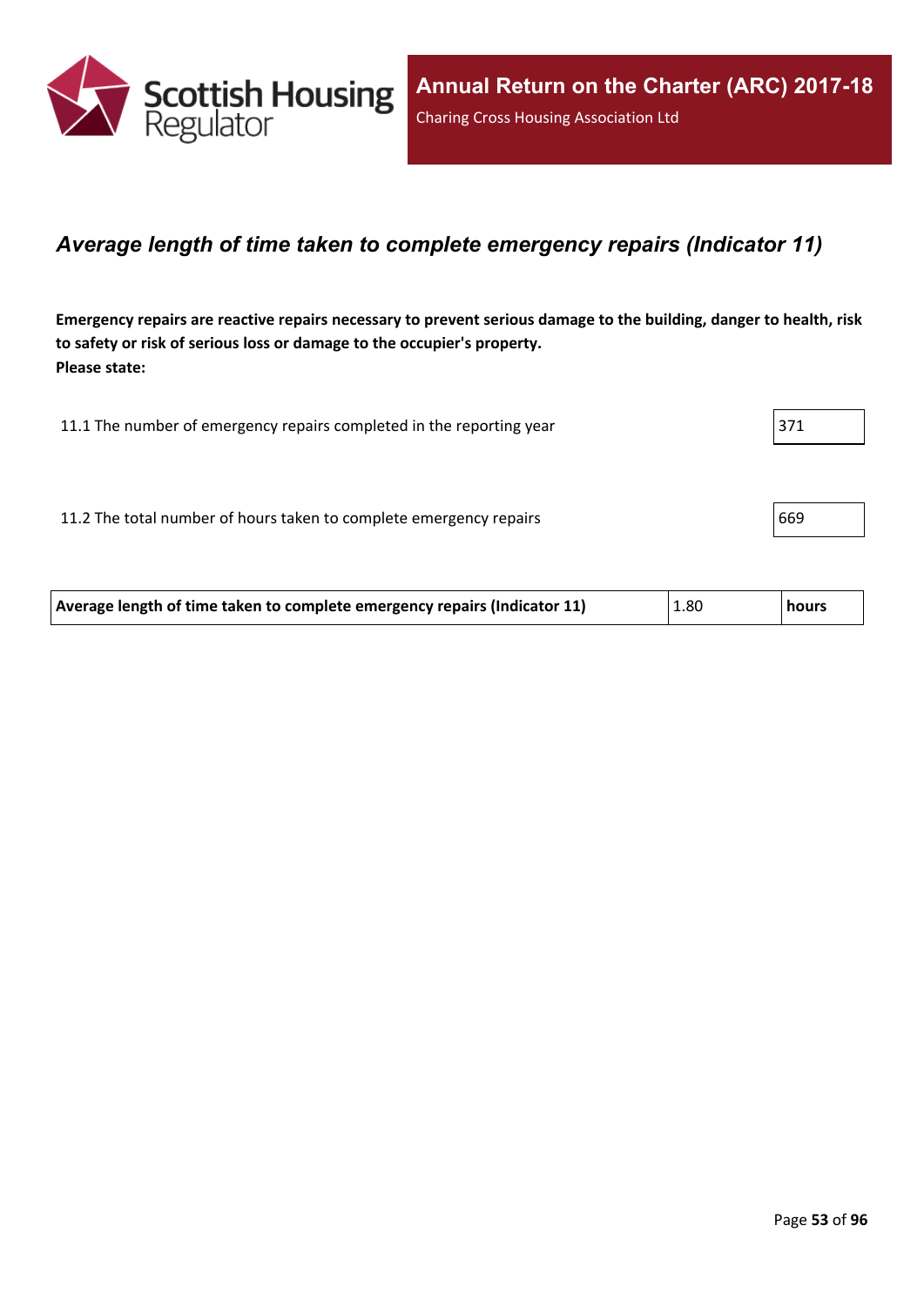## *Average length of time taken to complete emergency repairs (Indicator 11)*

**Emergency repairs are reactive repairs necessary to prevent serious damage to the building, danger to health, risk to safety or risk of serious loss or damage to the occupier's property.**
**Please state:**

| | |
|---|---|
| 11.1 The number of emergency repairs completed in the reporting year | 371 |
| 11.2 The total number of hours taken to complete emergency repairs | 669 |

| | | |
|---|---|---|
| **Average length of time taken to complete emergency repairs (Indicator 11)** | 1.80 | **hours** |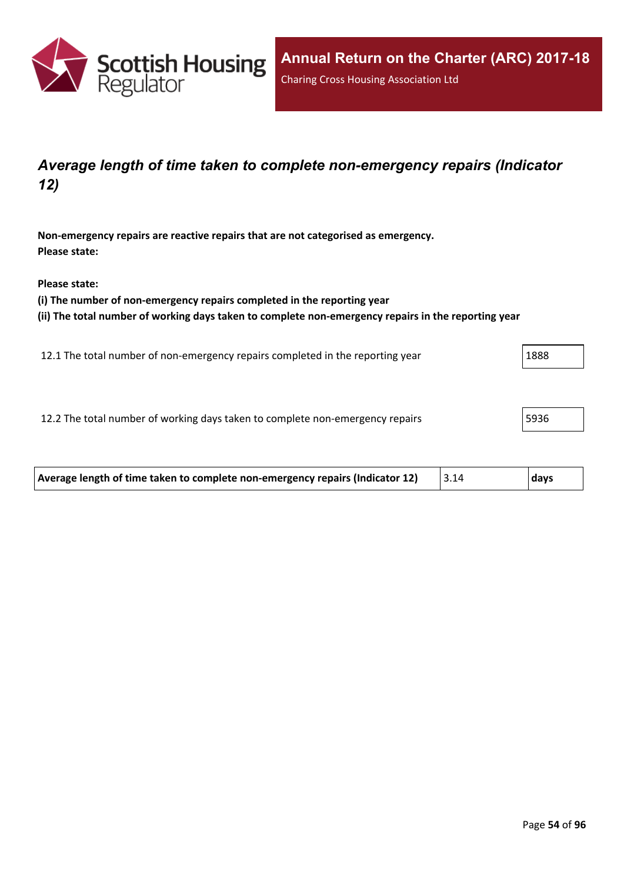## *Average length of time taken to complete non-emergency repairs (Indicator 12)*

**Non-emergency repairs are reactive repairs that are not categorised as emergency.**
**Please state:**

**Please state:**
**(i) The number of non-emergency repairs completed in the reporting year**
**(ii) The total number of working days taken to complete non-emergency repairs in the reporting year**

| | |
|---|---|
| 12.1 The total number of non-emergency repairs completed in the reporting year | 1888 |
| 12.2 The total number of working days taken to complete non-emergency repairs | 5936 |

| | | |
|---|---|---|
| **Average length of time taken to complete non-emergency repairs (Indicator 12)** | 3.14 | **days** |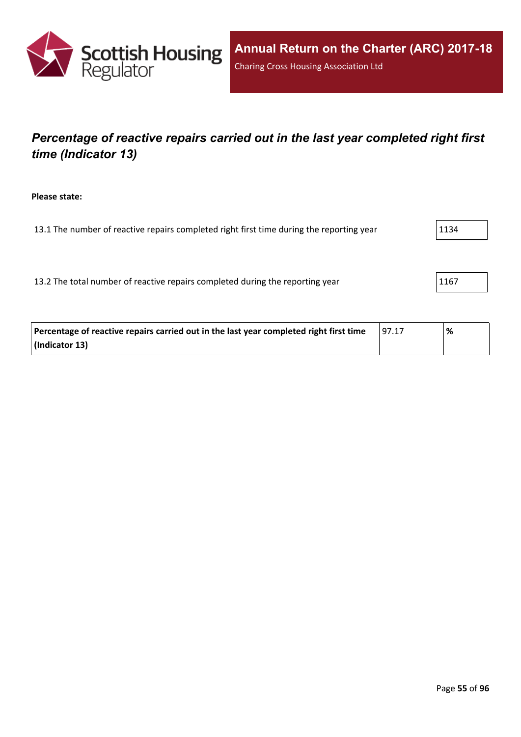## *Percentage of reactive repairs carried out in the last year completed right first time (Indicator 13)*

**Please state:**

| | |
|---|---|
| 13.1 The number of reactive repairs completed right first time during the reporting year | 1134 |
| 13.2 The total number of reactive repairs completed during the reporting year | 1167 |

| | | |
|---|---|---|
| **Percentage of reactive repairs carried out in the last year completed right first time (Indicator 13)** | 97.17 | **%** |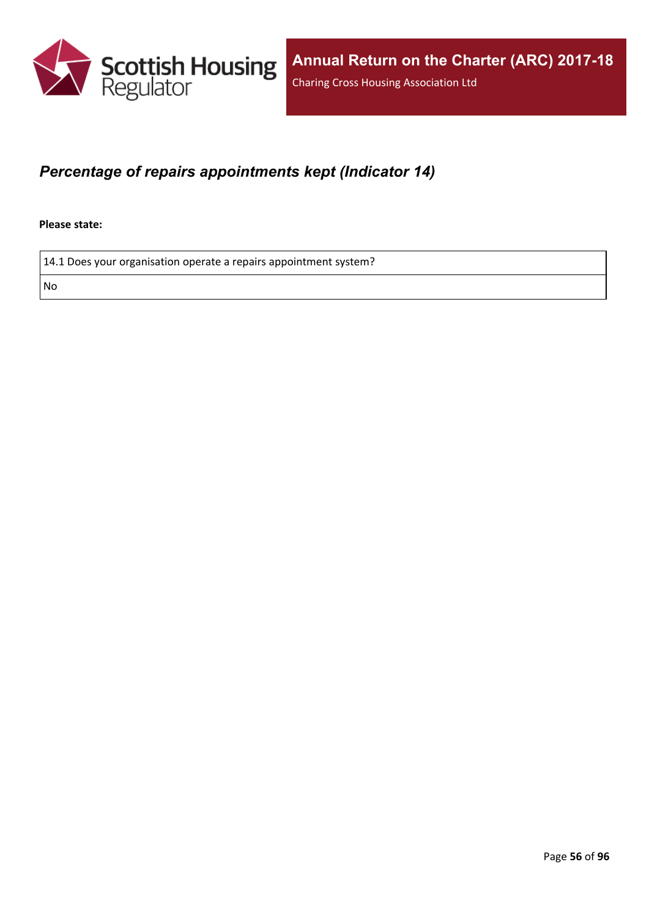## *Percentage of repairs appointments kept (Indicator 14)*

**Please state:**

| 14.1 Does your organisation operate a repairs appointment system? |
|---|
| No |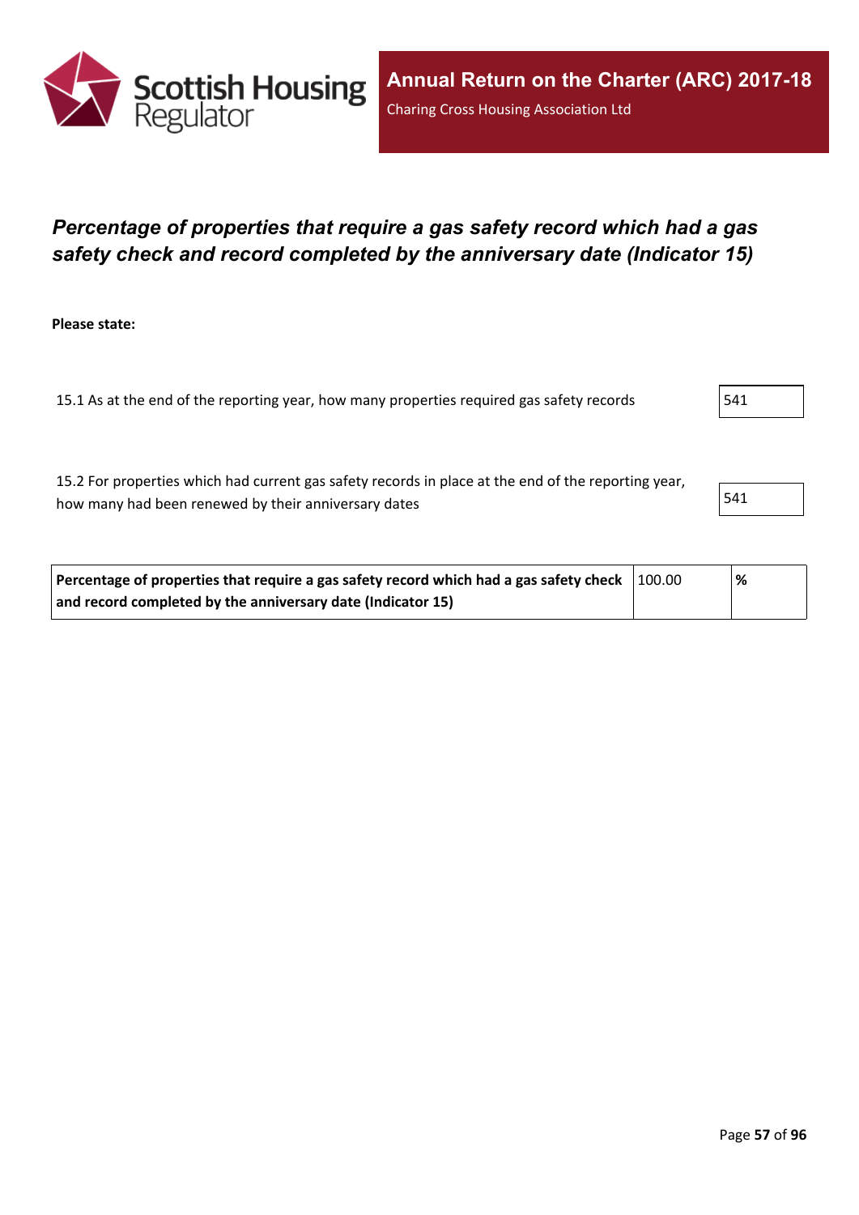## *Percentage of properties that require a gas safety record which had a gas safety check and record completed by the anniversary date (Indicator 15)*

**Please state:**

| | |
|---|---|
| 15.1 As at the end of the reporting year, how many properties required gas safety records | 541 |
| 15.2 For properties which had current gas safety records in place at the end of the reporting year, how many had been renewed by their anniversary dates | 541 |

| | | |
|---|---|---|
| **Percentage of properties that require a gas safety record which had a gas safety check and record completed by the anniversary date (Indicator 15)** | 100.00 | **%** |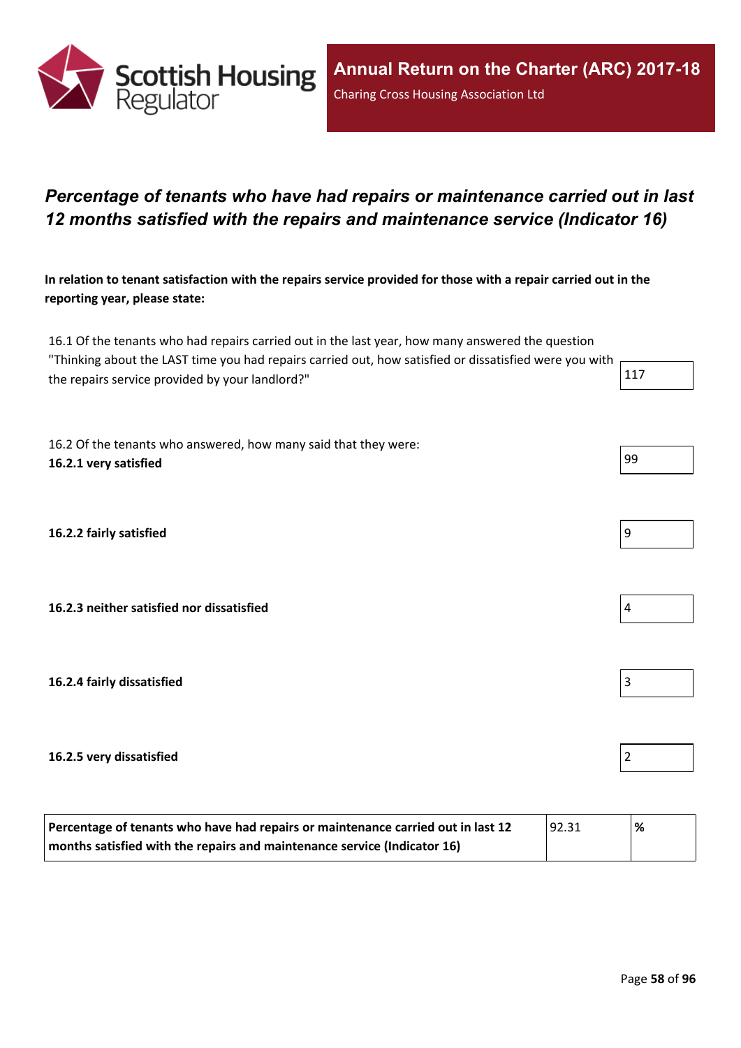# *Percentage of tenants who have had repairs or maintenance carried out in last 12 months satisfied with the repairs and maintenance service (Indicator 16)*

**In relation to tenant satisfaction with the repairs service provided for those with a repair carried out in the reporting year, please state:**

| | |
|---|---|
| 16.1 Of the tenants who had repairs carried out in the last year, how many answered the question "Thinking about the LAST time you had repairs carried out, how satisfied or dissatisfied were you with the repairs service provided by your landlord?" | 117 |
| 16.2 Of the tenants who answered, how many said that they were: **16.2.1 very satisfied** | 99 |
| **16.2.2 fairly satisfied** | 9 |
| **16.2.3 neither satisfied nor dissatisfied** | 4 |
| **16.2.4 fairly dissatisfied** | 3 |
| **16.2.5 very dissatisfied** | 2 |

| | | |
|---|---|---|
| **Percentage of tenants who have had repairs or maintenance carried out in last 12 months satisfied with the repairs and maintenance service (Indicator 16)** | 92.31 | **%** |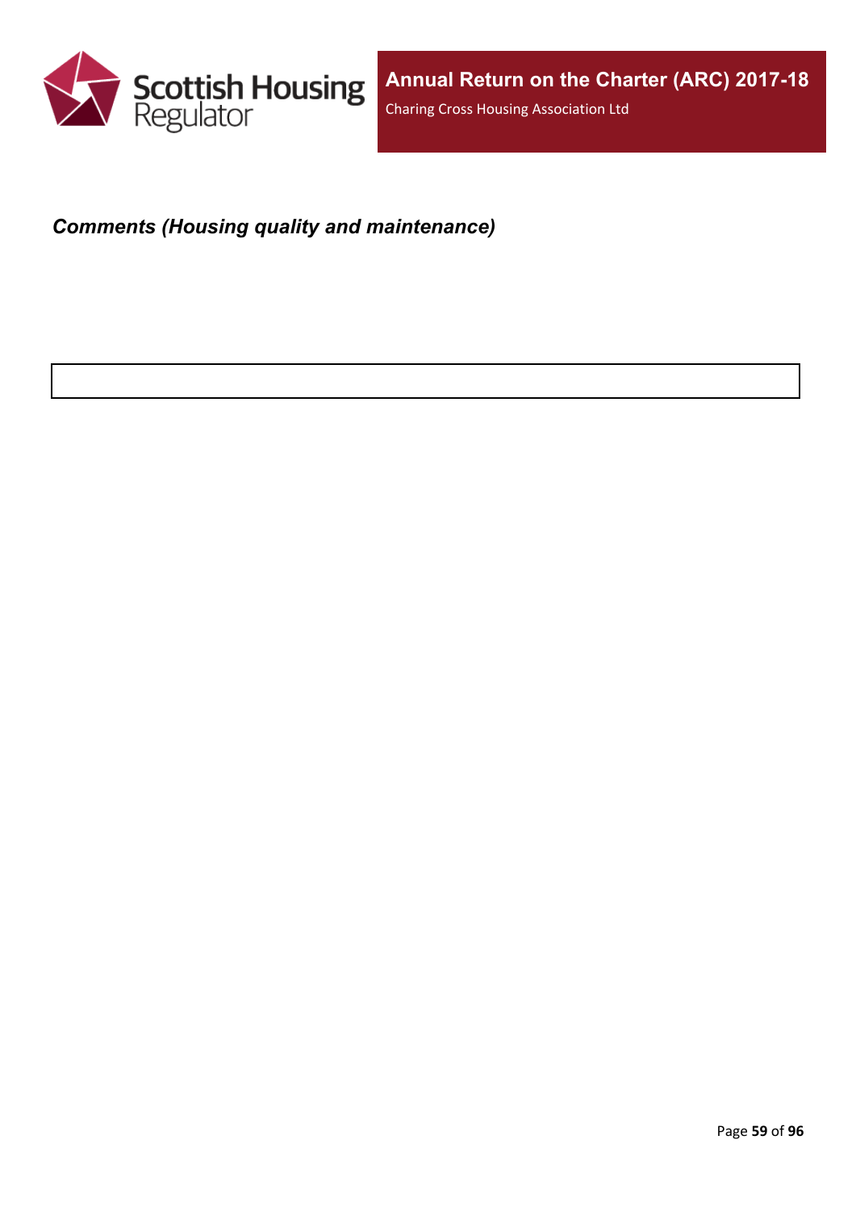***Comments (Housing quality and maintenance)***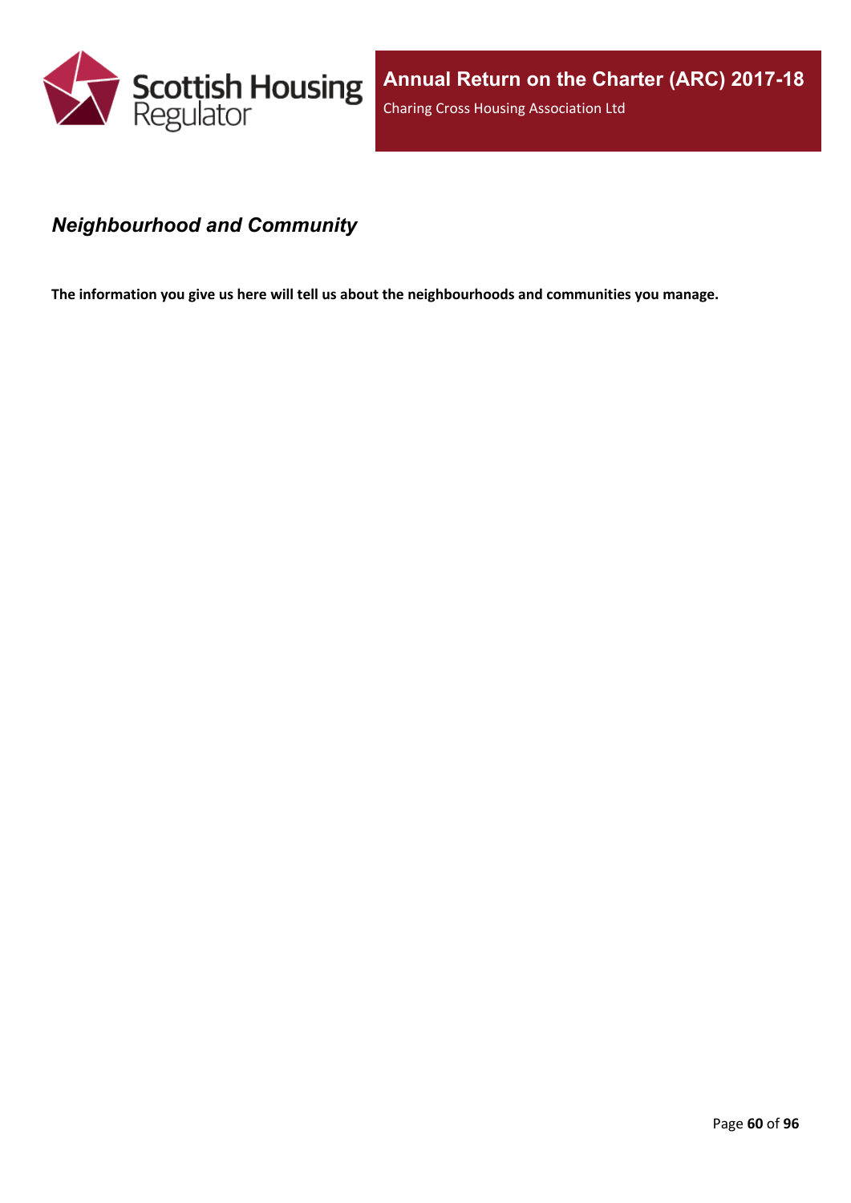## *Neighbourhood and Community*

**The information you give us here will tell us about the neighbourhoods and communities you manage.**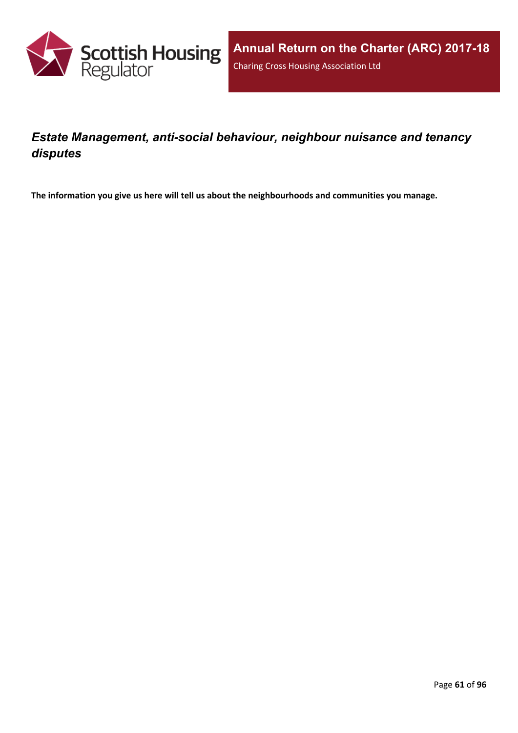## *Estate Management, anti-social behaviour, neighbour nuisance and tenancy disputes*

**The information you give us here will tell us about the neighbourhoods and communities you manage.**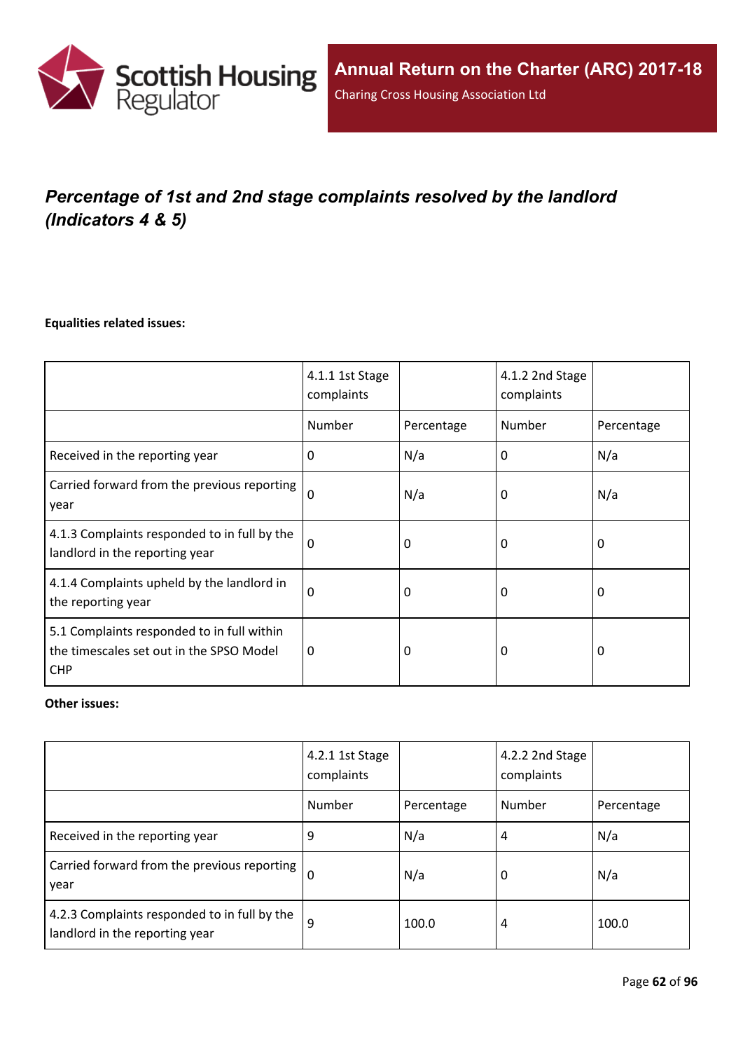## *Percentage of 1st and 2nd stage complaints resolved by the landlord (Indicators 4 & 5)*

**Equalities related issues:**

| | 4.1.1 1st Stage complaints | | 4.1.2 2nd Stage complaints | |
|---|---|---|---|---|
| | Number | Percentage | Number | Percentage |
| Received in the reporting year | 0 | N/a | 0 | N/a |
| Carried forward from the previous reporting year | 0 | N/a | 0 | N/a |
| 4.1.3 Complaints responded to in full by the landlord in the reporting year | 0 | 0 | 0 | 0 |
| 4.1.4 Complaints upheld by the landlord in the reporting year | 0 | 0 | 0 | 0 |
| 5.1 Complaints responded to in full within the timescales set out in the SPSO Model CHP | 0 | 0 | 0 | 0 |

**Other issues:**

| | 4.2.1 1st Stage complaints | | 4.2.2 2nd Stage complaints | |
|---|---|---|---|---|
| | Number | Percentage | Number | Percentage |
| Received in the reporting year | 9 | N/a | 4 | N/a |
| Carried forward from the previous reporting year | 0 | N/a | 0 | N/a |
| 4.2.3 Complaints responded to in full by the landlord in the reporting year | 9 | 100.0 | 4 | 100.0 |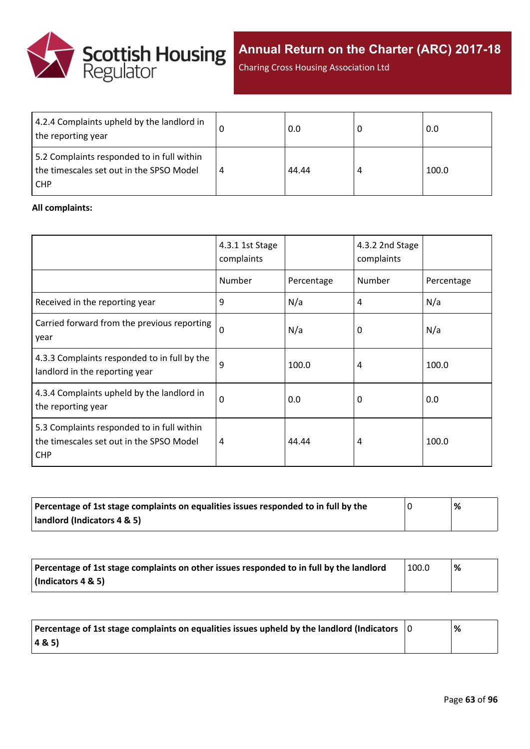| 4.2.4 Complaints upheld by the landlord in the reporting year | 0 | 0.0 | 0 | 0.0 |
|---|---|---|---|---|
| 5.2 Complaints responded to in full within the timescales set out in the SPSO Model CHP | 4 | 44.44 | 4 | 100.0 |

**All complaints:**

| | 4.3.1 1st Stage complaints | | 4.3.2 2nd Stage complaints | |
|---|---|---|---|---|
| | Number | Percentage | Number | Percentage |
| Received in the reporting year | 9 | N/a | 4 | N/a |
| Carried forward from the previous reporting year | 0 | N/a | 0 | N/a |
| 4.3.3 Complaints responded to in full by the landlord in the reporting year | 9 | 100.0 | 4 | 100.0 |
| 4.3.4 Complaints upheld by the landlord in the reporting year | 0 | 0.0 | 0 | 0.0 |
| 5.3 Complaints responded to in full within the timescales set out in the SPSO Model CHP | 4 | 44.44 | 4 | 100.0 |

| **Percentage of 1st stage complaints on equalities issues responded to in full by the landlord (Indicators 4 & 5)** | 0 | **%** |
|---|---|---|

| **Percentage of 1st stage complaints on other issues responded to in full by the landlord (Indicators 4 & 5)** | 100.0 | **%** |
|---|---|---|

| **Percentage of 1st stage complaints on equalities issues upheld by the landlord (Indicators 4 & 5)** | 0 | **%** |
|---|---|---|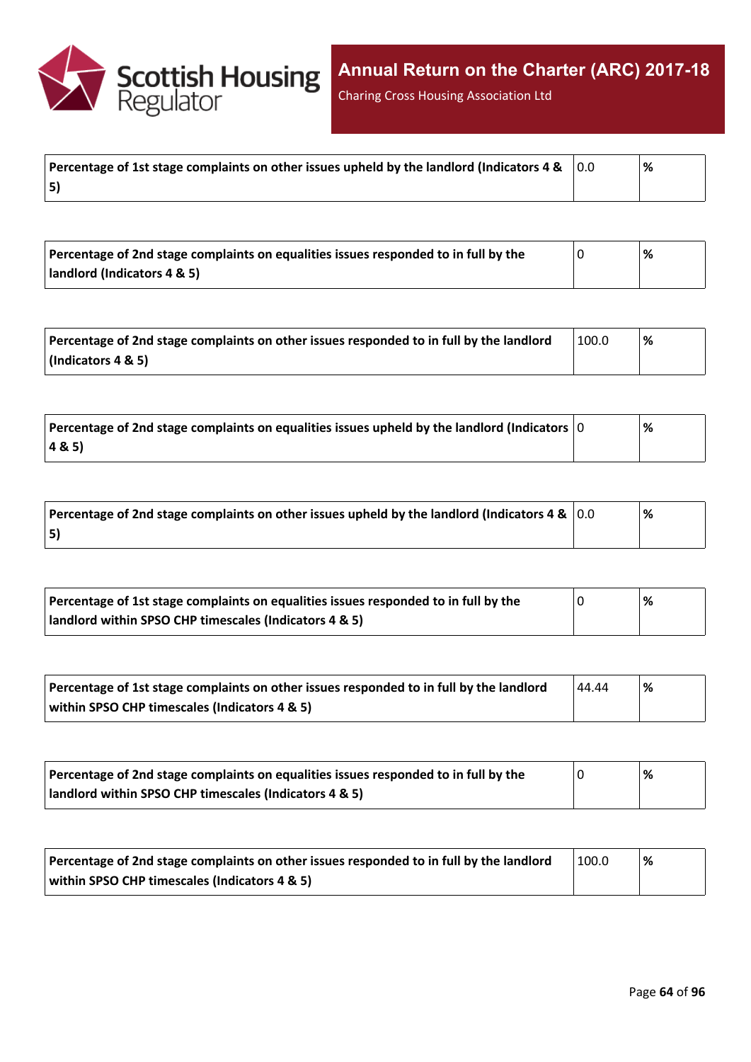| Percentage of 1st stage complaints on other issues upheld by the landlord (Indicators 4 & 5) | 0.0 | % |
|---|---|---|

| Percentage of 2nd stage complaints on equalities issues responded to in full by the landlord (Indicators 4 & 5) | 0 | % |
|---|---|---|

| Percentage of 2nd stage complaints on other issues responded to in full by the landlord (Indicators 4 & 5) | 100.0 | % |
|---|---|---|

| Percentage of 2nd stage complaints on equalities issues upheld by the landlord (Indicators 4 & 5) | 0 | % |
|---|---|---|

| Percentage of 2nd stage complaints on other issues upheld by the landlord (Indicators 4 & 5) | 0.0 | % |
|---|---|---|

| Percentage of 1st stage complaints on equalities issues responded to in full by the landlord within SPSO CHP timescales (Indicators 4 & 5) | 0 | % |
|---|---|---|

| Percentage of 1st stage complaints on other issues responded to in full by the landlord within SPSO CHP timescales (Indicators 4 & 5) | 44.44 | % |
|---|---|---|

| Percentage of 2nd stage complaints on equalities issues responded to in full by the landlord within SPSO CHP timescales (Indicators 4 & 5) | 0 | % |
|---|---|---|

| Percentage of 2nd stage complaints on other issues responded to in full by the landlord within SPSO CHP timescales (Indicators 4 & 5) | 100.0 | % |
|---|---|---|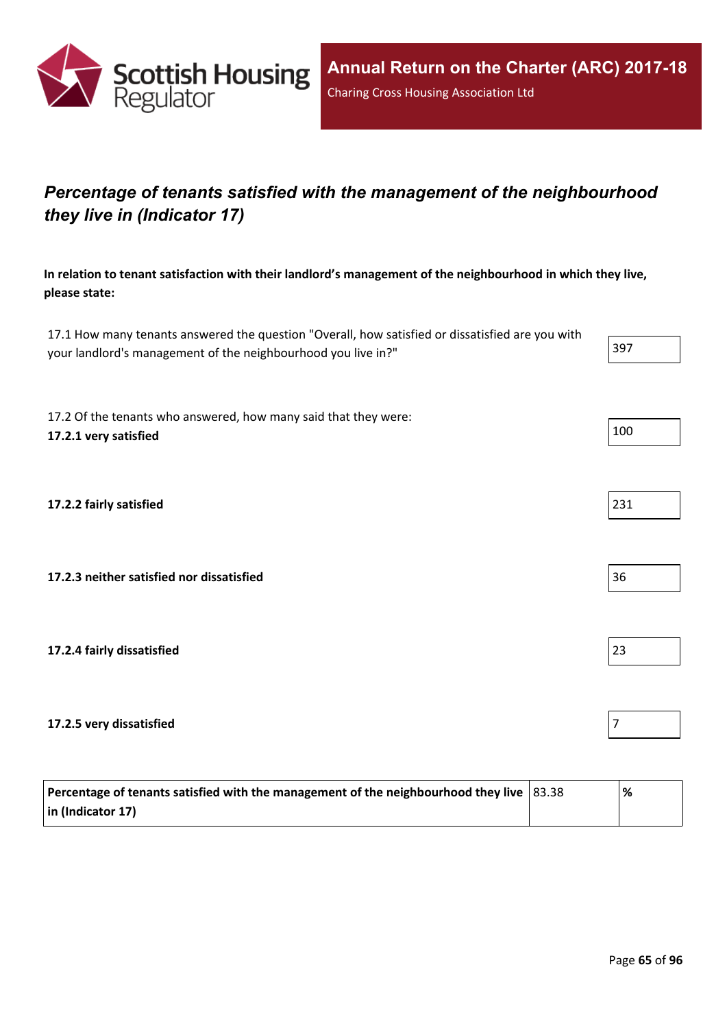## *Percentage of tenants satisfied with the management of the neighbourhood they live in (Indicator 17)*

**In relation to tenant satisfaction with their landlord's management of the neighbourhood in which they live, please state:**

| | |
|---|---|
| 17.1 How many tenants answered the question "Overall, how satisfied or dissatisfied are you with your landlord's management of the neighbourhood you live in?" | 397 |
| 17.2 Of the tenants who answered, how many said that they were: **17.2.1 very satisfied** | 100 |
| **17.2.2 fairly satisfied** | 231 |
| **17.2.3 neither satisfied nor dissatisfied** | 36 |
| **17.2.4 fairly dissatisfied** | 23 |
| **17.2.5 very dissatisfied** | 7 |

| | | |
|---|---|---|
| **Percentage of tenants satisfied with the management of the neighbourhood they live in (Indicator 17)** | 83.38 | **%** |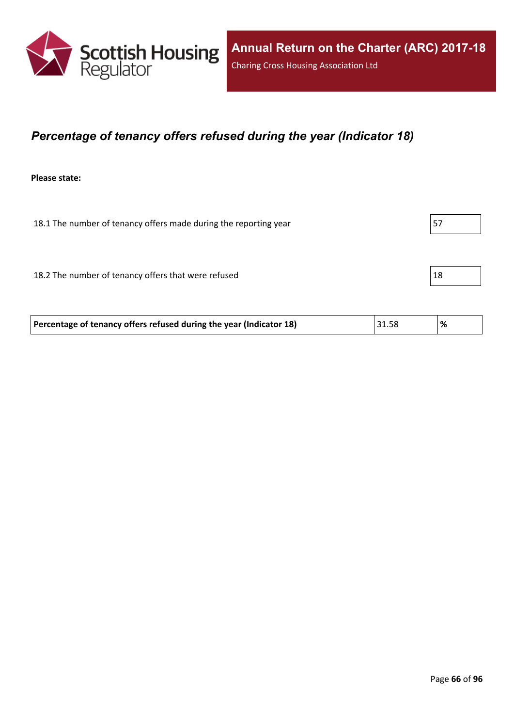## *Percentage of tenancy offers refused during the year (Indicator 18)*

**Please state:**

18.1 The number of tenancy offers made during the reporting year: 57

18.2 The number of tenancy offers that were refused: 18

| **Percentage of tenancy offers refused during the year (Indicator 18)** | 31.58 | **%** |
|---|---|---|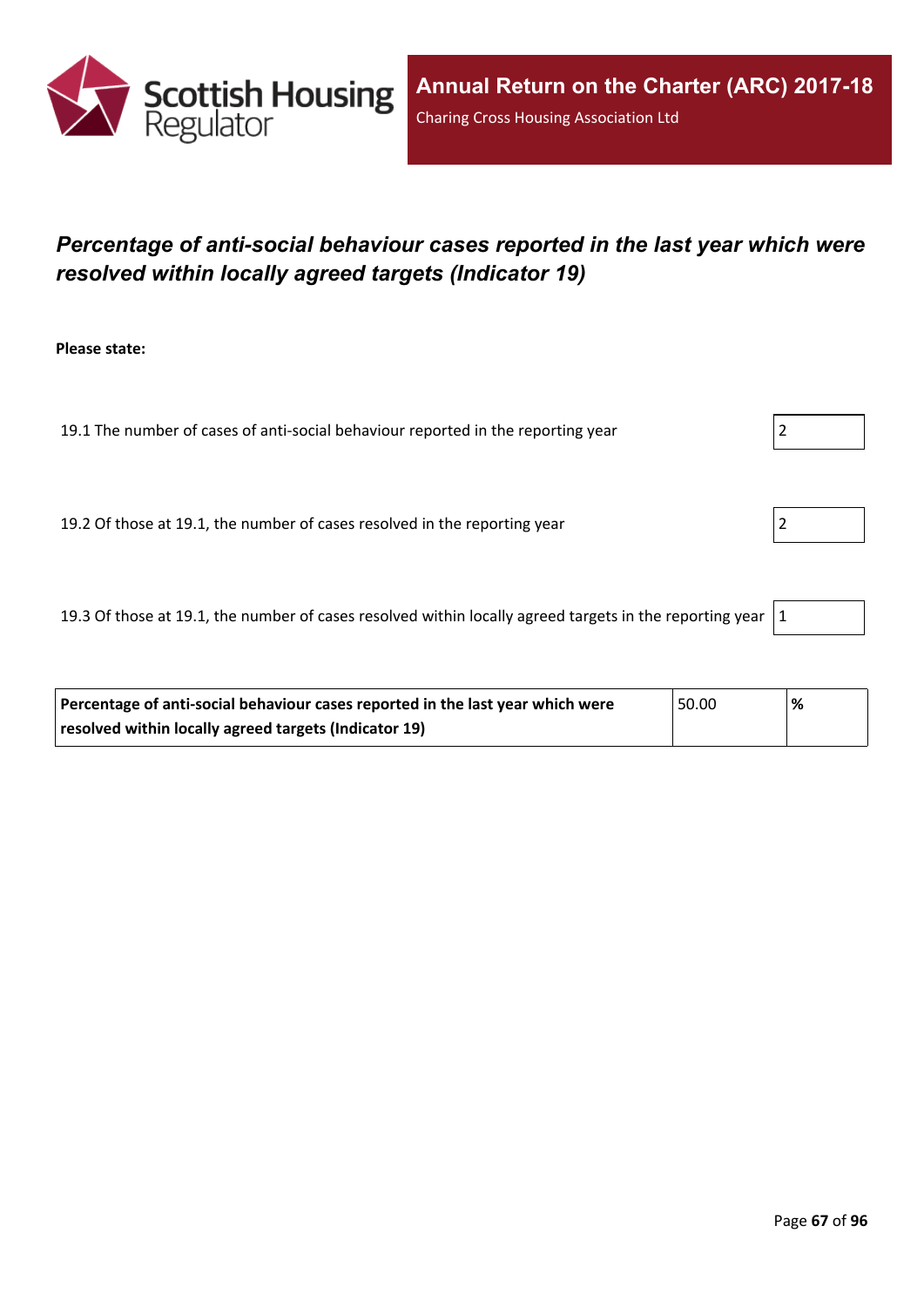## *Percentage of anti-social behaviour cases reported in the last year which were resolved within locally agreed targets (Indicator 19)*

**Please state:**

| | |
|---|---|
| 19.1 The number of cases of anti-social behaviour reported in the reporting year | 2 |
| 19.2 Of those at 19.1, the number of cases resolved in the reporting year | 2 |
| 19.3 Of those at 19.1, the number of cases resolved within locally agreed targets in the reporting year | 1 |

| | | |
|---|---|---|
| **Percentage of anti-social behaviour cases reported in the last year which were resolved within locally agreed targets (Indicator 19)** | 50.00 | **%** |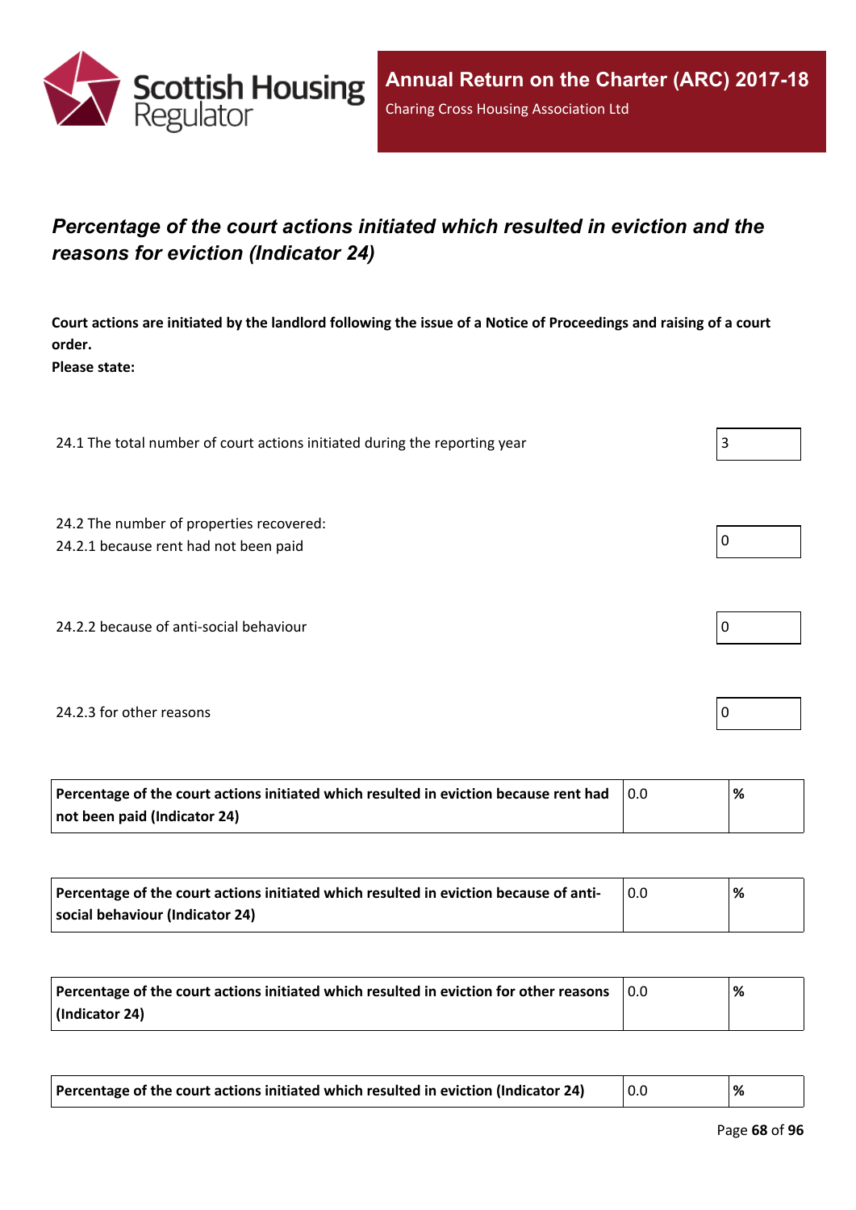## *Percentage of the court actions initiated which resulted in eviction and the reasons for eviction (Indicator 24)*

**Court actions are initiated by the landlord following the issue of a Notice of Proceedings and raising of a court order.**
**Please state:**

| | |
|---|---|
| 24.1 The total number of court actions initiated during the reporting year | 3 |
| 24.2 The number of properties recovered:<br>24.2.1 because rent had not been paid | 0 |
| 24.2.2 because of anti-social behaviour | 0 |
| 24.2.3 for other reasons | 0 |

| | | |
|---|---|---|
| **Percentage of the court actions initiated which resulted in eviction because rent had not been paid (Indicator 24)** | 0.0 | **%** |

| | | |
|---|---|---|
| **Percentage of the court actions initiated which resulted in eviction because of anti-social behaviour (Indicator 24)** | 0.0 | **%** |

| | | |
|---|---|---|
| **Percentage of the court actions initiated which resulted in eviction for other reasons (Indicator 24)** | 0.0 | **%** |

| | | |
|---|---|---|
| **Percentage of the court actions initiated which resulted in eviction (Indicator 24)** | 0.0 | **%** |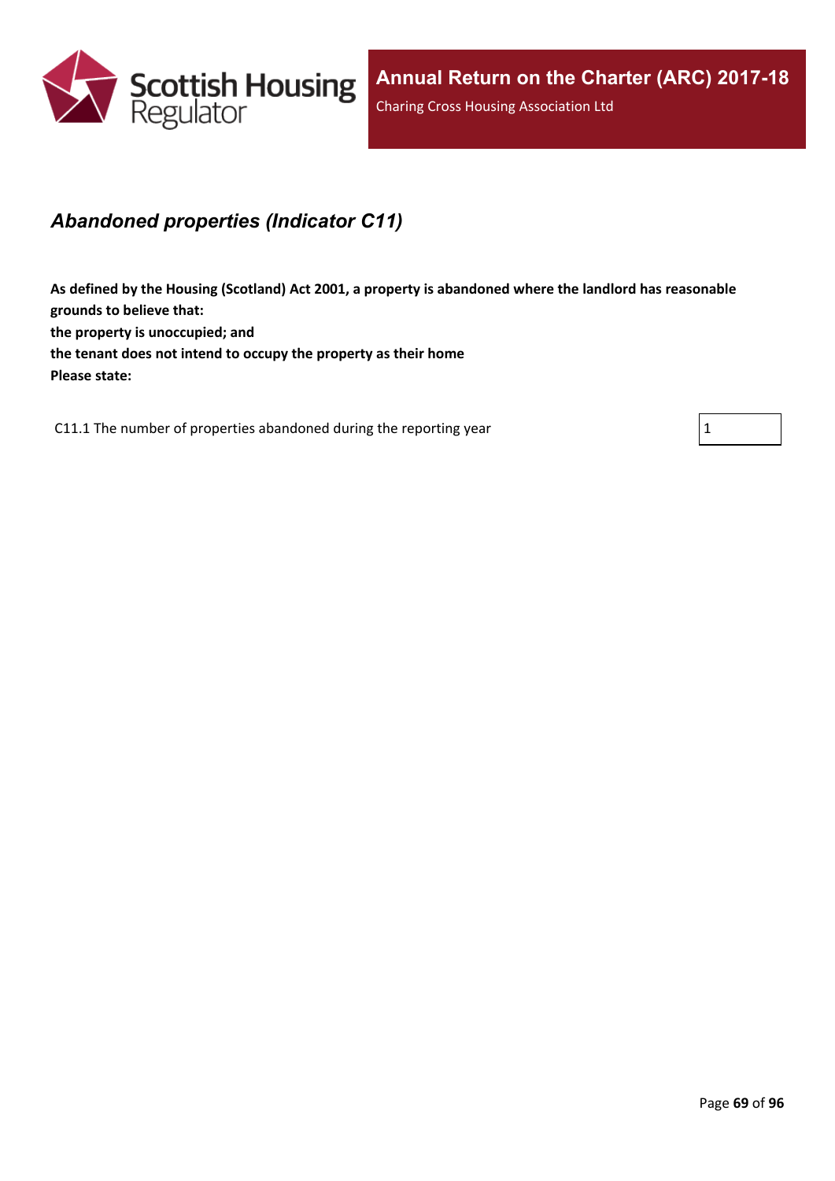## *Abandoned properties (Indicator C11)*

**As defined by the Housing (Scotland) Act 2001, a property is abandoned where the landlord has reasonable grounds to believe that:**
**the property is unoccupied; and**
**the tenant does not intend to occupy the property as their home**
**Please state:**

| | |
|---|---|
| C11.1 The number of properties abandoned during the reporting year | 1 |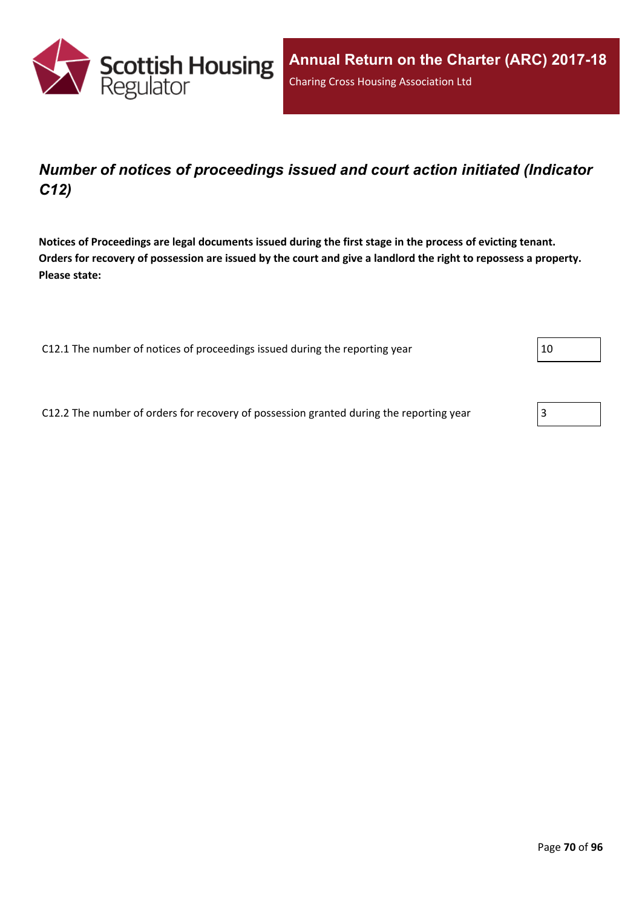## *Number of notices of proceedings issued and court action initiated (Indicator C12)*

**Notices of Proceedings are legal documents issued during the first stage in the process of evicting tenant. Orders for recovery of possession are issued by the court and give a landlord the right to repossess a property. Please state:**

| | |
|---|---|
| C12.1 The number of notices of proceedings issued during the reporting year | 10 |
| C12.2 The number of orders for recovery of possession granted during the reporting year | 3 |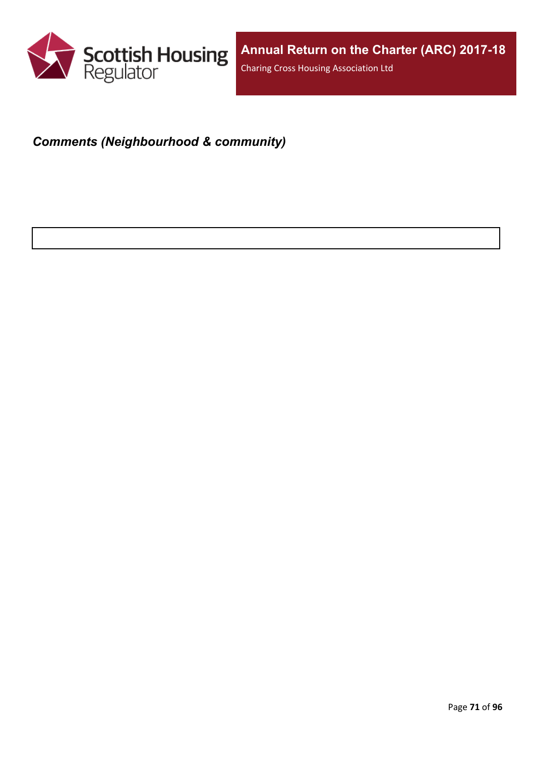***Comments (Neighbourhood & community)***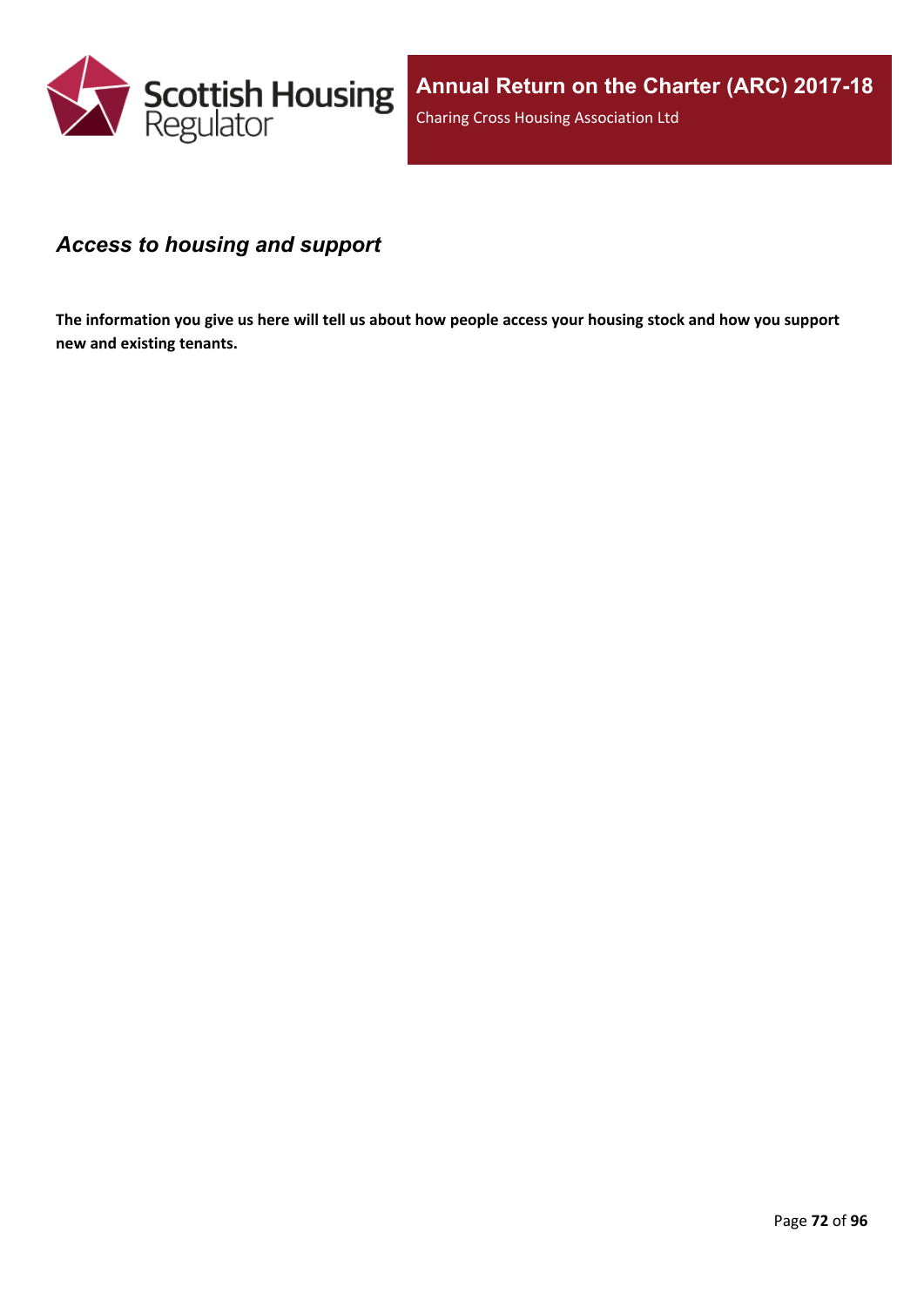## *Access to housing and support*

**The information you give us here will tell us about how people access your housing stock and how you support new and existing tenants.**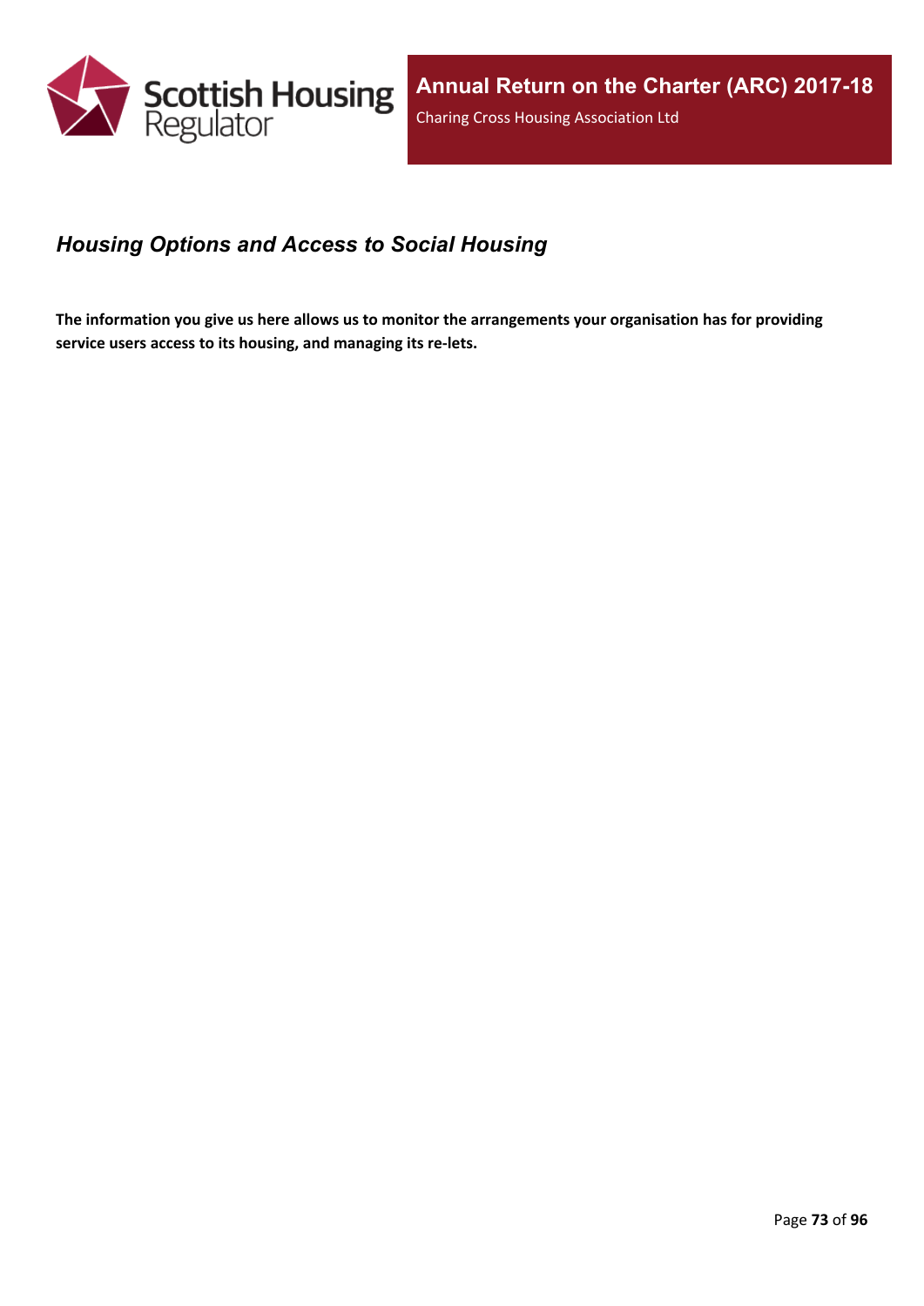## *Housing Options and Access to Social Housing*

**The information you give us here allows us to monitor the arrangements your organisation has for providing service users access to its housing, and managing its re-lets.**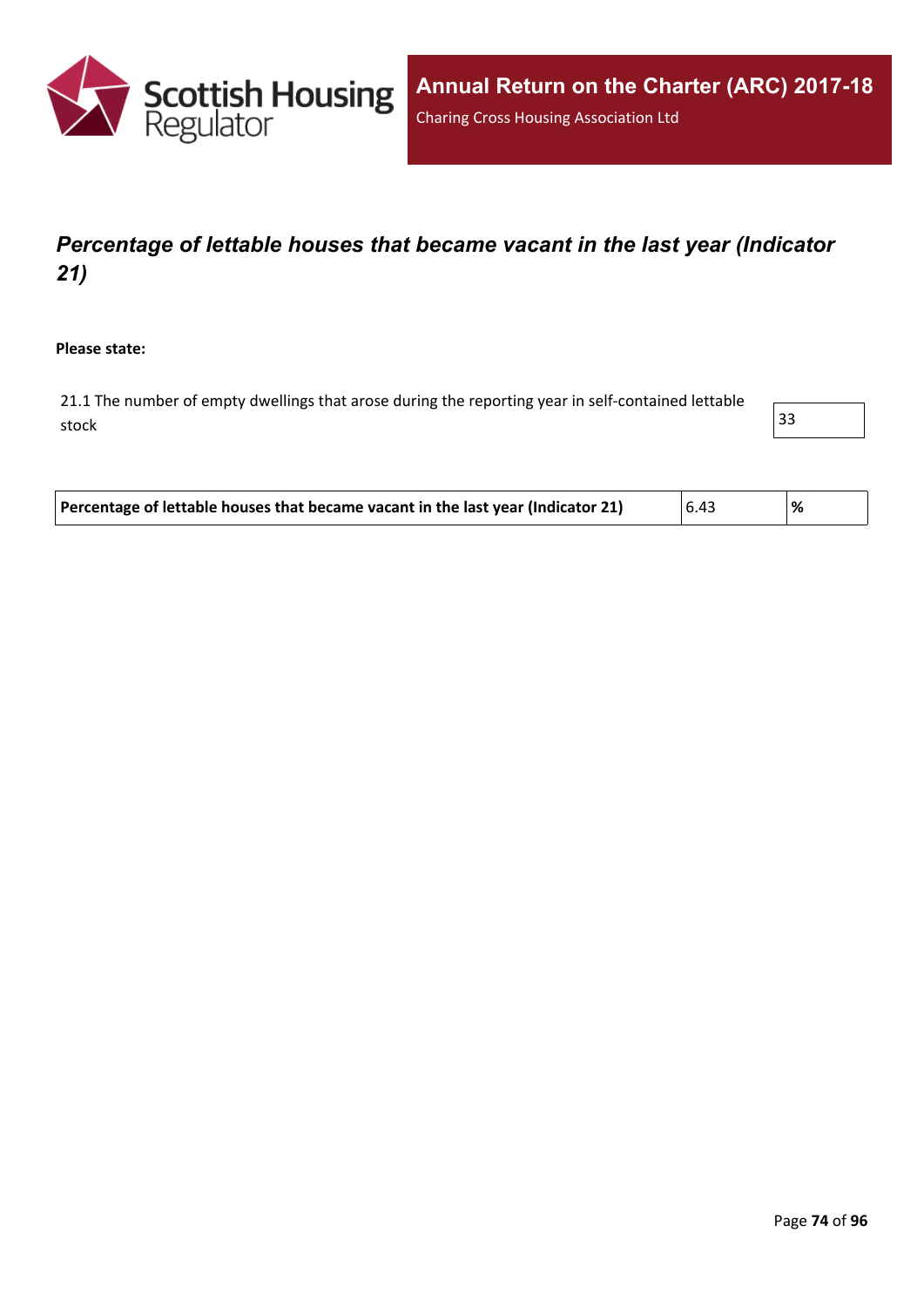## *Percentage of lettable houses that became vacant in the last year (Indicator 21)*

**Please state:**

| | |
|---|---|
| 21.1 The number of empty dwellings that arose during the reporting year in self-contained lettable stock | 33 |

| | | |
|---|---|---|
| **Percentage of lettable houses that became vacant in the last year (Indicator 21)** | 6.43 | **%** |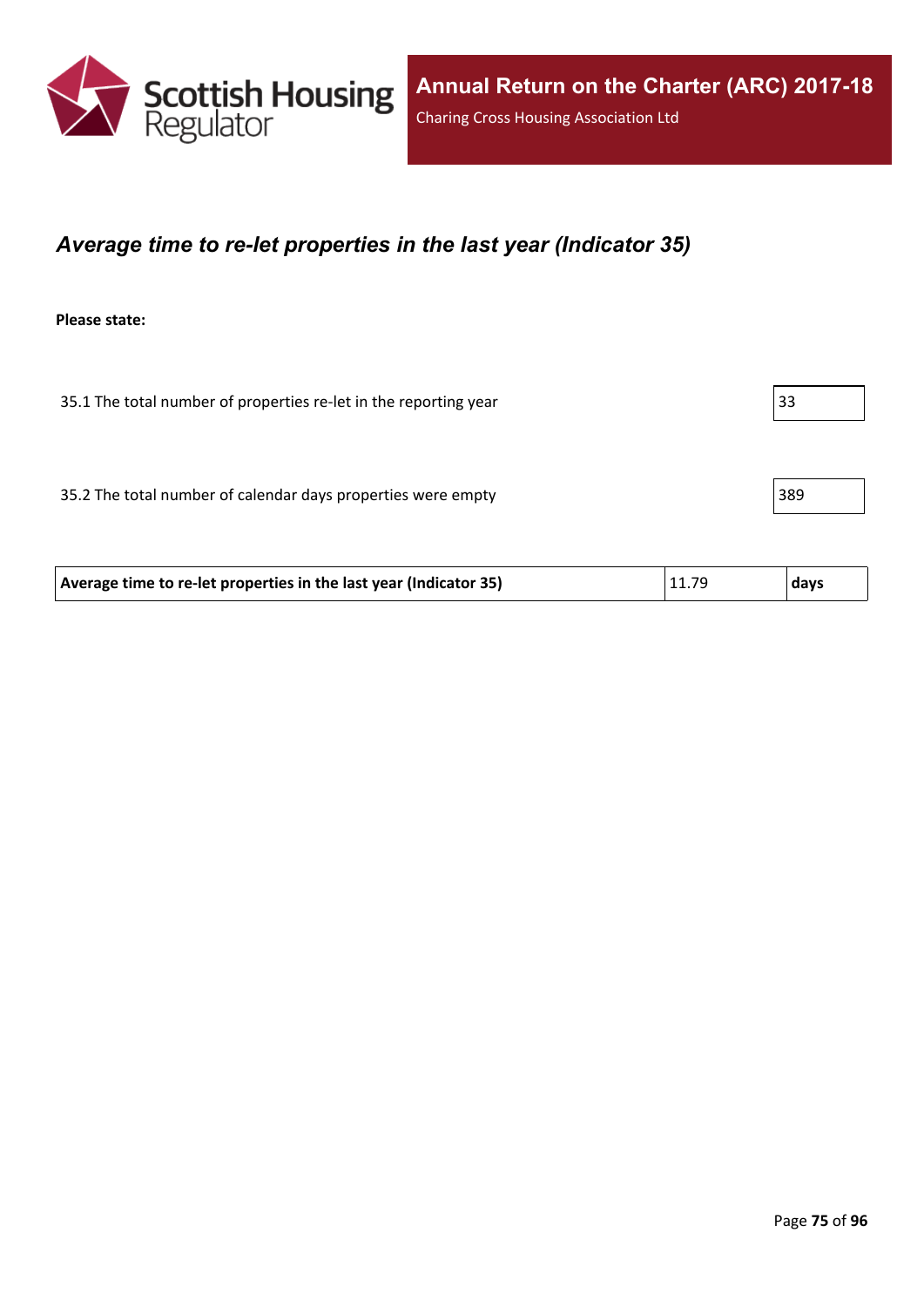## *Average time to re-let properties in the last year (Indicator 35)*

**Please state:**

| | |
|---|---|
| 35.1 The total number of properties re-let in the reporting year | 33 |
| 35.2 The total number of calendar days properties were empty | 389 |

| | | |
|---|---|---|
| **Average time to re-let properties in the last year (Indicator 35)** | 11.79 | **days** |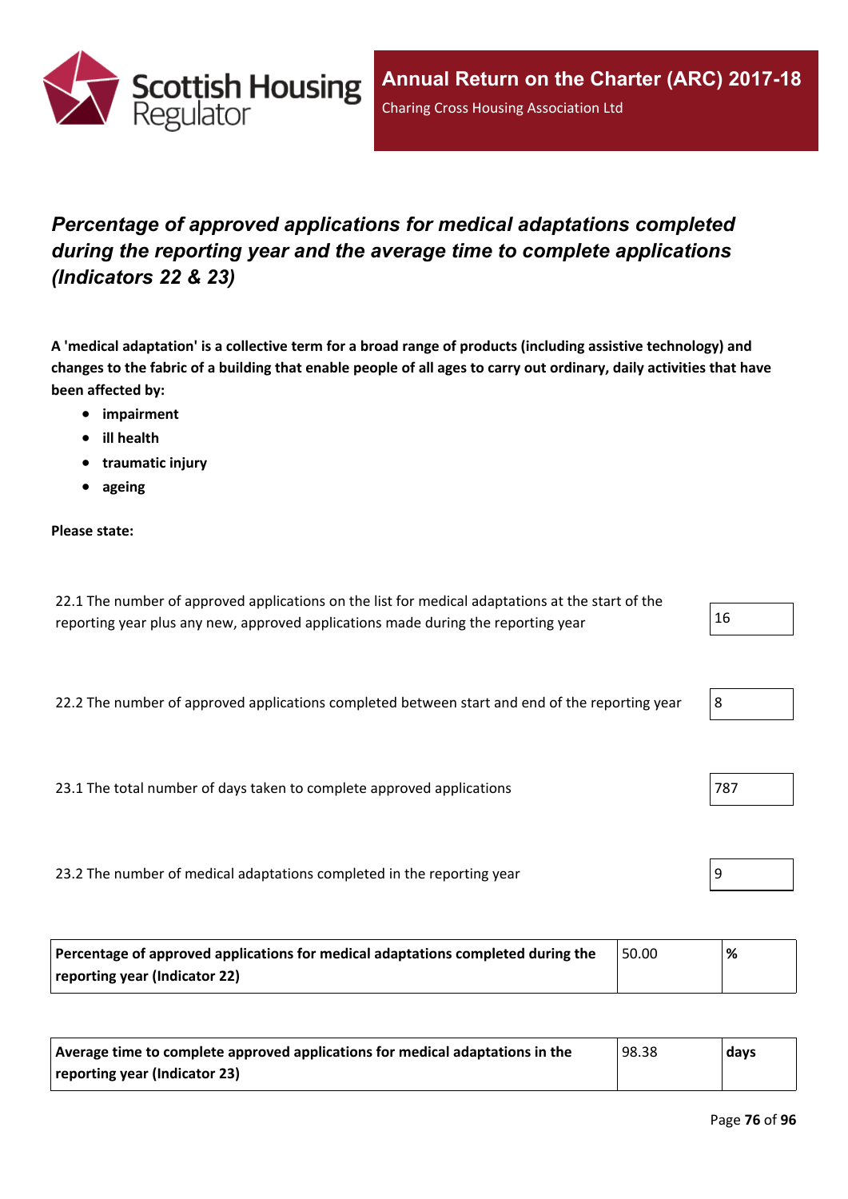# *Percentage of approved applications for medical adaptations completed during the reporting year and the average time to complete applications (Indicators 22 & 23)*

**A 'medical adaptation' is a collective term for a broad range of products (including assistive technology) and changes to the fabric of a building that enable people of all ages to carry out ordinary, daily activities that have been affected by:**

- **impairment**
- **ill health**
- **traumatic injury**
- **ageing**

**Please state:**

| | |
|---|---|
| 22.1 The number of approved applications on the list for medical adaptations at the start of the reporting year plus any new, approved applications made during the reporting year | 16 |
| 22.2 The number of approved applications completed between start and end of the reporting year | 8 |
| 23.1 The total number of days taken to complete approved applications | 787 |
| 23.2 The number of medical adaptations completed in the reporting year | 9 |

| | | |
|---|---|---|
| **Percentage of approved applications for medical adaptations completed during the reporting year (Indicator 22)** | 50.00 | **%** |

| | | |
|---|---|---|
| **Average time to complete approved applications for medical adaptations in the reporting year (Indicator 23)** | 98.38 | **days** |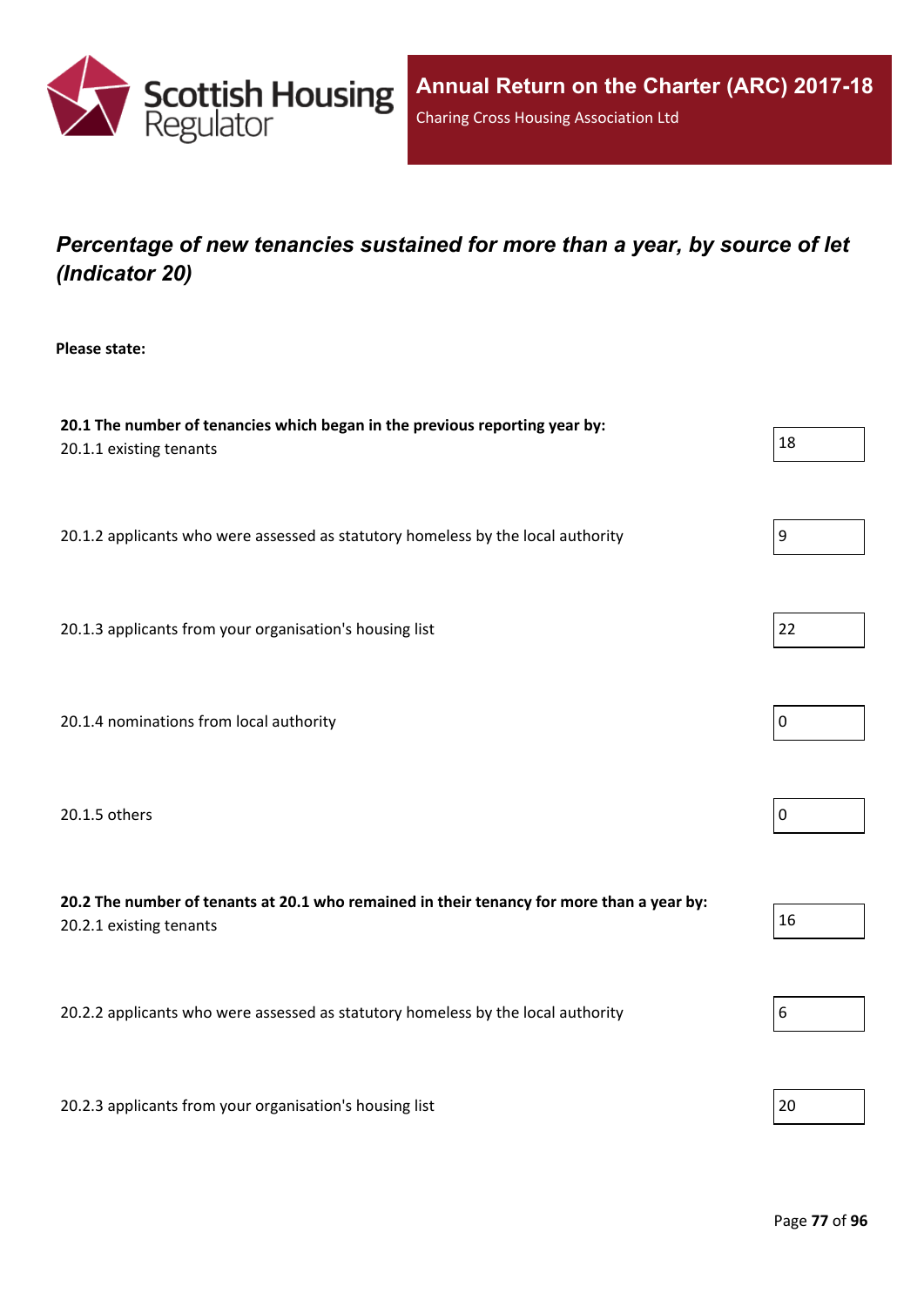## *Percentage of new tenancies sustained for more than a year, by source of let (Indicator 20)*

**Please state:**

**20.1 The number of tenancies which began in the previous reporting year by:**

| | |
|---|---|
| 20.1.1 existing tenants | 18 |
| 20.1.2 applicants who were assessed as statutory homeless by the local authority | 9 |
| 20.1.3 applicants from your organisation's housing list | 22 |
| 20.1.4 nominations from local authority | 0 |
| 20.1.5 others | 0 |

**20.2 The number of tenants at 20.1 who remained in their tenancy for more than a year by:**

| | |
|---|---|
| 20.2.1 existing tenants | 16 |
| 20.2.2 applicants who were assessed as statutory homeless by the local authority | 6 |
| 20.2.3 applicants from your organisation's housing list | 20 |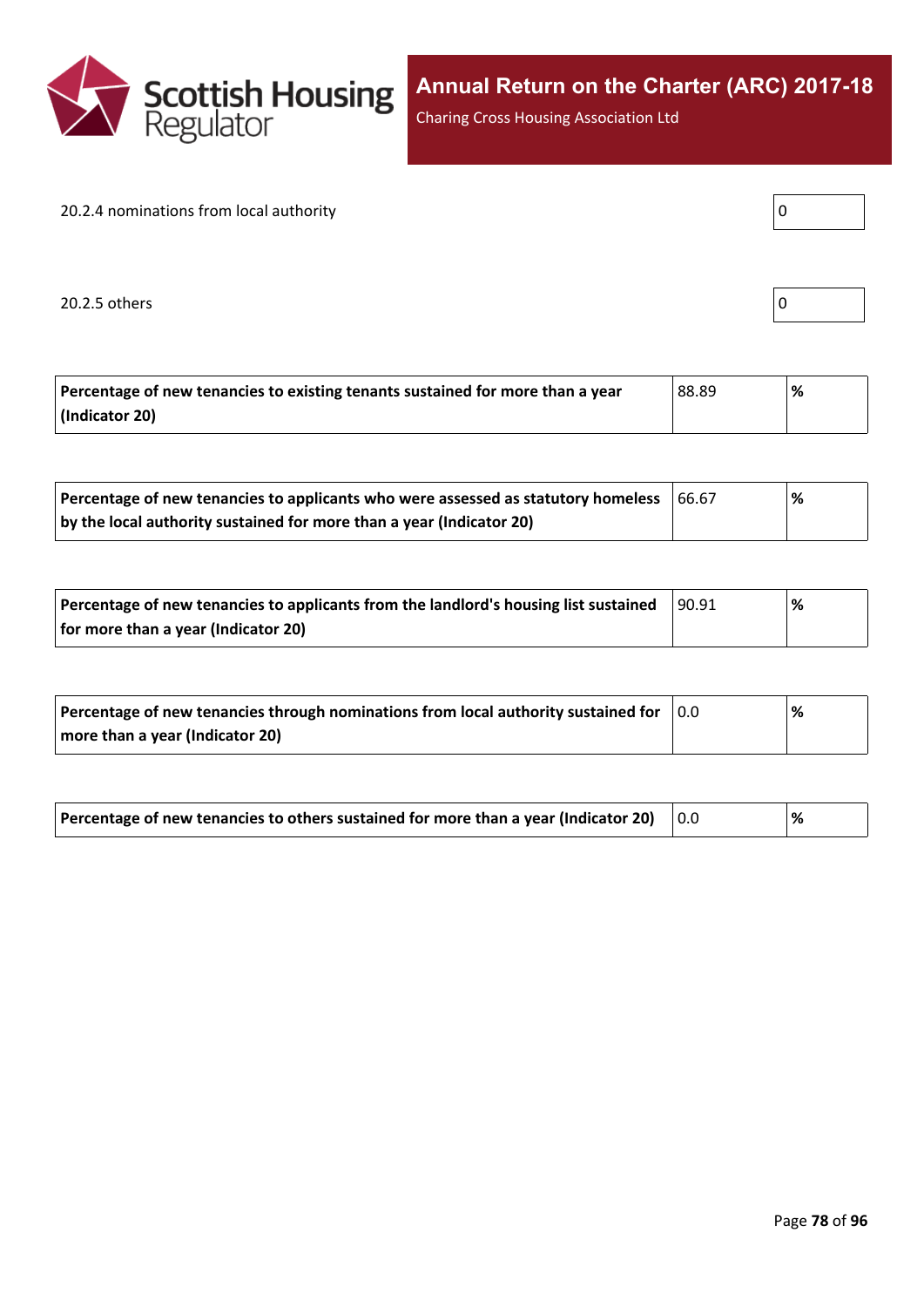20.2.4 nominations from local authority

| 0 |
|---|

20.2.5 others

| 0 |
|---|

| | | |
|---|---|---|
| **Percentage of new tenancies to existing tenants sustained for more than a year (Indicator 20)** | 88.89 | **%** |

| | | |
|---|---|---|
| **Percentage of new tenancies to applicants who were assessed as statutory homeless by the local authority sustained for more than a year (Indicator 20)** | 66.67 | **%** |

| | | |
|---|---|---|
| **Percentage of new tenancies to applicants from the landlord's housing list sustained for more than a year (Indicator 20)** | 90.91 | **%** |

| | | |
|---|---|---|
| **Percentage of new tenancies through nominations from local authority sustained for more than a year (Indicator 20)** | 0.0 | **%** |

| | | |
|---|---|---|
| **Percentage of new tenancies to others sustained for more than a year (Indicator 20)** | 0.0 | **%** |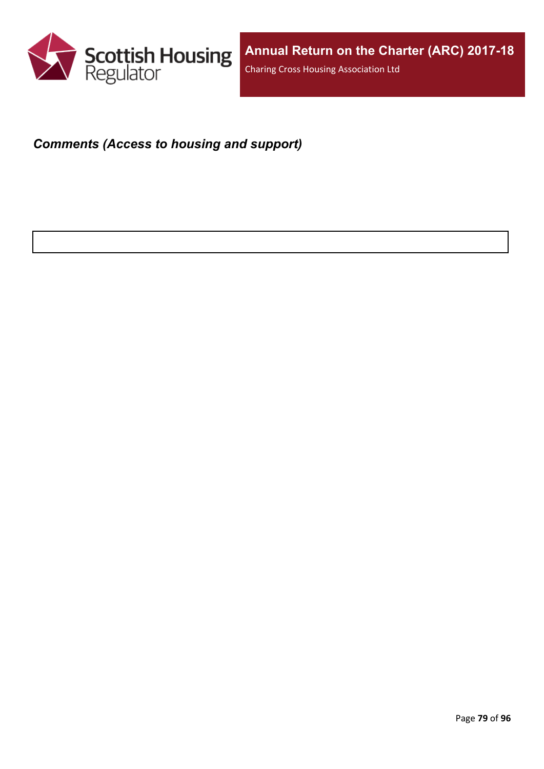***Comments (Access to housing and support)***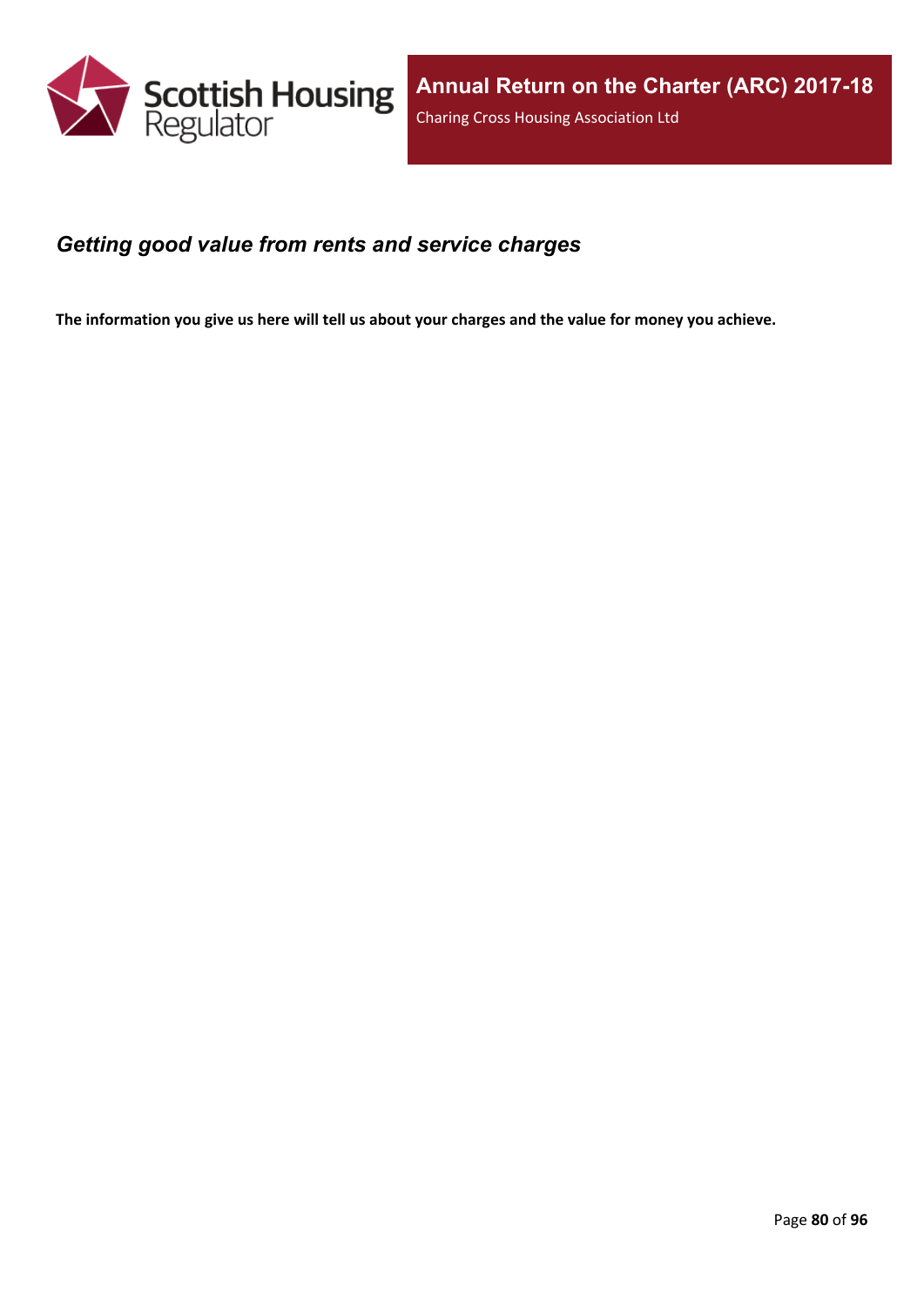## *Getting good value from rents and service charges*

**The information you give us here will tell us about your charges and the value for money you achieve.**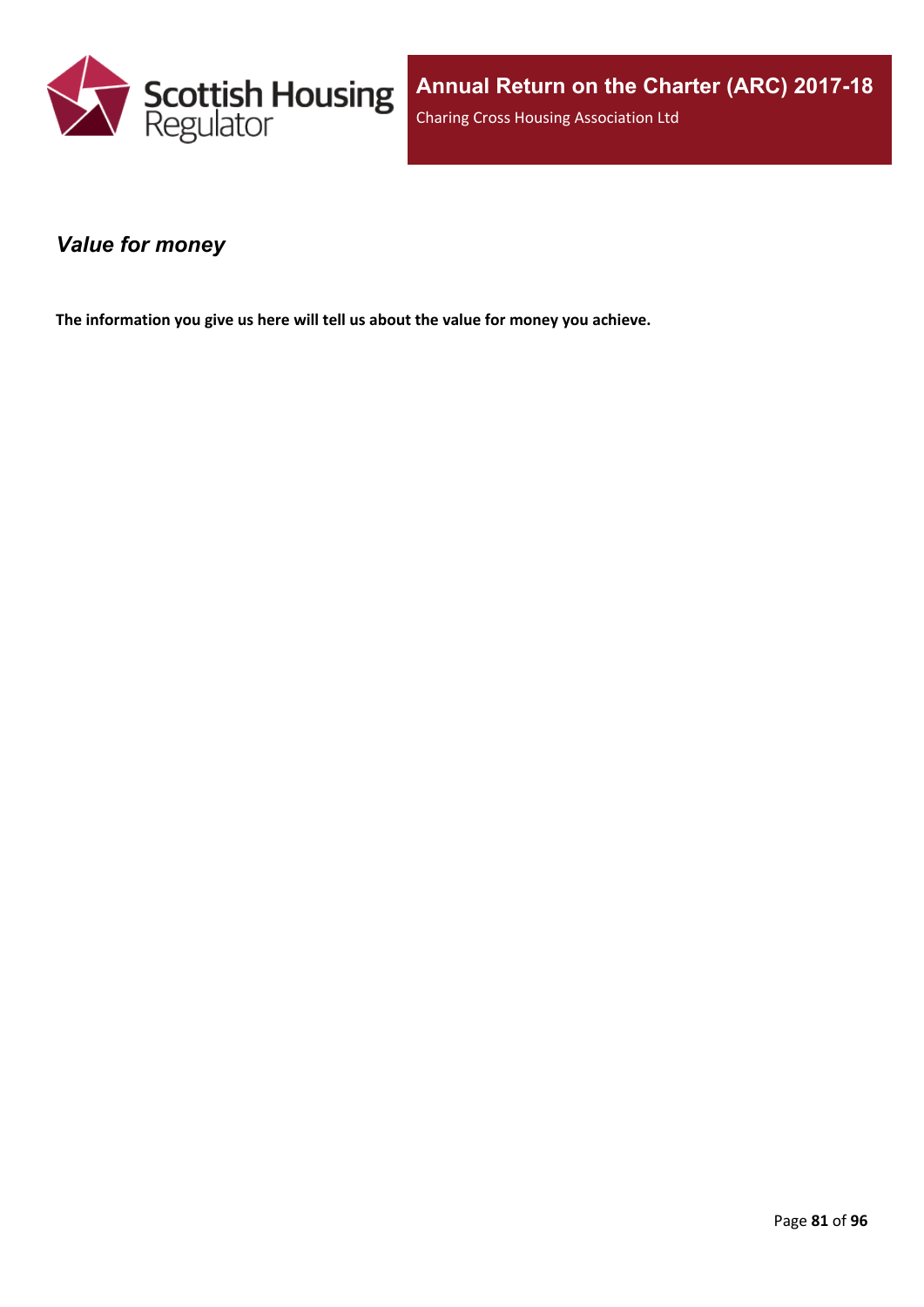## *Value for money*

**The information you give us here will tell us about the value for money you achieve.**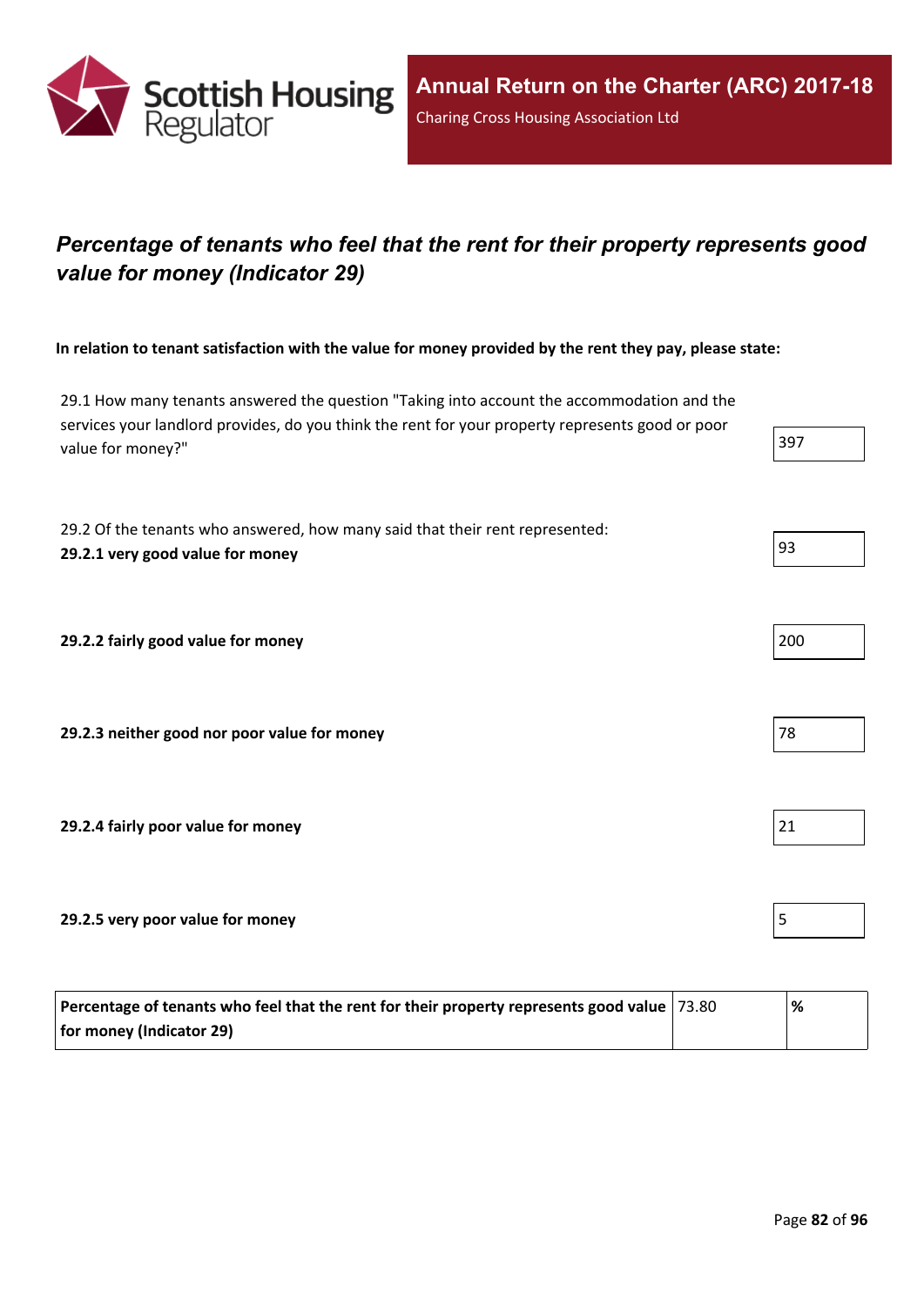## *Percentage of tenants who feel that the rent for their property represents good value for money (Indicator 29)*

**In relation to tenant satisfaction with the value for money provided by the rent they pay, please state:**

| | |
|---|---|
| 29.1 How many tenants answered the question "Taking into account the accommodation and the services your landlord provides, do you think the rent for your property represents good or poor value for money?" | 397 |
| 29.2 Of the tenants who answered, how many said that their rent represented:<br>**29.2.1 very good value for money** | 93 |
| **29.2.2 fairly good value for money** | 200 |
| **29.2.3 neither good nor poor value for money** | 78 |
| **29.2.4 fairly poor value for money** | 21 |
| **29.2.5 very poor value for money** | 5 |

| | | |
|---|---|---|
| **Percentage of tenants who feel that the rent for their property represents good value for money (Indicator 29)** | 73.80 | **%** |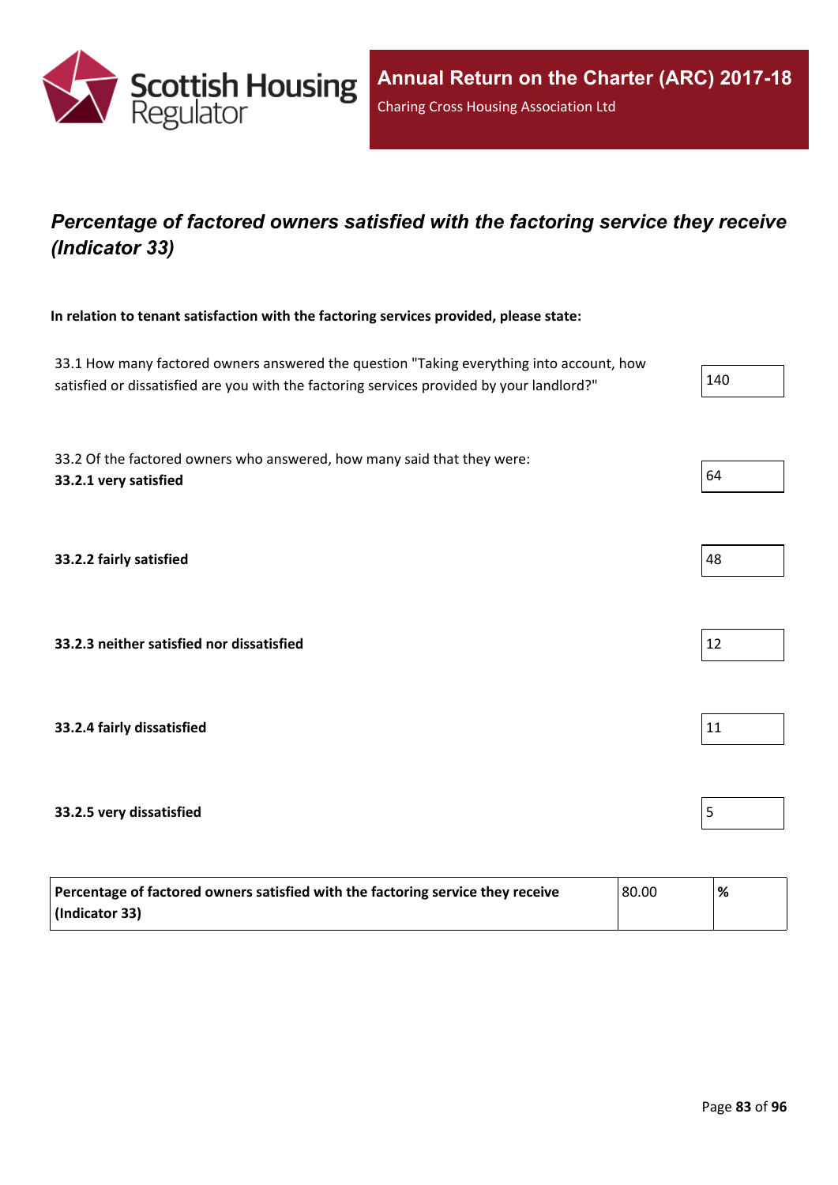## *Percentage of factored owners satisfied with the factoring service they receive (Indicator 33)*

**In relation to tenant satisfaction with the factoring services provided, please state:**

| | |
|---|---|
| 33.1 How many factored owners answered the question "Taking everything into account, how satisfied or dissatisfied are you with the factoring services provided by your landlord?" | 140 |
| 33.2 Of the factored owners who answered, how many said that they were: **33.2.1 very satisfied** | 64 |
| **33.2.2 fairly satisfied** | 48 |
| **33.2.3 neither satisfied nor dissatisfied** | 12 |
| **33.2.4 fairly dissatisfied** | 11 |
| **33.2.5 very dissatisfied** | 5 |

| | | |
|---|---|---|
| **Percentage of factored owners satisfied with the factoring service they receive (Indicator 33)** | 80.00 | **%** |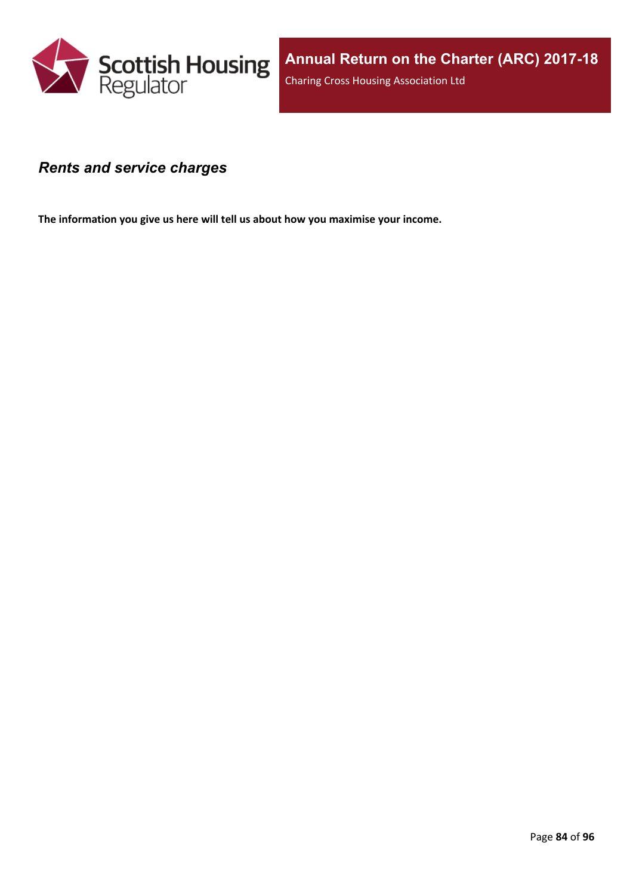## *Rents and service charges*

**The information you give us here will tell us about how you maximise your income.**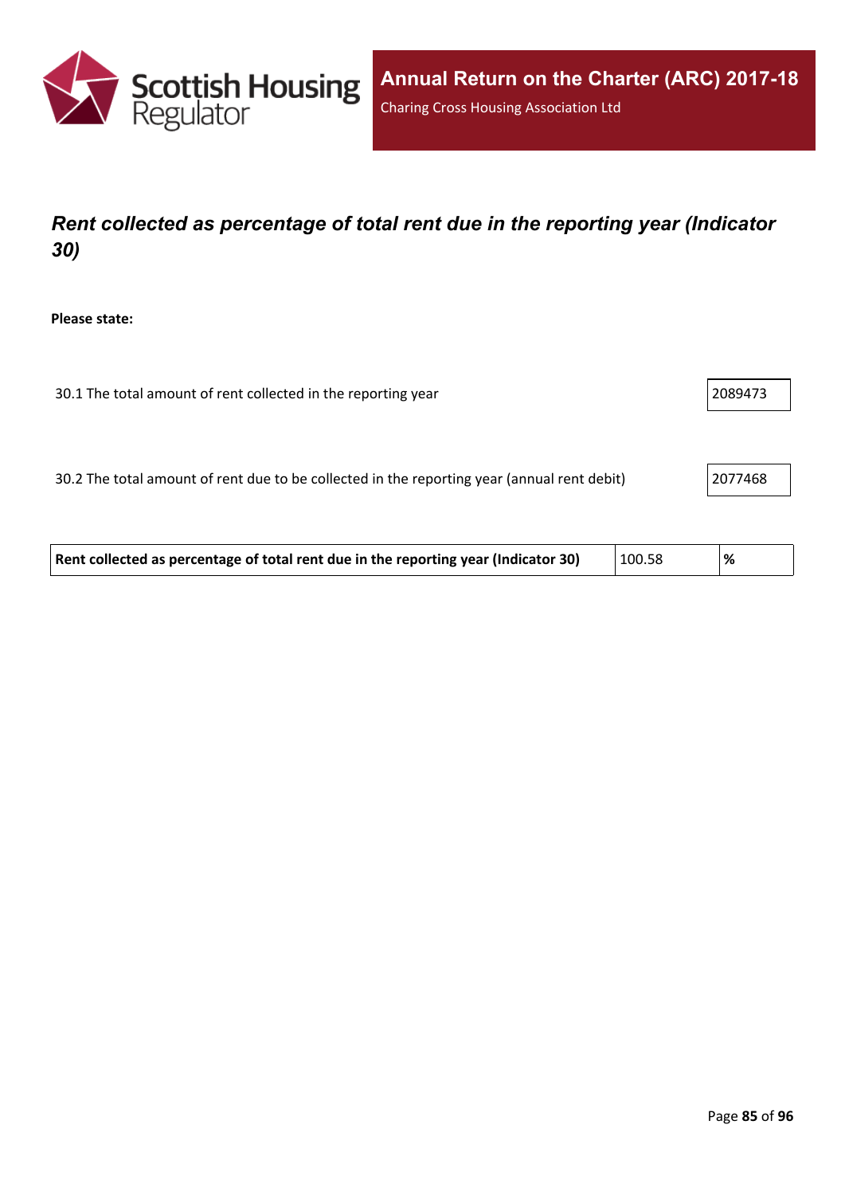## *Rent collected as percentage of total rent due in the reporting year (Indicator 30)*

**Please state:**

| | |
|---|---|
| 30.1 The total amount of rent collected in the reporting year | 2089473 |
| 30.2 The total amount of rent due to be collected in the reporting year (annual rent debit) | 2077468 |

| | | |
|---|---|---|
| **Rent collected as percentage of total rent due in the reporting year (Indicator 30)** | 100.58 | **%** |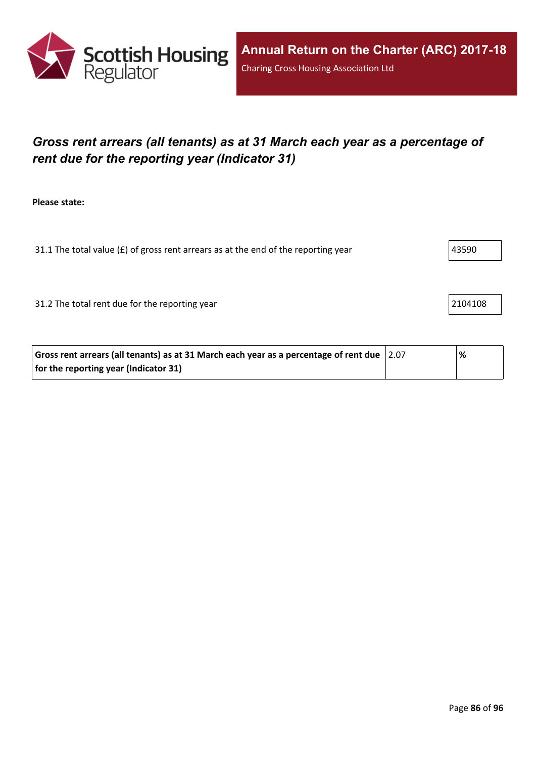## *Gross rent arrears (all tenants) as at 31 March each year as a percentage of rent due for the reporting year (Indicator 31)*

**Please state:**

31.1 The total value (£) of gross rent arrears as at the end of the reporting year: 43590

31.2 The total rent due for the reporting year: 2104108

| Gross rent arrears (all tenants) as at 31 March each year as a percentage of rent due for the reporting year (Indicator 31) | 2.07 | % |
|---|---|---|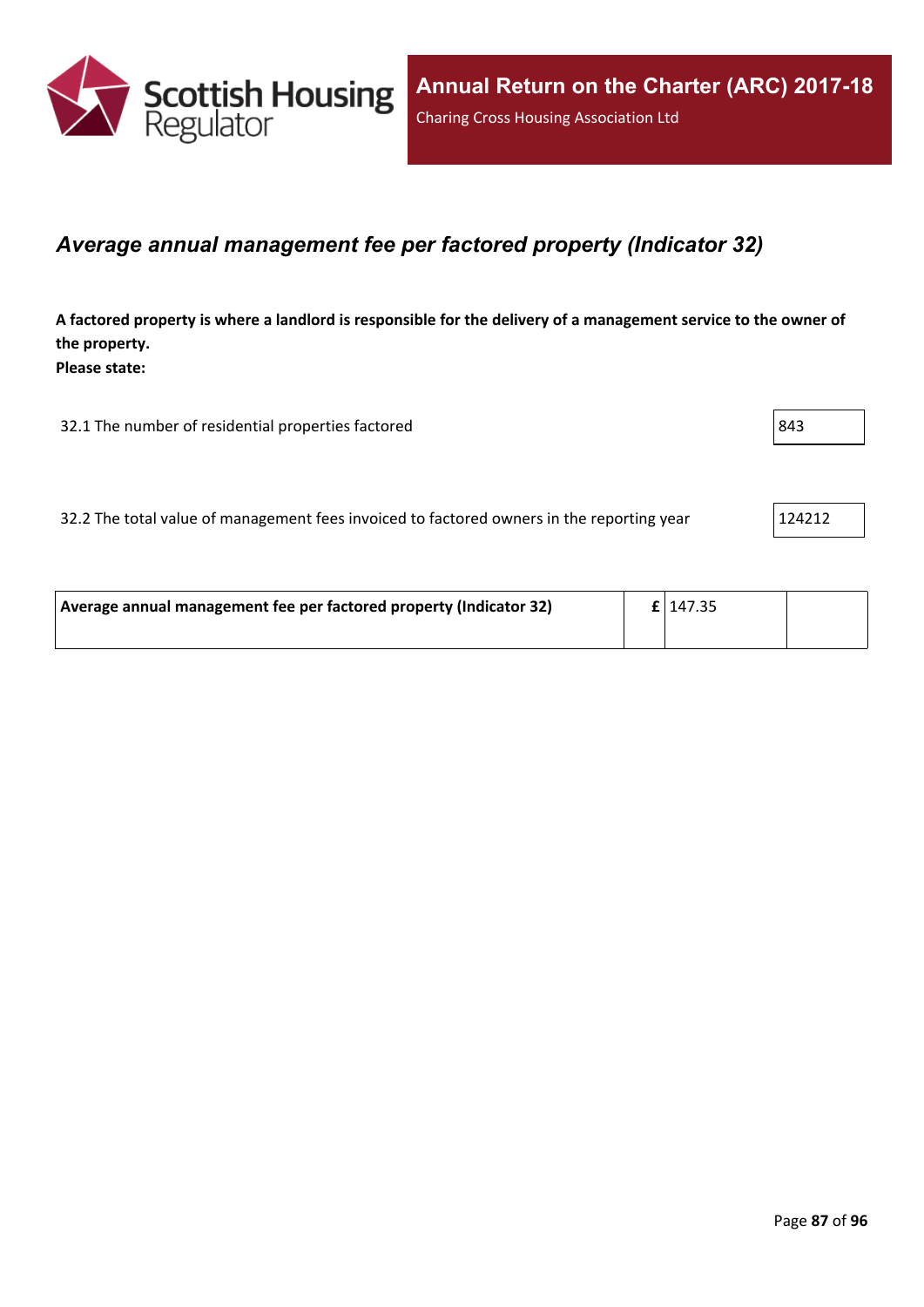## *Average annual management fee per factored property (Indicator 32)*

**A factored property is where a landlord is responsible for the delivery of a management service to the owner of the property.**
**Please state:**

| | |
|---|---|
| 32.1 The number of residential properties factored | 843 |
| 32.2 The total value of management fees invoiced to factored owners in the reporting year | 124212 |

| | | | |
|---|---|---|---|
| **Average annual management fee per factored property (Indicator 32)** | **£** | 147.35 | |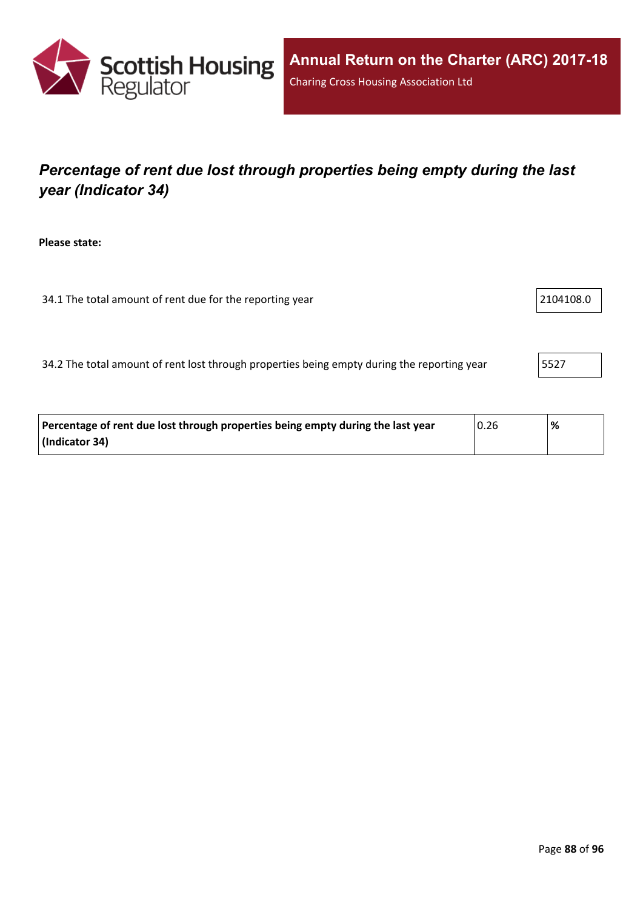# *Percentage of rent due lost through properties being empty during the last year (Indicator 34)*

**Please state:**

34.1 The total amount of rent due for the reporting year: 2104108.0

34.2 The total amount of rent lost through properties being empty during the reporting year: 5527

| **Percentage of rent due lost through properties being empty during the last year (Indicator 34)** | 0.26 | **%** |
|---|---|---|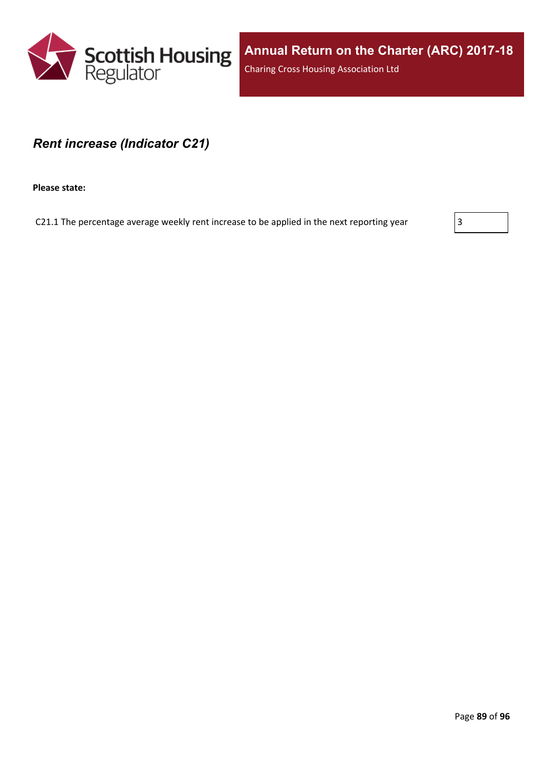## *Rent increase (Indicator C21)*

**Please state:**

| C21.1 The percentage average weekly rent increase to be applied in the next reporting year | 3 |
|---|---|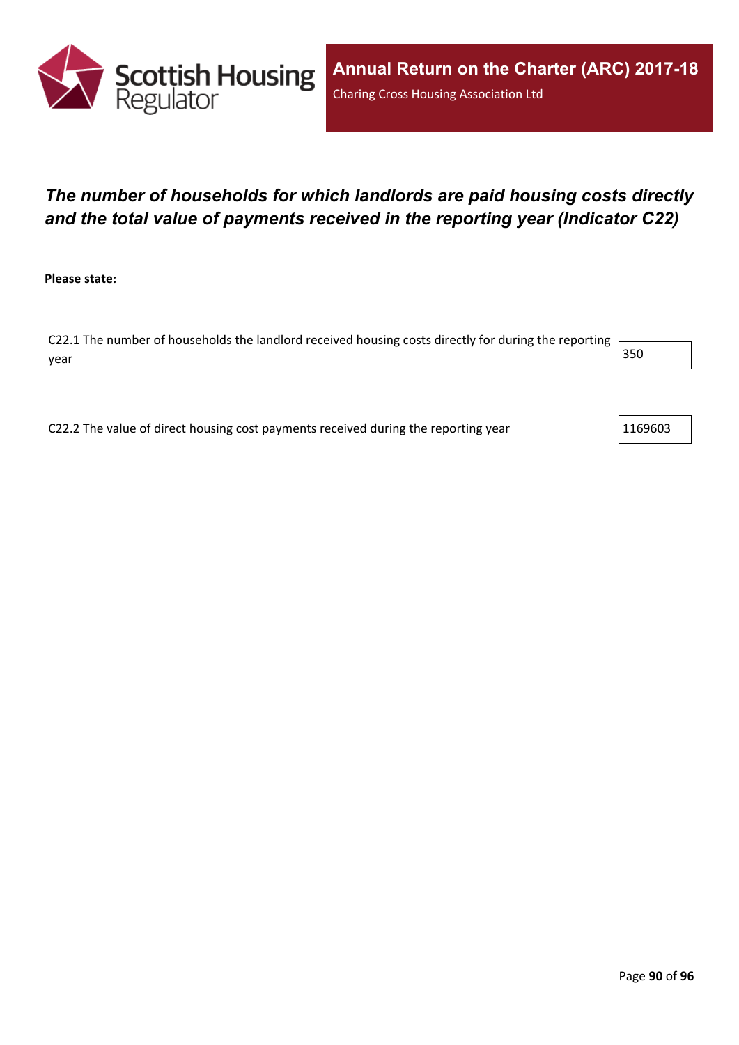## *The number of households for which landlords are paid housing costs directly and the total value of payments received in the reporting year (Indicator C22)*

**Please state:**

| | |
|---|---|
| C22.1 The number of households the landlord received housing costs directly for during the reporting year | 350 |
| C22.2 The value of direct housing cost payments received during the reporting year | 1169603 |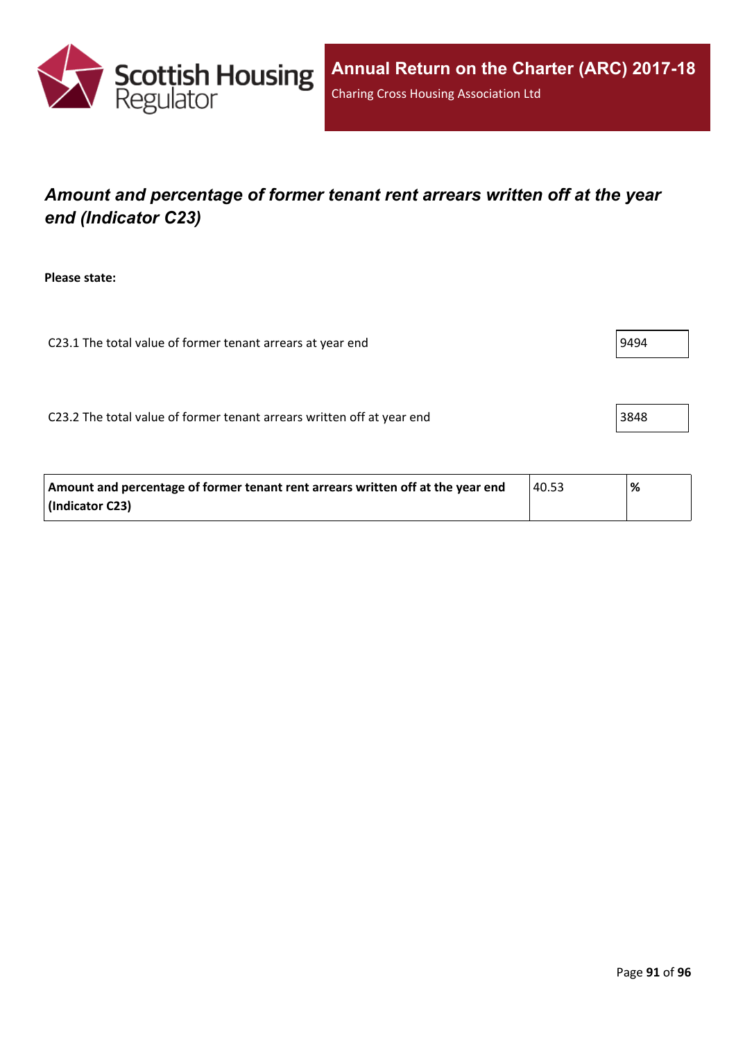## *Amount and percentage of former tenant rent arrears written off at the year end (Indicator C23)*

**Please state:**

| | |
|---|---|
| C23.1 The total value of former tenant arrears at year end | 9494 |
| C23.2 The total value of former tenant arrears written off at year end | 3848 |

| | | |
|---|---|---|
| **Amount and percentage of former tenant rent arrears written off at the year end (Indicator C23)** | 40.53 | **%** |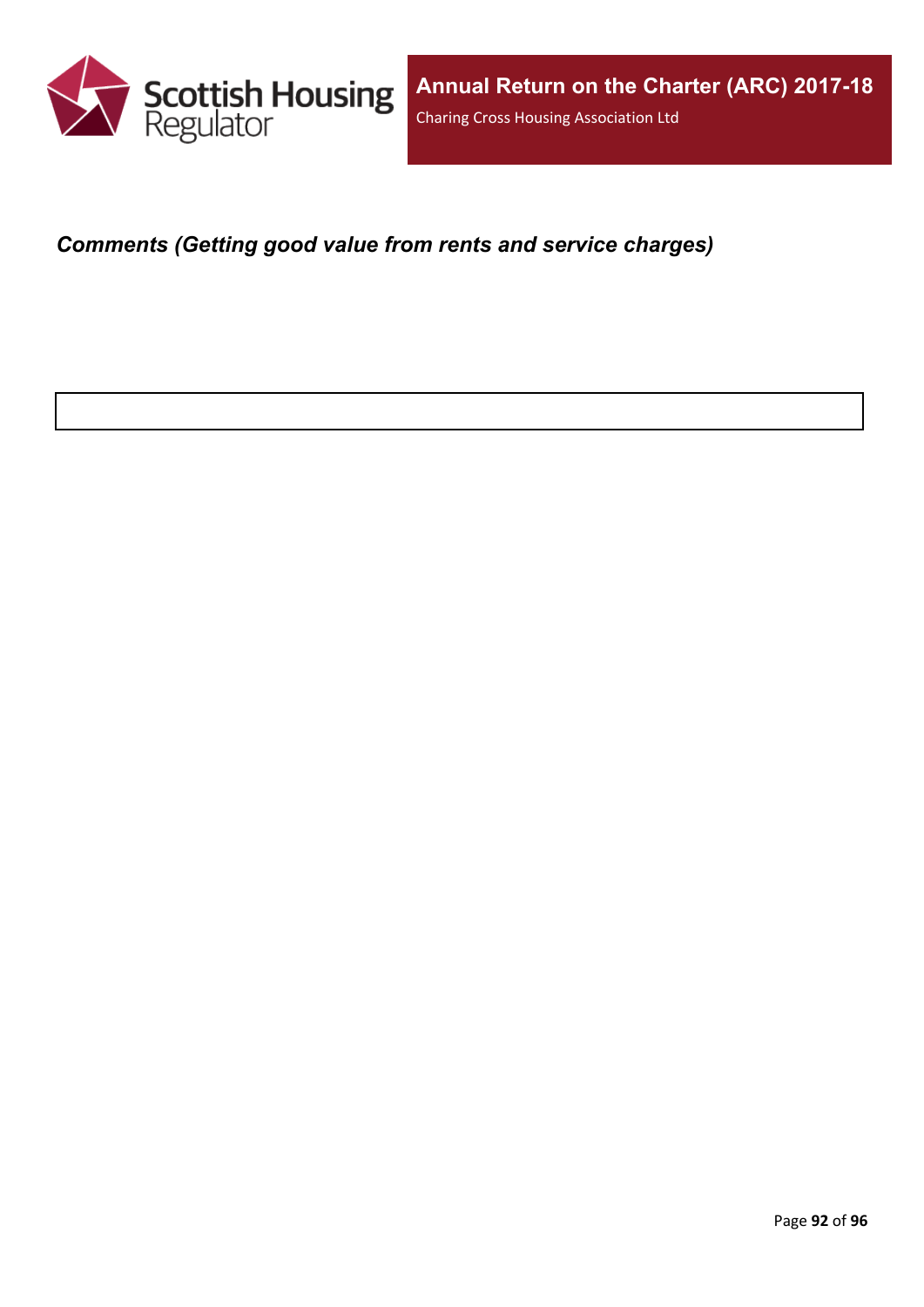### *Comments (Getting good value from rents and service charges)*

| |
|---|
| |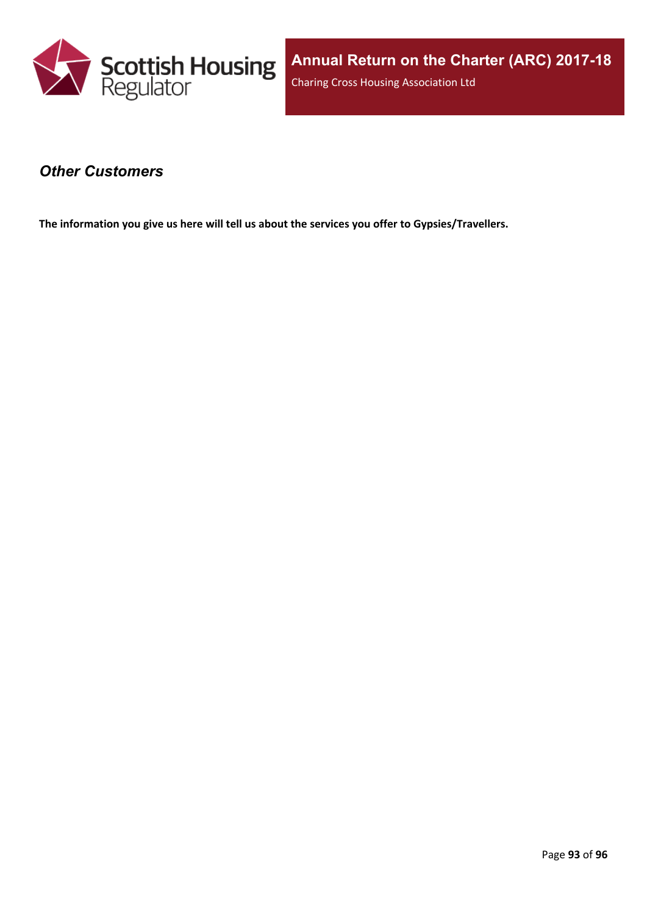## *Other Customers*

**The information you give us here will tell us about the services you offer to Gypsies/Travellers.**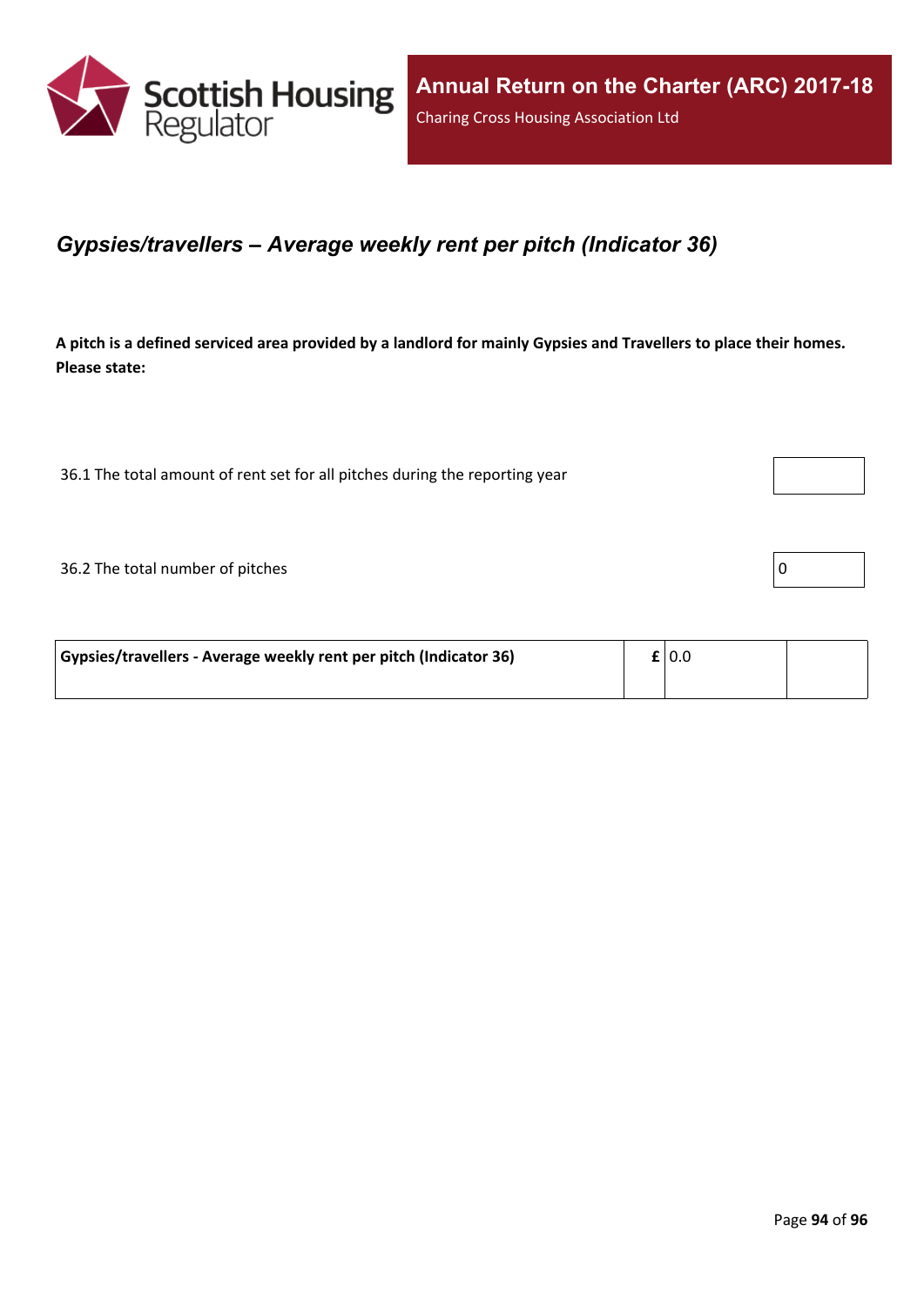## *Gypsies/travellers – Average weekly rent per pitch (Indicator 36)*

**A pitch is a defined serviced area provided by a landlord for mainly Gypsies and Travellers to place their homes. Please state:**

| | |
|---|---|
| 36.1 The total amount of rent set for all pitches during the reporting year | |
| 36.2 The total number of pitches | 0 |

| | | | |
|---|---|---|---|
| **Gypsies/travellers - Average weekly rent per pitch (Indicator 36)** | **£** | 0.0 | |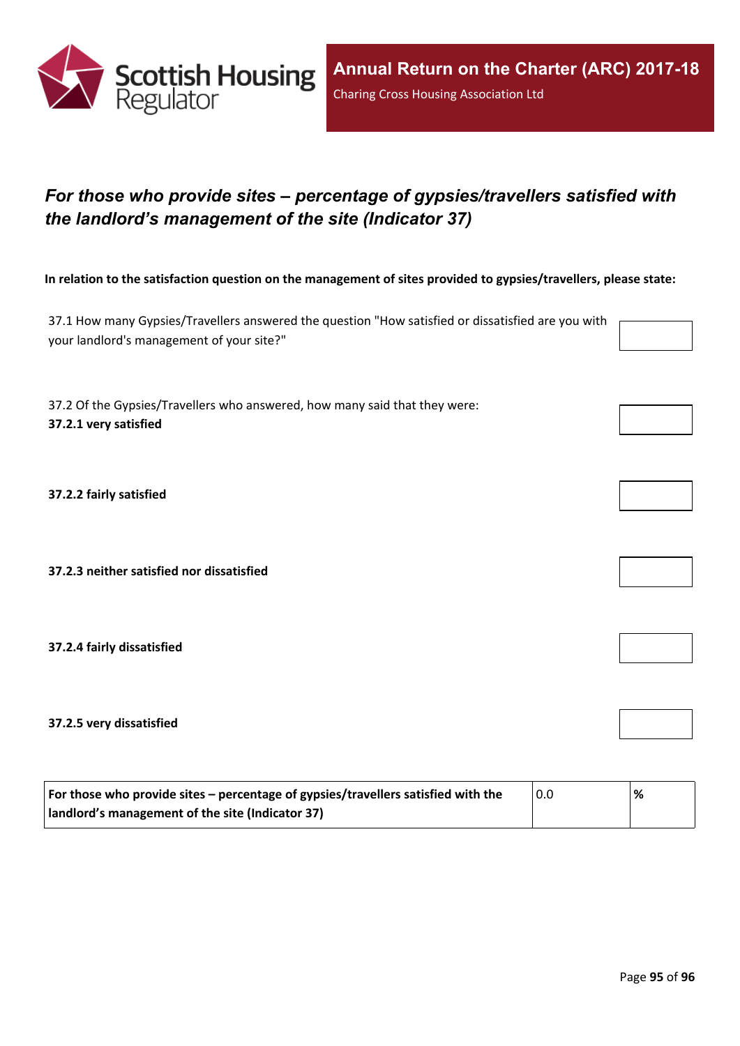## *For those who provide sites – percentage of gypsies/travellers satisfied with the landlord's management of the site (Indicator 37)*

**In relation to the satisfaction question on the management of sites provided to gypsies/travellers, please state:**

37.1 How many Gypsies/Travellers answered the question "How satisfied or dissatisfied are you with your landlord's management of your site?"

37.2 Of the Gypsies/Travellers who answered, how many said that they were:

**37.2.1 very satisfied**

**37.2.2 fairly satisfied**

**37.2.3 neither satisfied nor dissatisfied**

**37.2.4 fairly dissatisfied**

**37.2.5 very dissatisfied**

| For those who provide sites – percentage of gypsies/travellers satisfied with the landlord's management of the site (Indicator 37) | 0.0 | % |
|---|---|---|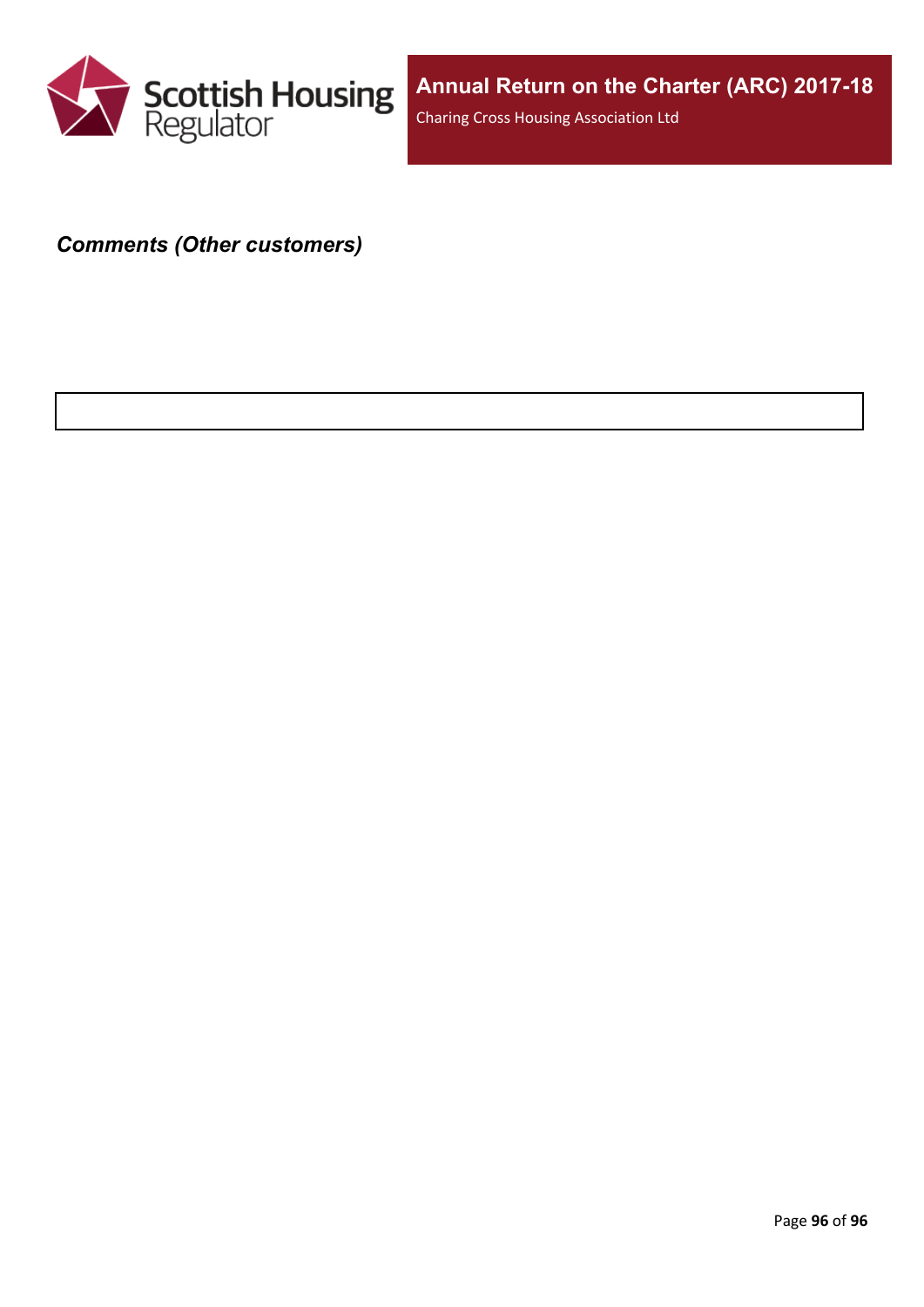***Comments (Other customers)***